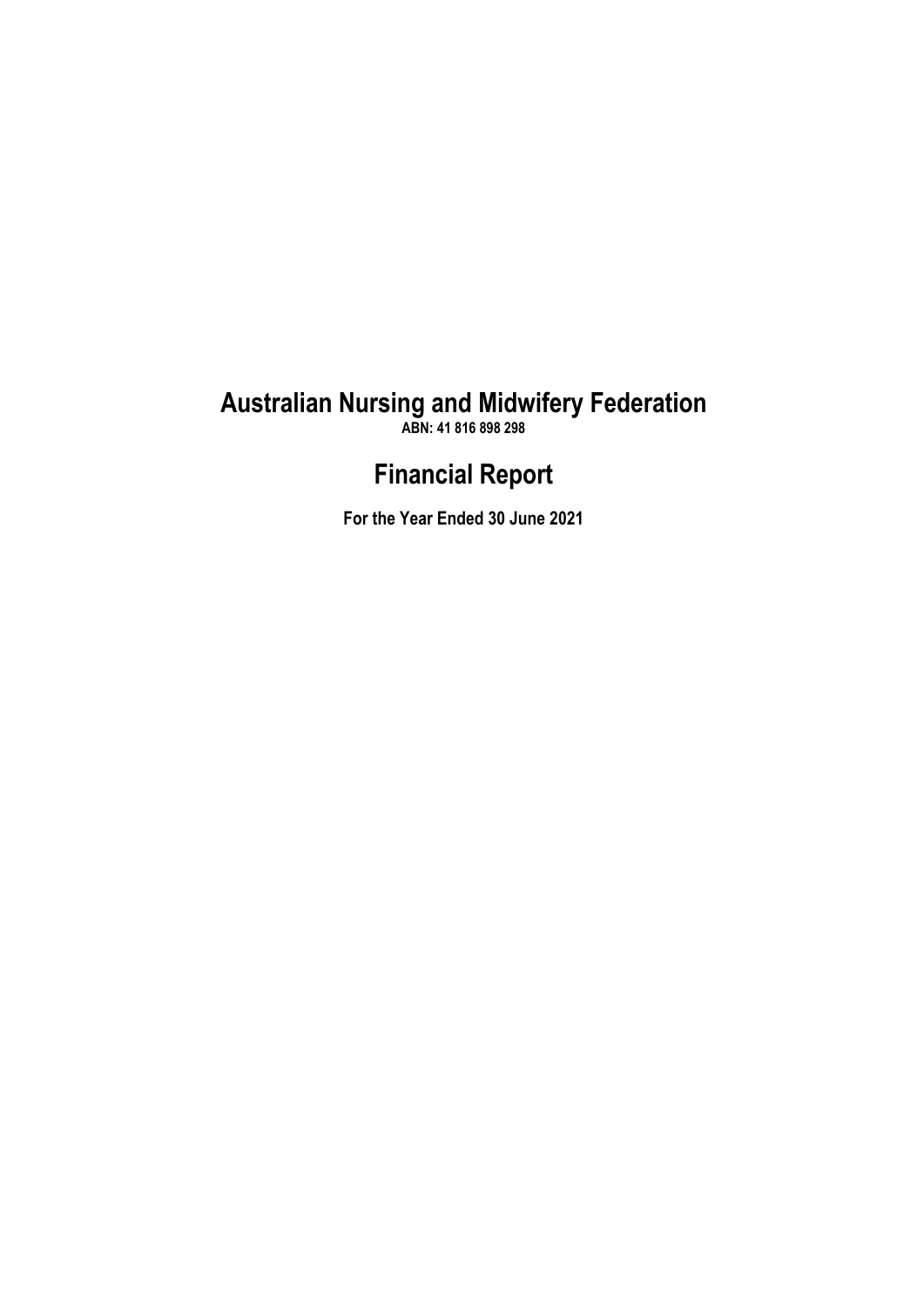# Australian Nursing and Midwifery Federation

**ABN: 41 816 898 298**

# Financial Report

**For the Year Ended 30 June 2021**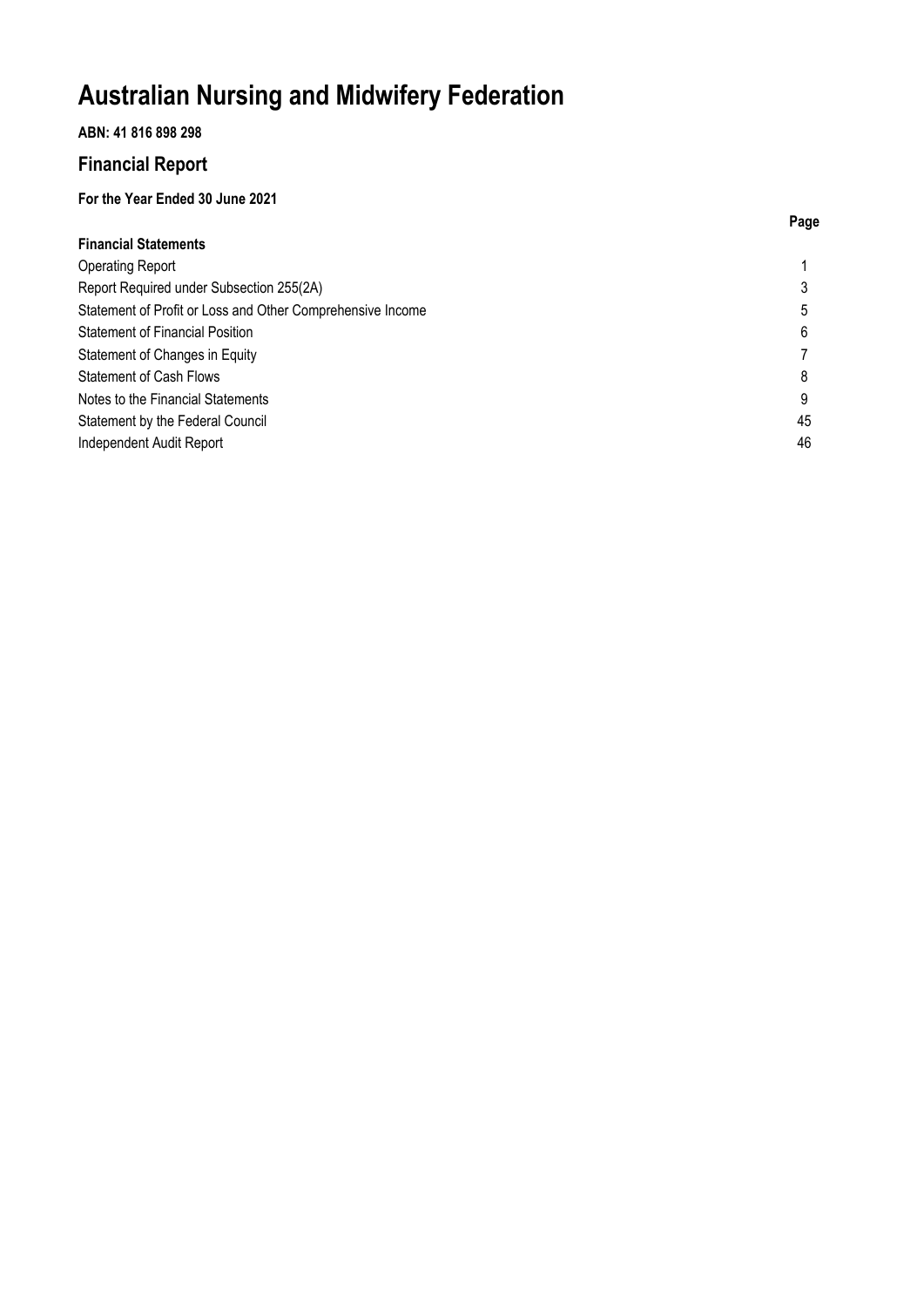# Australian Nursing and Midwifery Federation

**ABN: 41 816 898 298**

## Financial Report

**For the Year Ended 30 June 2021**

| | Page |
|---|---|
| **Financial Statements** | |
| Operating Report | 1 |
| Report Required under Subsection 255(2A) | 3 |
| Statement of Profit or Loss and Other Comprehensive Income | 5 |
| Statement of Financial Position | 6 |
| Statement of Changes in Equity | 7 |
| Statement of Cash Flows | 8 |
| Notes to the Financial Statements | 9 |
| Statement by the Federal Council | 45 |
| Independent Audit Report | 46 |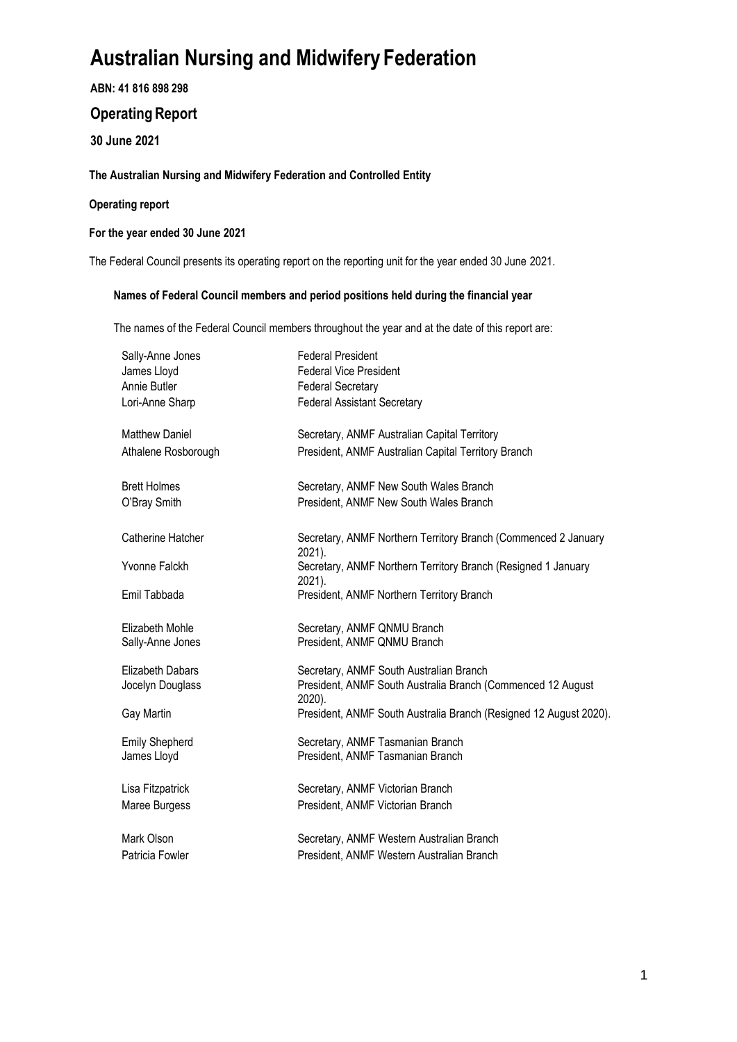# Australian Nursing and Midwifery Federation

**ABN: 41 816 898 298**

## Operating Report

**30 June 2021**

**The Australian Nursing and Midwifery Federation and Controlled Entity**

**Operating report**

**For the year ended 30 June 2021**

The Federal Council presents its operating report on the reporting unit for the year ended 30 June 2021.

**Names of Federal Council members and period positions held during the financial year**

The names of the Federal Council members throughout the year and at the date of this report are:

| | |
|---|---|
| Sally-Anne Jones | Federal President |
| James Lloyd | Federal Vice President |
| Annie Butler | Federal Secretary |
| Lori-Anne Sharp | Federal Assistant Secretary |
| | |
| Matthew Daniel | Secretary, ANMF Australian Capital Territory |
| Athalene Rosborough | President, ANMF Australian Capital Territory Branch |
| | |
| Brett Holmes | Secretary, ANMF New South Wales Branch |
| O'Bray Smith | President, ANMF New South Wales Branch |
| | |
| Catherine Hatcher | Secretary, ANMF Northern Territory Branch (Commenced 2 January 2021). |
| Yvonne Falckh | Secretary, ANMF Northern Territory Branch (Resigned 1 January 2021). |
| Emil Tabbada | President, ANMF Northern Territory Branch |
| | |
| Elizabeth Mohle | Secretary, ANMF QNMU Branch |
| Sally-Anne Jones | President, ANMF QNMU Branch |
| | |
| Elizabeth Dabars | Secretary, ANMF South Australian Branch |
| Jocelyn Douglass | President, ANMF South Australia Branch (Commenced 12 August 2020). |
| Gay Martin | President, ANMF South Australia Branch (Resigned 12 August 2020). |
| | |
| Emily Shepherd | Secretary, ANMF Tasmanian Branch |
| James Lloyd | President, ANMF Tasmanian Branch |
| | |
| Lisa Fitzpatrick | Secretary, ANMF Victorian Branch |
| Maree Burgess | President, ANMF Victorian Branch |
| | |
| Mark Olson | Secretary, ANMF Western Australian Branch |
| Patricia Fowler | President, ANMF Western Australian Branch |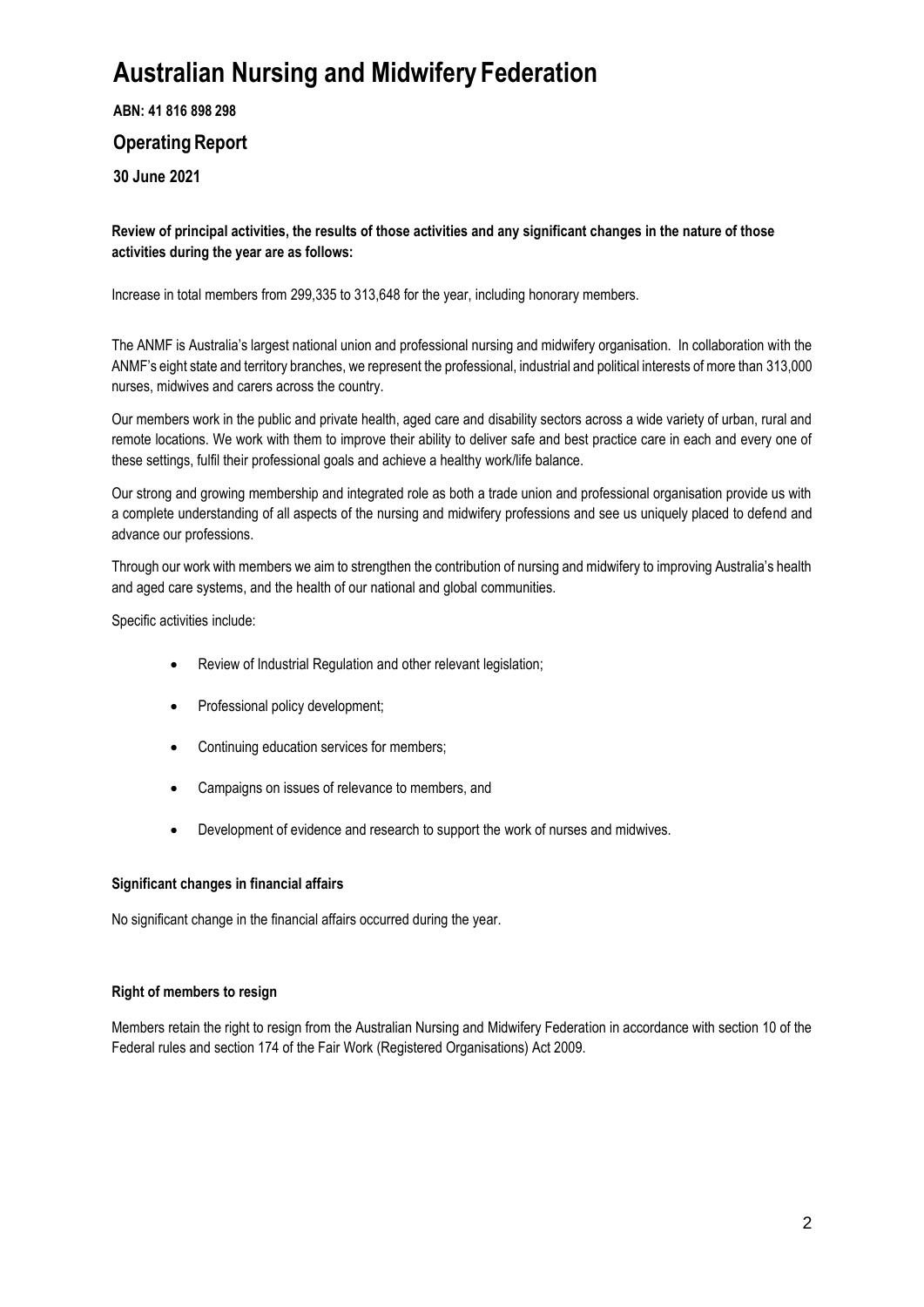# Australian Nursing and Midwifery Federation

**ABN: 41 816 898 298**

## Operating Report

**30 June 2021**

**Review of principal activities, the results of those activities and any significant changes in the nature of those activities during the year are as follows:**

Increase in total members from 299,335 to 313,648 for the year, including honorary members.

The ANMF is Australia's largest national union and professional nursing and midwifery organisation. In collaboration with the ANMF's eight state and territory branches, we represent the professional, industrial and political interests of more than 313,000 nurses, midwives and carers across the country.

Our members work in the public and private health, aged care and disability sectors across a wide variety of urban, rural and remote locations. We work with them to improve their ability to deliver safe and best practice care in each and every one of these settings, fulfil their professional goals and achieve a healthy work/life balance.

Our strong and growing membership and integrated role as both a trade union and professional organisation provide us with a complete understanding of all aspects of the nursing and midwifery professions and see us uniquely placed to defend and advance our professions.

Through our work with members we aim to strengthen the contribution of nursing and midwifery to improving Australia's health and aged care systems, and the health of our national and global communities.

Specific activities include:

- Review of Industrial Regulation and other relevant legislation;
- Professional policy development;
- Continuing education services for members;
- Campaigns on issues of relevance to members, and
- Development of evidence and research to support the work of nurses and midwives.

**Significant changes in financial affairs**

No significant change in the financial affairs occurred during the year.

**Right of members to resign**

Members retain the right to resign from the Australian Nursing and Midwifery Federation in accordance with section 10 of the Federal rules and section 174 of the Fair Work (Registered Organisations) Act 2009.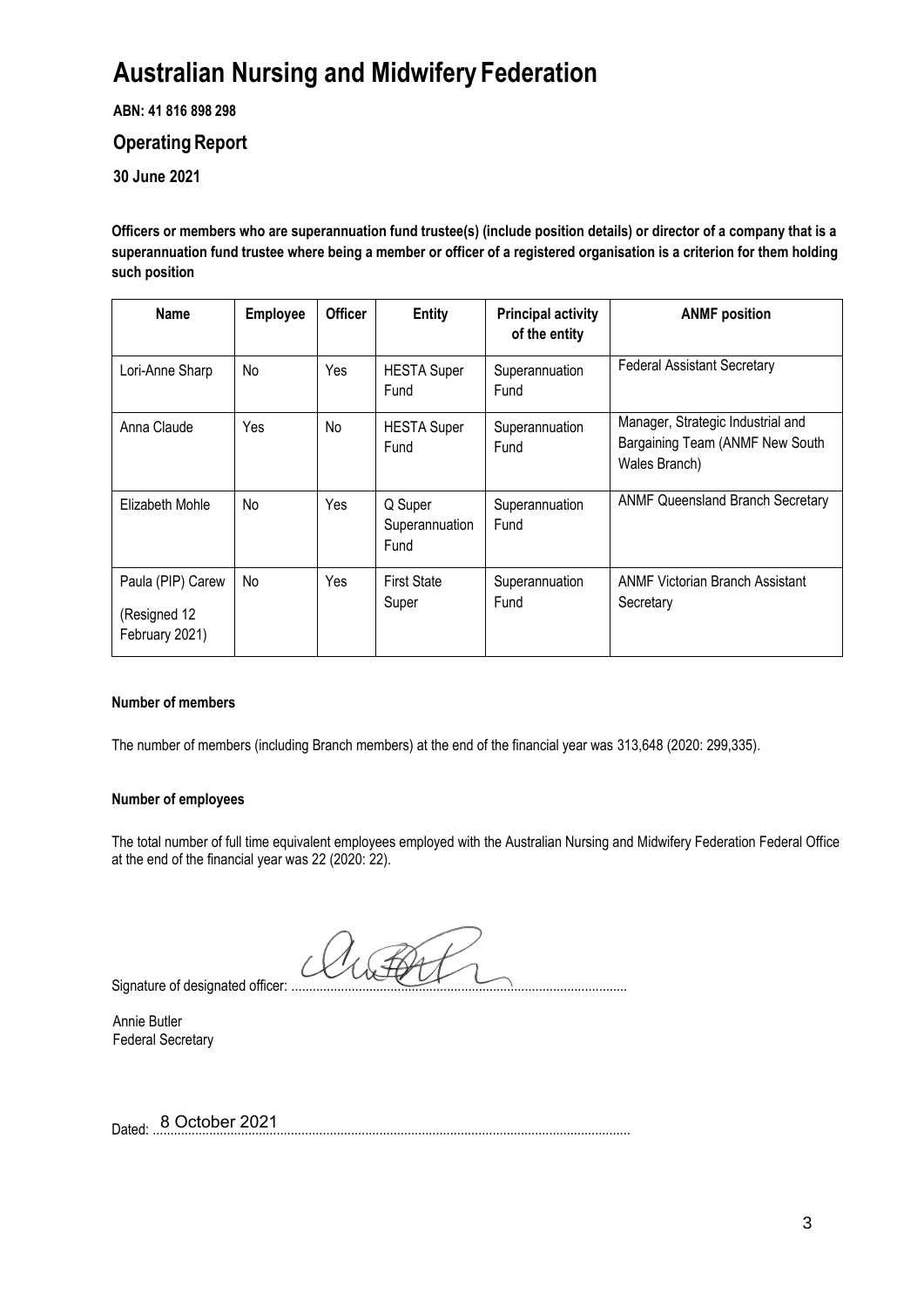# Australian Nursing and Midwifery Federation

**ABN: 41 816 898 298**

## Operating Report

**30 June 2021**

**Officers or members who are superannuation fund trustee(s) (include position details) or director of a company that is a superannuation fund trustee where being a member or officer of a registered organisation is a criterion for them holding such position**

| Name | Employee | Officer | Entity | Principal activity of the entity | ANMF position |
|---|---|---|---|---|---|
| Lori-Anne Sharp | No | Yes | HESTA Super Fund | Superannuation Fund | Federal Assistant Secretary |
| Anna Claude | Yes | No | HESTA Super Fund | Superannuation Fund | Manager, Strategic Industrial and Bargaining Team (ANMF New South Wales Branch) |
| Elizabeth Mohle | No | Yes | Q Super Superannuation Fund | Superannuation Fund | ANMF Queensland Branch Secretary |
| Paula (PIP) Carew (Resigned 12 February 2021) | No | Yes | First State Super | Superannuation Fund | ANMF Victorian Branch Assistant Secretary |

**Number of members**

The number of members (including Branch members) at the end of the financial year was 313,648 (2020: 299,335).

**Number of employees**

The total number of full time equivalent employees employed with the Australian Nursing and Midwifery Federation Federal Office at the end of the financial year was 22 (2020: 22).

Signature of designated officer: ...............................................................................................

Annie Butler
Federal Secretary

Dated: 8 October 2021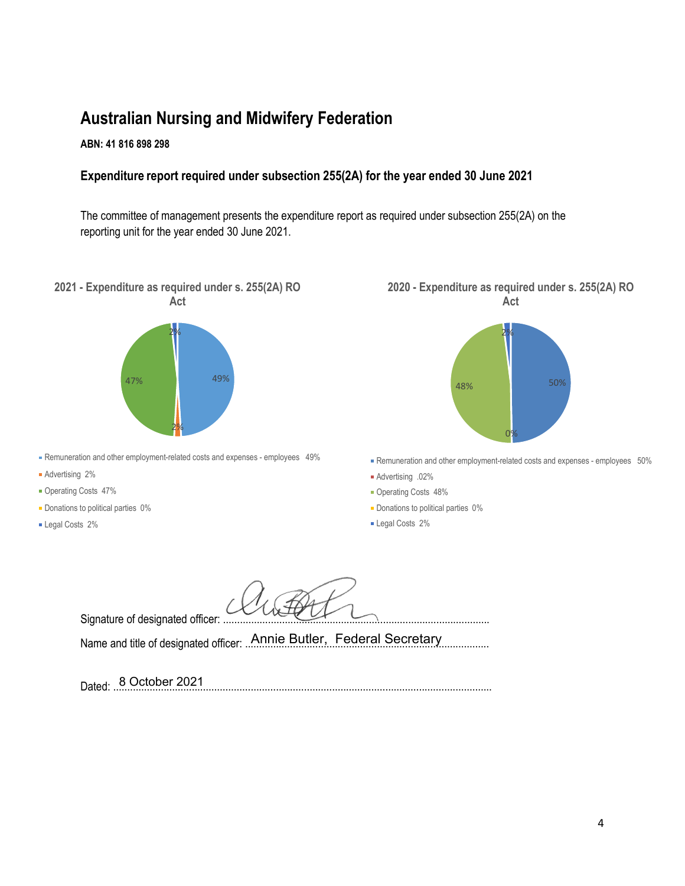# Australian Nursing and Midwifery Federation

**ABN: 41 816 898 298**

## Expenditure report required under subsection 255(2A) for the year ended 30 June 2021

The committee of management presents the expenditure report as required under subsection 255(2A) on the reporting unit for the year ended 30 June 2021.

**2021 - Expenditure as required under s. 255(2A) RO Act**

- Remuneration and other employment-related costs and expenses - employees 49%
- Advertising 2%
- Operating Costs 47%
- Donations to political parties 0%
- Legal Costs 2%

**2020 - Expenditure as required under s. 255(2A) RO Act**

- Remuneration and other employment-related costs and expenses - employees 50%
- Advertising .02%
- Operating Costs 48%
- Donations to political parties 0%
- Legal Costs 2%

Signature of designated officer: ..................................................

Name and title of designated officer: Annie Butler, Federal Secretary

Dated: 8 October 2021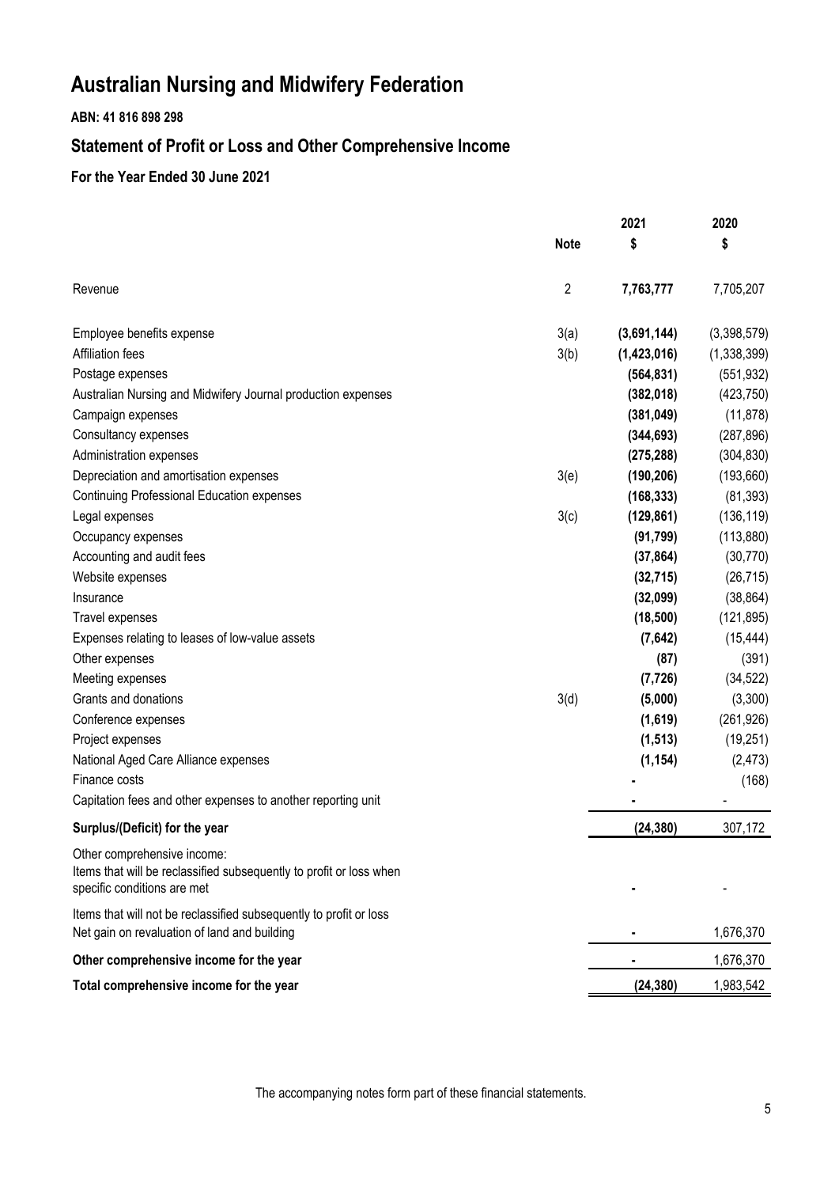# Australian Nursing and Midwifery Federation

**ABN: 41 816 898 298**

## Statement of Profit or Loss and Other Comprehensive Income

### For the Year Ended 30 June 2021

| | Note | 2021<br>$ | 2020<br>$ |
|---|---|---|---|
| Revenue | 2 | **7,763,777** | 7,705,207 |
| Employee benefits expense | 3(a) | **(3,691,144)** | (3,398,579) |
| Affiliation fees | 3(b) | **(1,423,016)** | (1,338,399) |
| Postage expenses | | **(564,831)** | (551,932) |
| Australian Nursing and Midwifery Journal production expenses | | **(382,018)** | (423,750) |
| Campaign expenses | | **(381,049)** | (11,878) |
| Consultancy expenses | | **(344,693)** | (287,896) |
| Administration expenses | | **(275,288)** | (304,830) |
| Depreciation and amortisation expenses | 3(e) | **(190,206)** | (193,660) |
| Continuing Professional Education expenses | | **(168,333)** | (81,393) |
| Legal expenses | 3(c) | **(129,861)** | (136,119) |
| Occupancy expenses | | **(91,799)** | (113,880) |
| Accounting and audit fees | | **(37,864)** | (30,770) |
| Website expenses | | **(32,715)** | (26,715) |
| Insurance | | **(32,099)** | (38,864) |
| Travel expenses | | **(18,500)** | (121,895) |
| Expenses relating to leases of low-value assets | | **(7,642)** | (15,444) |
| Other expenses | | **(87)** | (391) |
| Meeting expenses | | **(7,726)** | (34,522) |
| Grants and donations | 3(d) | **(5,000)** | (3,300) |
| Conference expenses | | **(1,619)** | (261,926) |
| Project expenses | | **(1,513)** | (19,251) |
| National Aged Care Alliance expenses | | **(1,154)** | (2,473) |
| Finance costs | | **-** | (168) |
| Capitation fees and other expenses to another reporting unit | | **-** | - |
| **Surplus/(Deficit) for the year** | | **(24,380)** | 307,172 |
| Other comprehensive income:<br>Items that will be reclassified subsequently to profit or loss when specific conditions are met | | **-** | - |
| Items that will not be reclassified subsequently to profit or loss<br>Net gain on revaluation of land and building | | **-** | 1,676,370 |
| **Other comprehensive income for the year** | | **-** | 1,676,370 |
| **Total comprehensive income for the year** | | **(24,380)** | 1,983,542 |

The accompanying notes form part of these financial statements.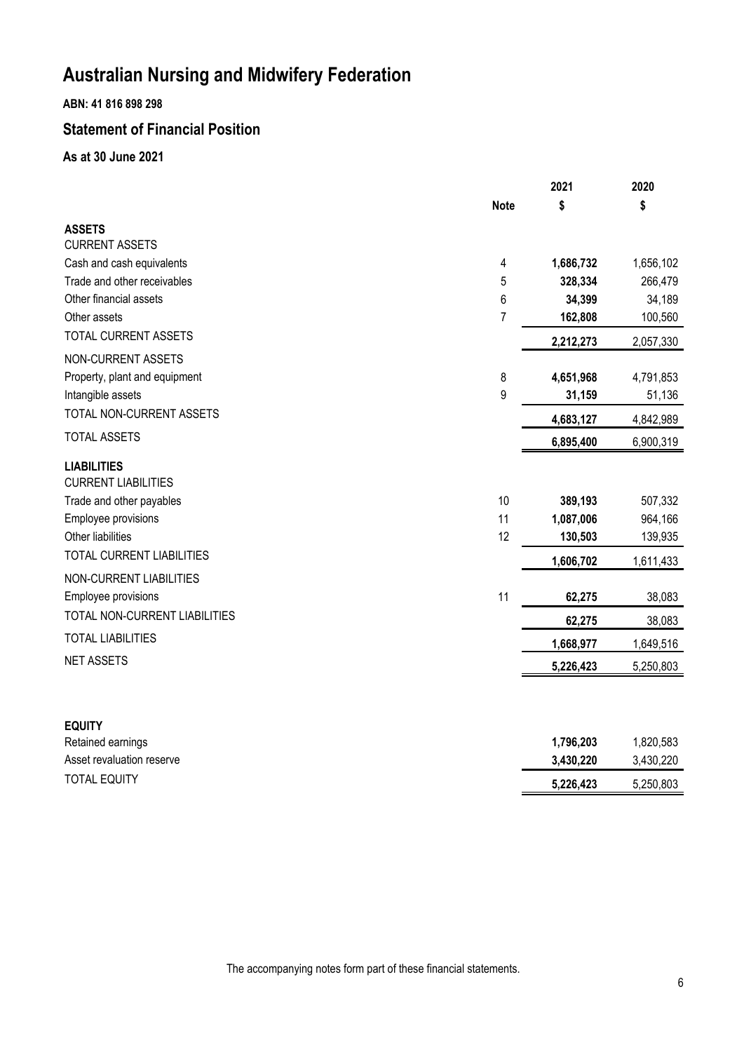# Australian Nursing and Midwifery Federation

**ABN: 41 816 898 298**

## Statement of Financial Position

### As at 30 June 2021

| | Note | 2021 $ | 2020 $ |
|---|---|---|---|
| **ASSETS** | | | |
| CURRENT ASSETS | | | |
| Cash and cash equivalents | 4 | **1,686,732** | 1,656,102 |
| Trade and other receivables | 5 | **328,334** | 266,479 |
| Other financial assets | 6 | **34,399** | 34,189 |
| Other assets | 7 | **162,808** | 100,560 |
| TOTAL CURRENT ASSETS | | **2,212,273** | 2,057,330 |
| NON-CURRENT ASSETS | | | |
| Property, plant and equipment | 8 | **4,651,968** | 4,791,853 |
| Intangible assets | 9 | **31,159** | 51,136 |
| TOTAL NON-CURRENT ASSETS | | **4,683,127** | 4,842,989 |
| TOTAL ASSETS | | **6,895,400** | 6,900,319 |
| **LIABILITIES** | | | |
| CURRENT LIABILITIES | | | |
| Trade and other payables | 10 | **389,193** | 507,332 |
| Employee provisions | 11 | **1,087,006** | 964,166 |
| Other liabilities | 12 | **130,503** | 139,935 |
| TOTAL CURRENT LIABILITIES | | **1,606,702** | 1,611,433 |
| NON-CURRENT LIABILITIES | | | |
| Employee provisions | 11 | **62,275** | 38,083 |
| TOTAL NON-CURRENT LIABILITIES | | **62,275** | 38,083 |
| TOTAL LIABILITIES | | **1,668,977** | 1,649,516 |
| NET ASSETS | | **5,226,423** | 5,250,803 |
| | | | |
| **EQUITY** | | | |
| Retained earnings | | **1,796,203** | 1,820,583 |
| Asset revaluation reserve | | **3,430,220** | 3,430,220 |
| TOTAL EQUITY | | **5,226,423** | 5,250,803 |

The accompanying notes form part of these financial statements.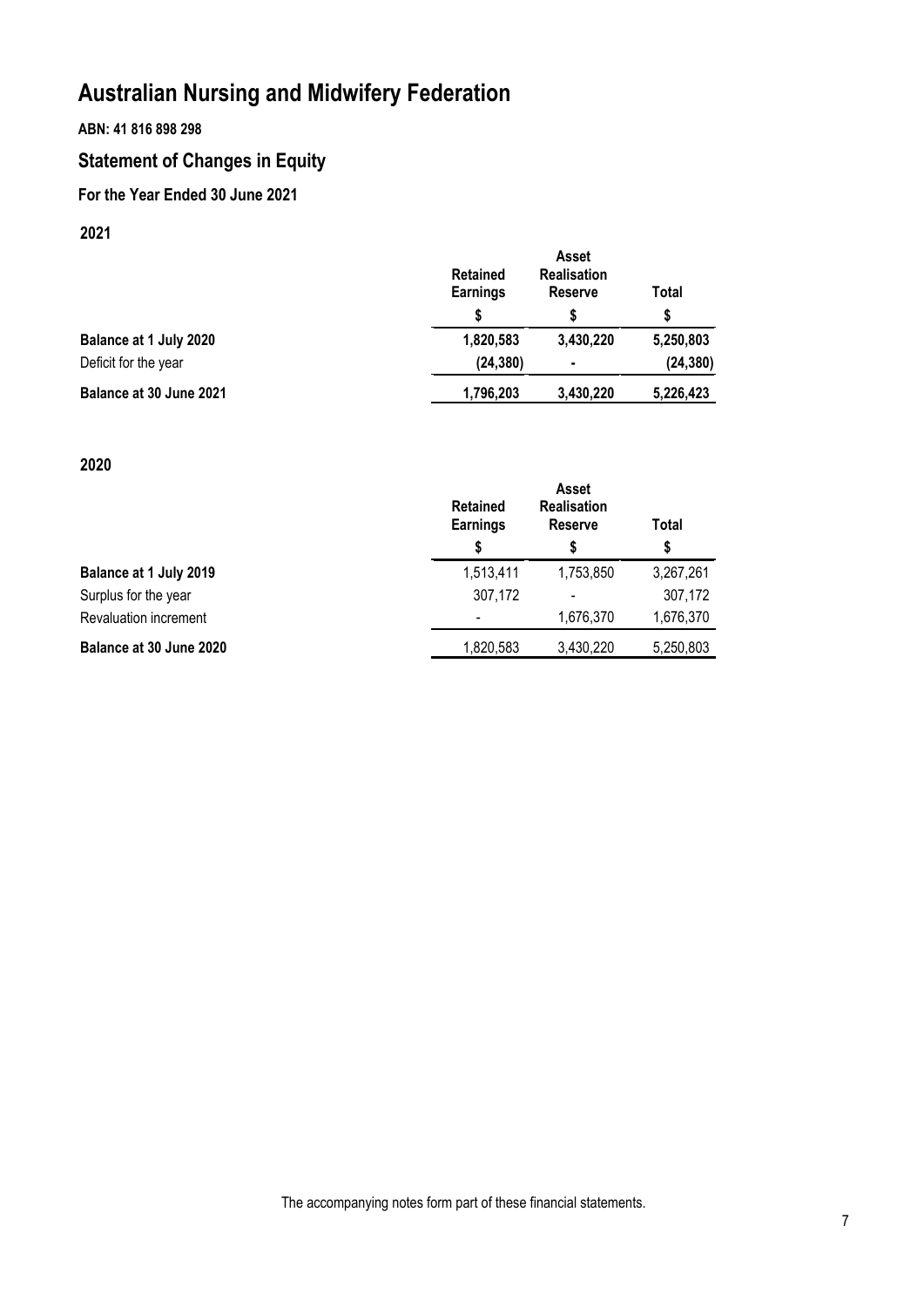# Australian Nursing and Midwifery Federation

**ABN: 41 816 898 298**

## Statement of Changes in Equity

### For the Year Ended 30 June 2021

**2021**

| | Retained Earnings | Asset Realisation Reserve | Total |
|---|---|---|---|
| | $ | $ | $ |
| **Balance at 1 July 2020** | **1,820,583** | **3,430,220** | **5,250,803** |
| Deficit for the year | **(24,380)** | **-** | **(24,380)** |
| **Balance at 30 June 2021** | **1,796,203** | **3,430,220** | **5,226,423** |

**2020**

| | Retained Earnings | Asset Realisation Reserve | Total |
|---|---|---|---|
| | $ | $ | $ |
| **Balance at 1 July 2019** | 1,513,411 | 1,753,850 | 3,267,261 |
| Surplus for the year | 307,172 | - | 307,172 |
| Revaluation increment | - | 1,676,370 | 1,676,370 |
| **Balance at 30 June 2020** | 1,820,583 | 3,430,220 | 5,250,803 |

The accompanying notes form part of these financial statements.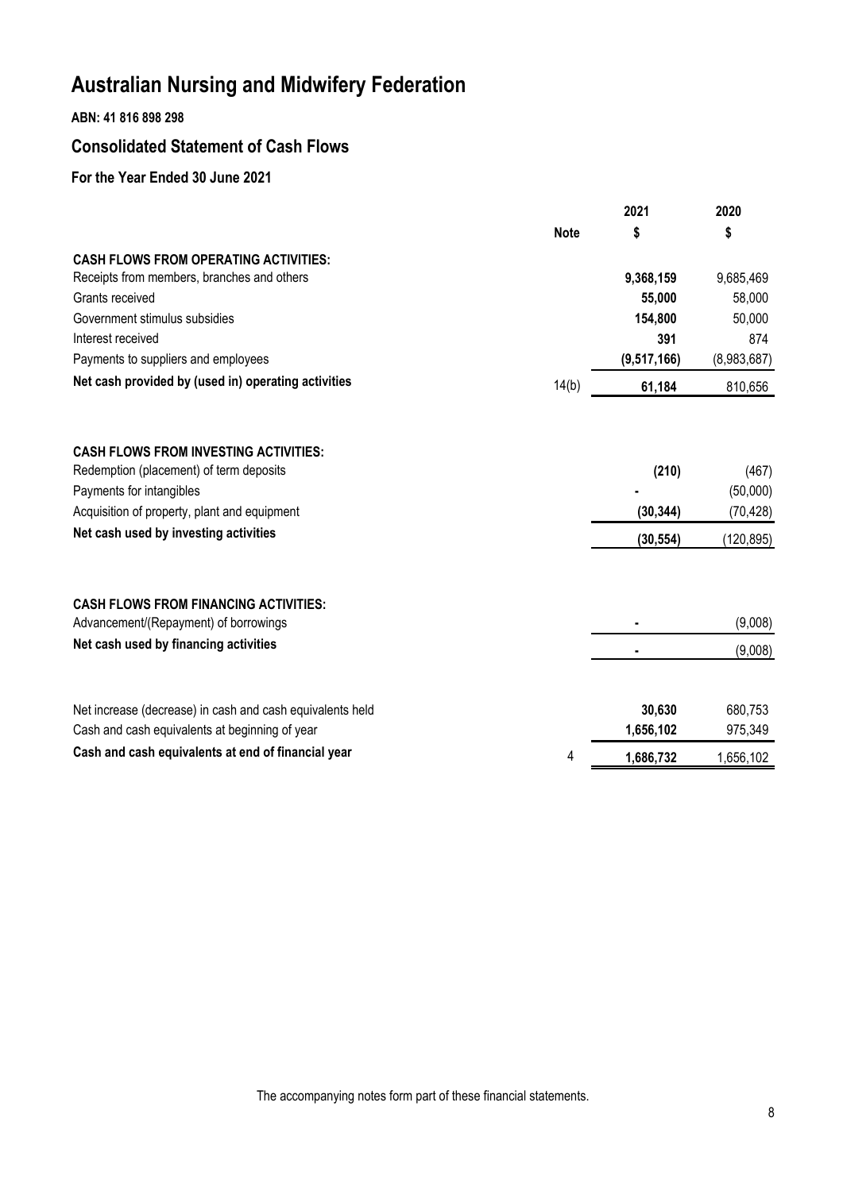# Australian Nursing and Midwifery Federation

**ABN: 41 816 898 298**

## Consolidated Statement of Cash Flows

### For the Year Ended 30 June 2021

| | Note | 2021 | 2020 |
|---|---|---|---|
| | | $ | $ |
| **CASH FLOWS FROM OPERATING ACTIVITIES:** | | | |
| Receipts from members, branches and others | | **9,368,159** | 9,685,469 |
| Grants received | | **55,000** | 58,000 |
| Government stimulus subsidies | | **154,800** | 50,000 |
| Interest received | | **391** | 874 |
| Payments to suppliers and employees | | **(9,517,166)** | (8,983,687) |
| **Net cash provided by (used in) operating activities** | 14(b) | **61,184** | 810,656 |
| | | | |
| **CASH FLOWS FROM INVESTING ACTIVITIES:** | | | |
| Redemption (placement) of term deposits | | **(210)** | (467) |
| Payments for intangibles | | **-** | (50,000) |
| Acquisition of property, plant and equipment | | **(30,344)** | (70,428) |
| **Net cash used by investing activities** | | **(30,554)** | (120,895) |
| | | | |
| **CASH FLOWS FROM FINANCING ACTIVITIES:** | | | |
| Advancement/(Repayment) of borrowings | | **-** | (9,008) |
| **Net cash used by financing activities** | | **-** | (9,008) |
| | | | |
| Net increase (decrease) in cash and cash equivalents held | | **30,630** | 680,753 |
| Cash and cash equivalents at beginning of year | | **1,656,102** | 975,349 |
| **Cash and cash equivalents at end of financial year** | 4 | **1,686,732** | 1,656,102 |

The accompanying notes form part of these financial statements.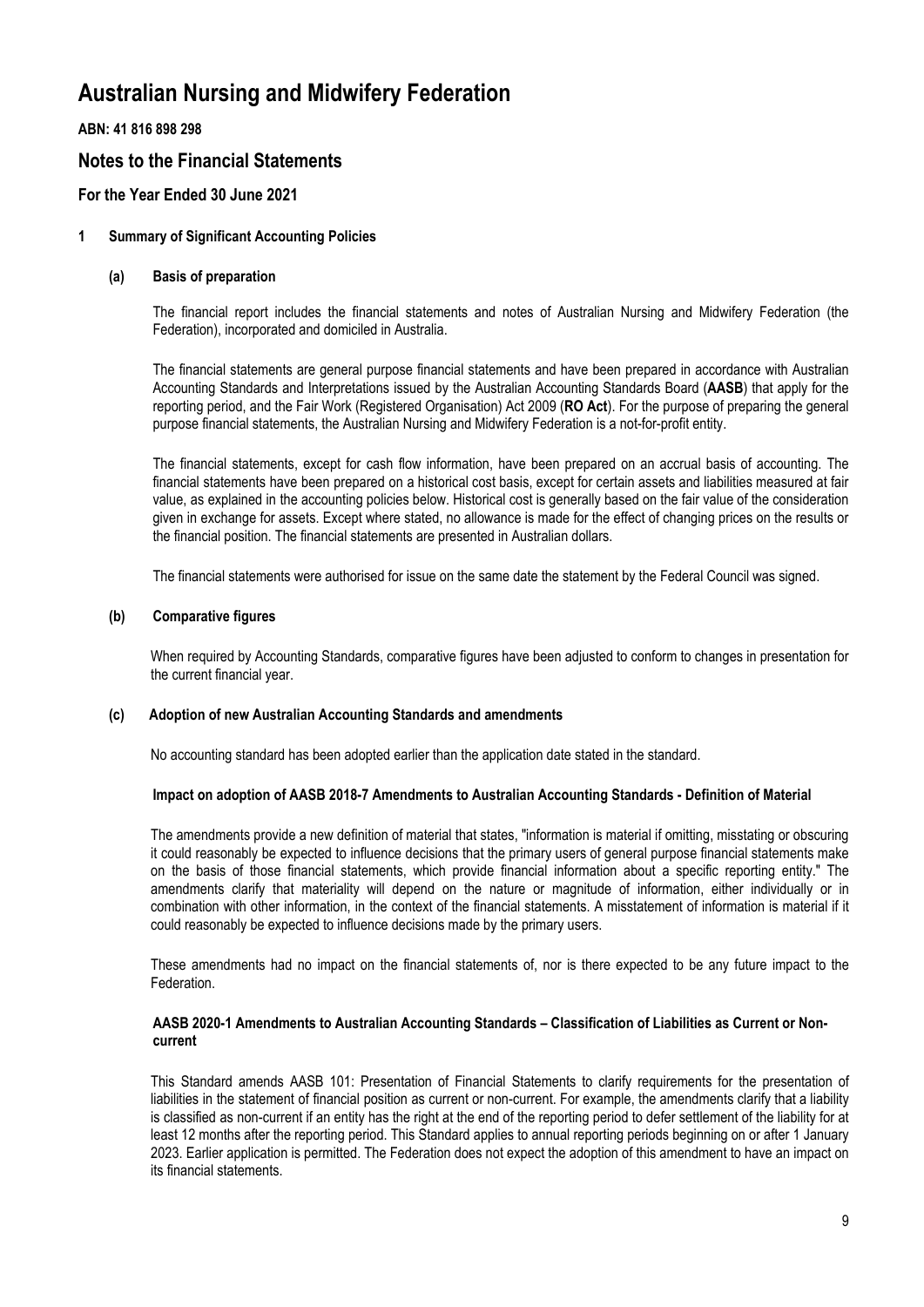# Australian Nursing and Midwifery Federation

**ABN: 41 816 898 298**

## Notes to the Financial Statements

### For the Year Ended 30 June 2021

**1 Summary of Significant Accounting Policies**

**(a) Basis of preparation**

The financial report includes the financial statements and notes of Australian Nursing and Midwifery Federation (the Federation), incorporated and domiciled in Australia.

The financial statements are general purpose financial statements and have been prepared in accordance with Australian Accounting Standards and Interpretations issued by the Australian Accounting Standards Board (**AASB**) that apply for the reporting period, and the Fair Work (Registered Organisation) Act 2009 (**RO Act**). For the purpose of preparing the general purpose financial statements, the Australian Nursing and Midwifery Federation is a not-for-profit entity.

The financial statements, except for cash flow information, have been prepared on an accrual basis of accounting. The financial statements have been prepared on a historical cost basis, except for certain assets and liabilities measured at fair value, as explained in the accounting policies below. Historical cost is generally based on the fair value of the consideration given in exchange for assets. Except where stated, no allowance is made for the effect of changing prices on the results or the financial position. The financial statements are presented in Australian dollars.

The financial statements were authorised for issue on the same date the statement by the Federal Council was signed.

**(b) Comparative figures**

When required by Accounting Standards, comparative figures have been adjusted to conform to changes in presentation for the current financial year.

**(c) Adoption of new Australian Accounting Standards and amendments**

No accounting standard has been adopted earlier than the application date stated in the standard.

**Impact on adoption of AASB 2018-7 Amendments to Australian Accounting Standards - Definition of Material**

The amendments provide a new definition of material that states, "information is material if omitting, misstating or obscuring it could reasonably be expected to influence decisions that the primary users of general purpose financial statements make on the basis of those financial statements, which provide financial information about a specific reporting entity." The amendments clarify that materiality will depend on the nature or magnitude of information, either individually or in combination with other information, in the context of the financial statements. A misstatement of information is material if it could reasonably be expected to influence decisions made by the primary users.

These amendments had no impact on the financial statements of, nor is there expected to be any future impact to the Federation.

**AASB 2020-1 Amendments to Australian Accounting Standards – Classification of Liabilities as Current or Non-current**

This Standard amends AASB 101: Presentation of Financial Statements to clarify requirements for the presentation of liabilities in the statement of financial position as current or non-current. For example, the amendments clarify that a liability is classified as non-current if an entity has the right at the end of the reporting period to defer settlement of the liability for at least 12 months after the reporting period. This Standard applies to annual reporting periods beginning on or after 1 January 2023. Earlier application is permitted. The Federation does not expect the adoption of this amendment to have an impact on its financial statements.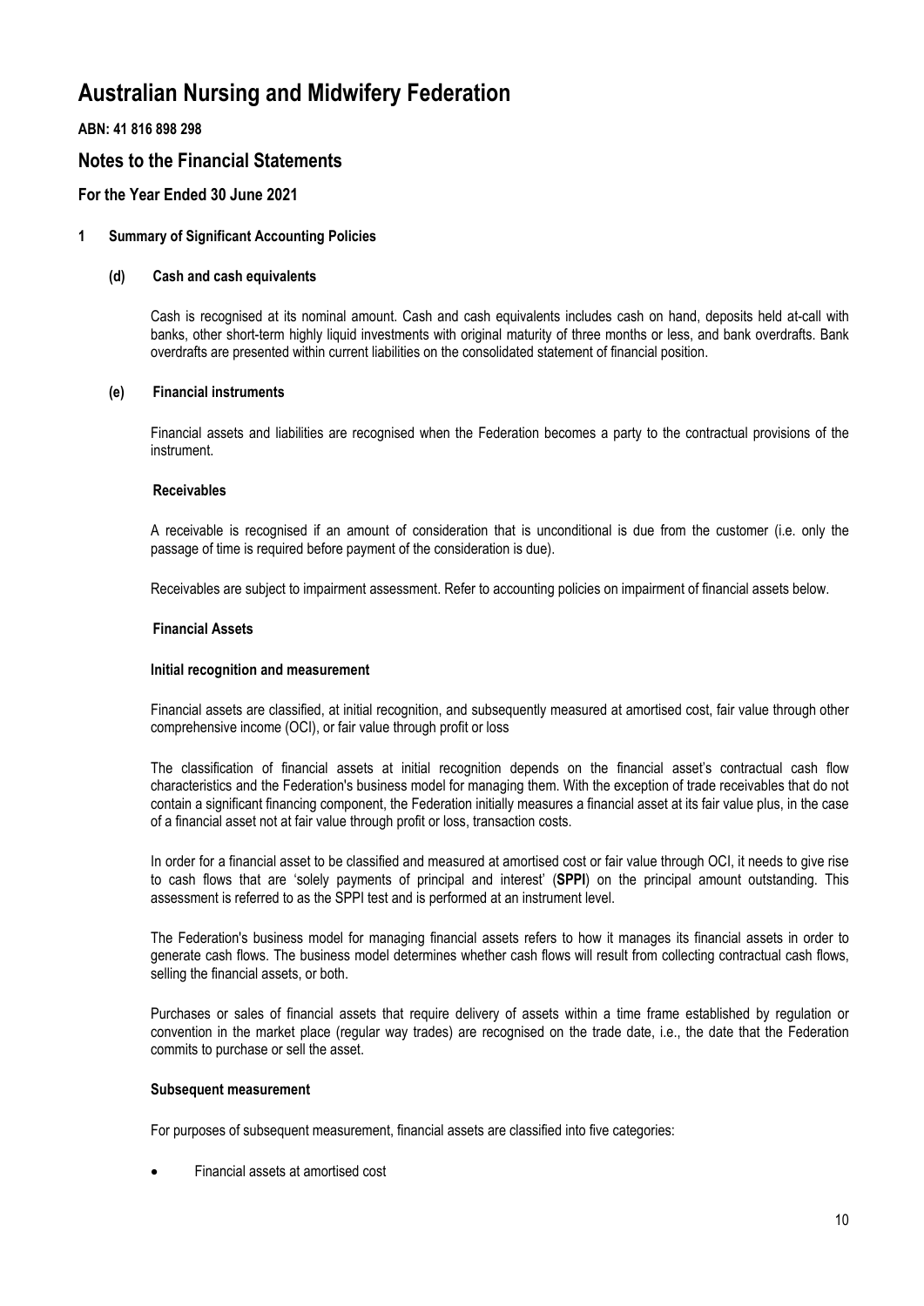# Australian Nursing and Midwifery Federation

**ABN: 41 816 898 298**

## Notes to the Financial Statements

### For the Year Ended 30 June 2021

**1 Summary of Significant Accounting Policies**

**(d) Cash and cash equivalents**

Cash is recognised at its nominal amount. Cash and cash equivalents includes cash on hand, deposits held at-call with banks, other short-term highly liquid investments with original maturity of three months or less, and bank overdrafts. Bank overdrafts are presented within current liabilities on the consolidated statement of financial position.

**(e) Financial instruments**

Financial assets and liabilities are recognised when the Federation becomes a party to the contractual provisions of the instrument.

**Receivables**

A receivable is recognised if an amount of consideration that is unconditional is due from the customer (i.e. only the passage of time is required before payment of the consideration is due).

Receivables are subject to impairment assessment. Refer to accounting policies on impairment of financial assets below.

**Financial Assets**

**Initial recognition and measurement**

Financial assets are classified, at initial recognition, and subsequently measured at amortised cost, fair value through other comprehensive income (OCI), or fair value through profit or loss

The classification of financial assets at initial recognition depends on the financial asset's contractual cash flow characteristics and the Federation's business model for managing them. With the exception of trade receivables that do not contain a significant financing component, the Federation initially measures a financial asset at its fair value plus, in the case of a financial asset not at fair value through profit or loss, transaction costs.

In order for a financial asset to be classified and measured at amortised cost or fair value through OCI, it needs to give rise to cash flows that are 'solely payments of principal and interest' (**SPPI**) on the principal amount outstanding. This assessment is referred to as the SPPI test and is performed at an instrument level.

The Federation's business model for managing financial assets refers to how it manages its financial assets in order to generate cash flows. The business model determines whether cash flows will result from collecting contractual cash flows, selling the financial assets, or both.

Purchases or sales of financial assets that require delivery of assets within a time frame established by regulation or convention in the market place (regular way trades) are recognised on the trade date, i.e., the date that the Federation commits to purchase or sell the asset.

**Subsequent measurement**

For purposes of subsequent measurement, financial assets are classified into five categories:

- Financial assets at amortised cost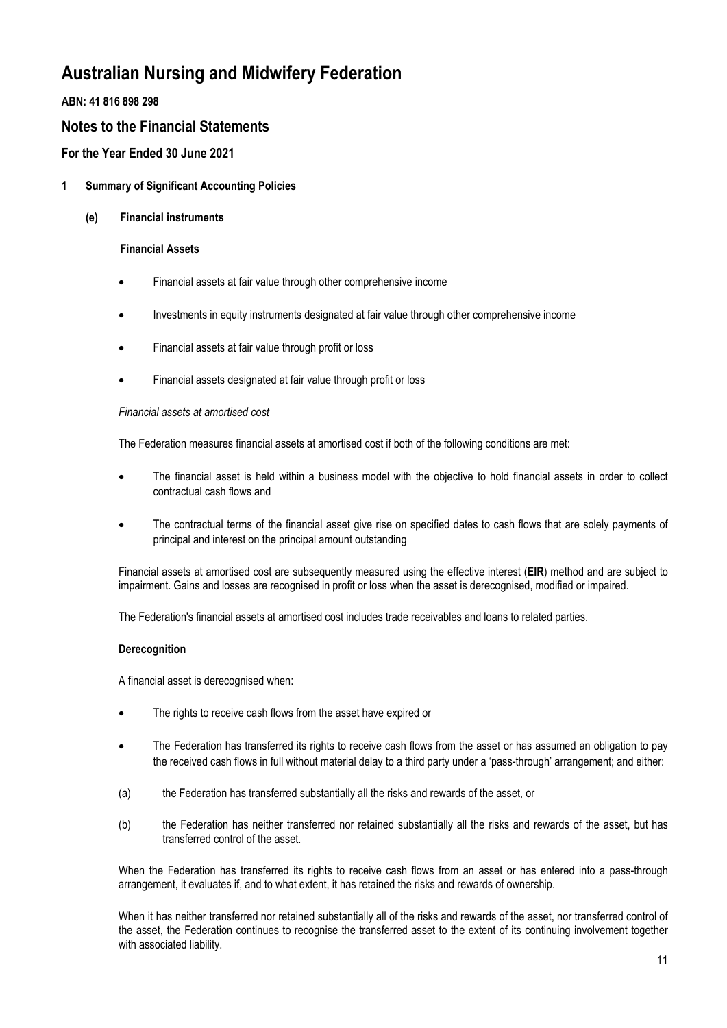# Australian Nursing and Midwifery Federation

**ABN: 41 816 898 298**

## Notes to the Financial Statements

### For the Year Ended 30 June 2021

**1 Summary of Significant Accounting Policies**

**(e) Financial instruments**

**Financial Assets**

- Financial assets at fair value through other comprehensive income
- Investments in equity instruments designated at fair value through other comprehensive income
- Financial assets at fair value through profit or loss
- Financial assets designated at fair value through profit or loss

*Financial assets at amortised cost*

The Federation measures financial assets at amortised cost if both of the following conditions are met:

- The financial asset is held within a business model with the objective to hold financial assets in order to collect contractual cash flows and
- The contractual terms of the financial asset give rise on specified dates to cash flows that are solely payments of principal and interest on the principal amount outstanding

Financial assets at amortised cost are subsequently measured using the effective interest (**EIR**) method and are subject to impairment. Gains and losses are recognised in profit or loss when the asset is derecognised, modified or impaired.

The Federation's financial assets at amortised cost includes trade receivables and loans to related parties.

**Derecognition**

A financial asset is derecognised when:

- The rights to receive cash flows from the asset have expired or
- The Federation has transferred its rights to receive cash flows from the asset or has assumed an obligation to pay the received cash flows in full without material delay to a third party under a 'pass-through' arrangement; and either:

(a) the Federation has transferred substantially all the risks and rewards of the asset, or

(b) the Federation has neither transferred nor retained substantially all the risks and rewards of the asset, but has transferred control of the asset.

When the Federation has transferred its rights to receive cash flows from an asset or has entered into a pass-through arrangement, it evaluates if, and to what extent, it has retained the risks and rewards of ownership.

When it has neither transferred nor retained substantially all of the risks and rewards of the asset, nor transferred control of the asset, the Federation continues to recognise the transferred asset to the extent of its continuing involvement together with associated liability.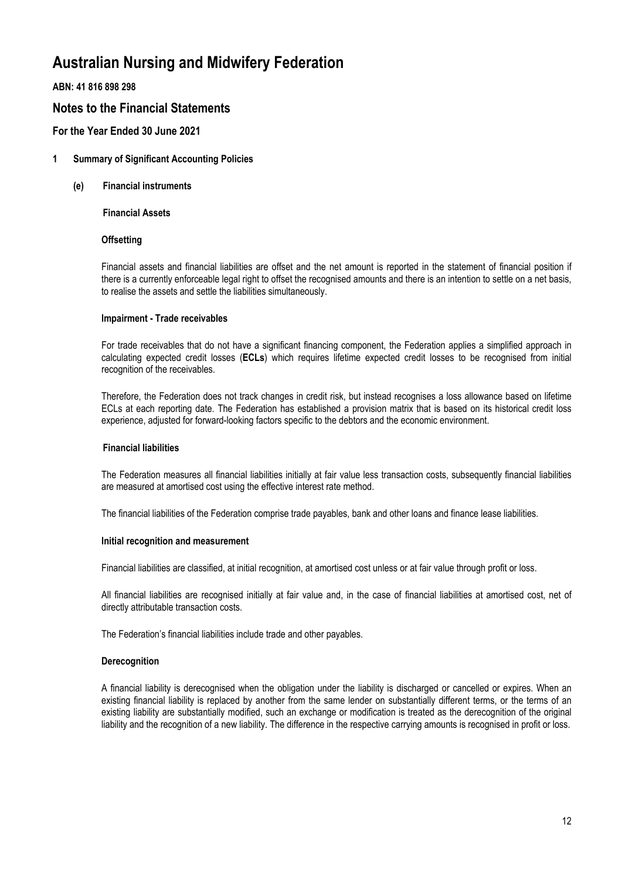# Australian Nursing and Midwifery Federation

**ABN: 41 816 898 298**

## Notes to the Financial Statements

### For the Year Ended 30 June 2021

**1 Summary of Significant Accounting Policies**

**(e) Financial instruments**

**Financial Assets**

**Offsetting**

Financial assets and financial liabilities are offset and the net amount is reported in the statement of financial position if there is a currently enforceable legal right to offset the recognised amounts and there is an intention to settle on a net basis, to realise the assets and settle the liabilities simultaneously.

**Impairment - Trade receivables**

For trade receivables that do not have a significant financing component, the Federation applies a simplified approach in calculating expected credit losses (**ECLs**) which requires lifetime expected credit losses to be recognised from initial recognition of the receivables.

Therefore, the Federation does not track changes in credit risk, but instead recognises a loss allowance based on lifetime ECLs at each reporting date. The Federation has established a provision matrix that is based on its historical credit loss experience, adjusted for forward-looking factors specific to the debtors and the economic environment.

**Financial liabilities**

The Federation measures all financial liabilities initially at fair value less transaction costs, subsequently financial liabilities are measured at amortised cost using the effective interest rate method.

The financial liabilities of the Federation comprise trade payables, bank and other loans and finance lease liabilities.

**Initial recognition and measurement**

Financial liabilities are classified, at initial recognition, at amortised cost unless or at fair value through profit or loss.

All financial liabilities are recognised initially at fair value and, in the case of financial liabilities at amortised cost, net of directly attributable transaction costs.

The Federation's financial liabilities include trade and other payables.

**Derecognition**

A financial liability is derecognised when the obligation under the liability is discharged or cancelled or expires. When an existing financial liability is replaced by another from the same lender on substantially different terms, or the terms of an existing liability are substantially modified, such an exchange or modification is treated as the derecognition of the original liability and the recognition of a new liability. The difference in the respective carrying amounts is recognised in profit or loss.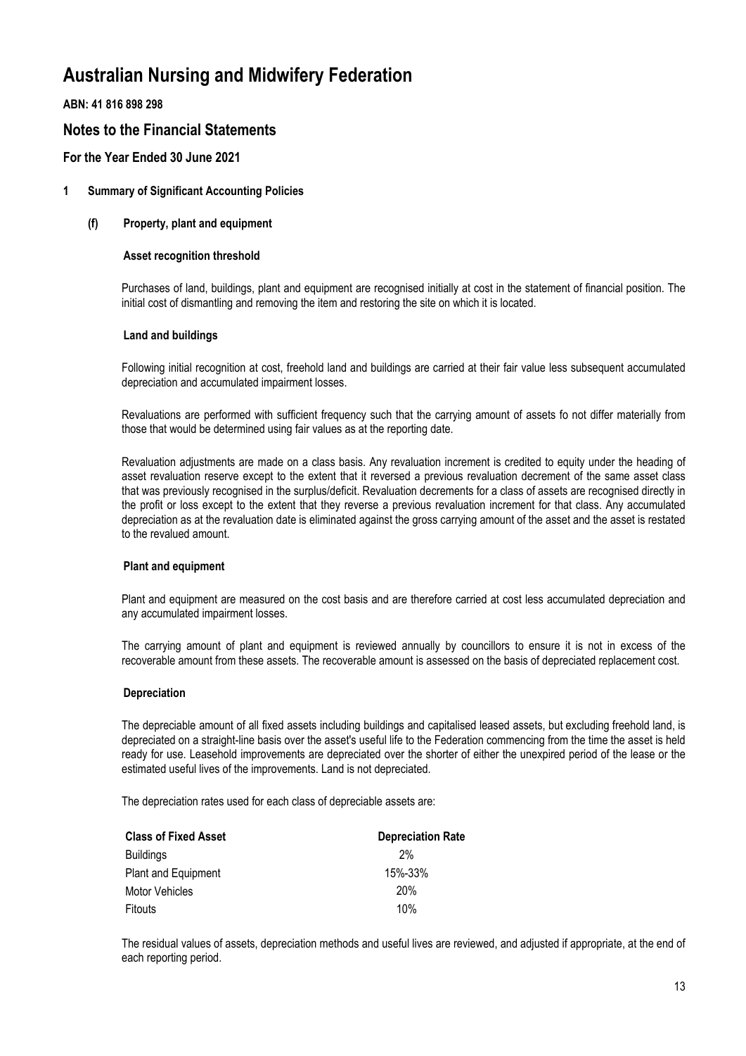# Australian Nursing and Midwifery Federation

**ABN: 41 816 898 298**

## Notes to the Financial Statements

### For the Year Ended 30 June 2021

**1 Summary of Significant Accounting Policies**

**(f) Property, plant and equipment**

**Asset recognition threshold**

Purchases of land, buildings, plant and equipment are recognised initially at cost in the statement of financial position. The initial cost of dismantling and removing the item and restoring the site on which it is located.

**Land and buildings**

Following initial recognition at cost, freehold land and buildings are carried at their fair value less subsequent accumulated depreciation and accumulated impairment losses.

Revaluations are performed with sufficient frequency such that the carrying amount of assets fo not differ materially from those that would be determined using fair values as at the reporting date.

Revaluation adjustments are made on a class basis. Any revaluation increment is credited to equity under the heading of asset revaluation reserve except to the extent that it reversed a previous revaluation decrement of the same asset class that was previously recognised in the surplus/deficit. Revaluation decrements for a class of assets are recognised directly in the profit or loss except to the extent that they reverse a previous revaluation increment for that class. Any accumulated depreciation as at the revaluation date is eliminated against the gross carrying amount of the asset and the asset is restated to the revalued amount.

**Plant and equipment**

Plant and equipment are measured on the cost basis and are therefore carried at cost less accumulated depreciation and any accumulated impairment losses.

The carrying amount of plant and equipment is reviewed annually by councillors to ensure it is not in excess of the recoverable amount from these assets. The recoverable amount is assessed on the basis of depreciated replacement cost.

**Depreciation**

The depreciable amount of all fixed assets including buildings and capitalised leased assets, but excluding freehold land, is depreciated on a straight-line basis over the asset's useful life to the Federation commencing from the time the asset is held ready for use. Leasehold improvements are depreciated over the shorter of either the unexpired period of the lease or the estimated useful lives of the improvements. Land is not depreciated.

The depreciation rates used for each class of depreciable assets are:

| Class of Fixed Asset | Depreciation Rate |
| --- | --- |
| Buildings | 2% |
| Plant and Equipment | 15%-33% |
| Motor Vehicles | 20% |
| Fitouts | 10% |

The residual values of assets, depreciation methods and useful lives are reviewed, and adjusted if appropriate, at the end of each reporting period.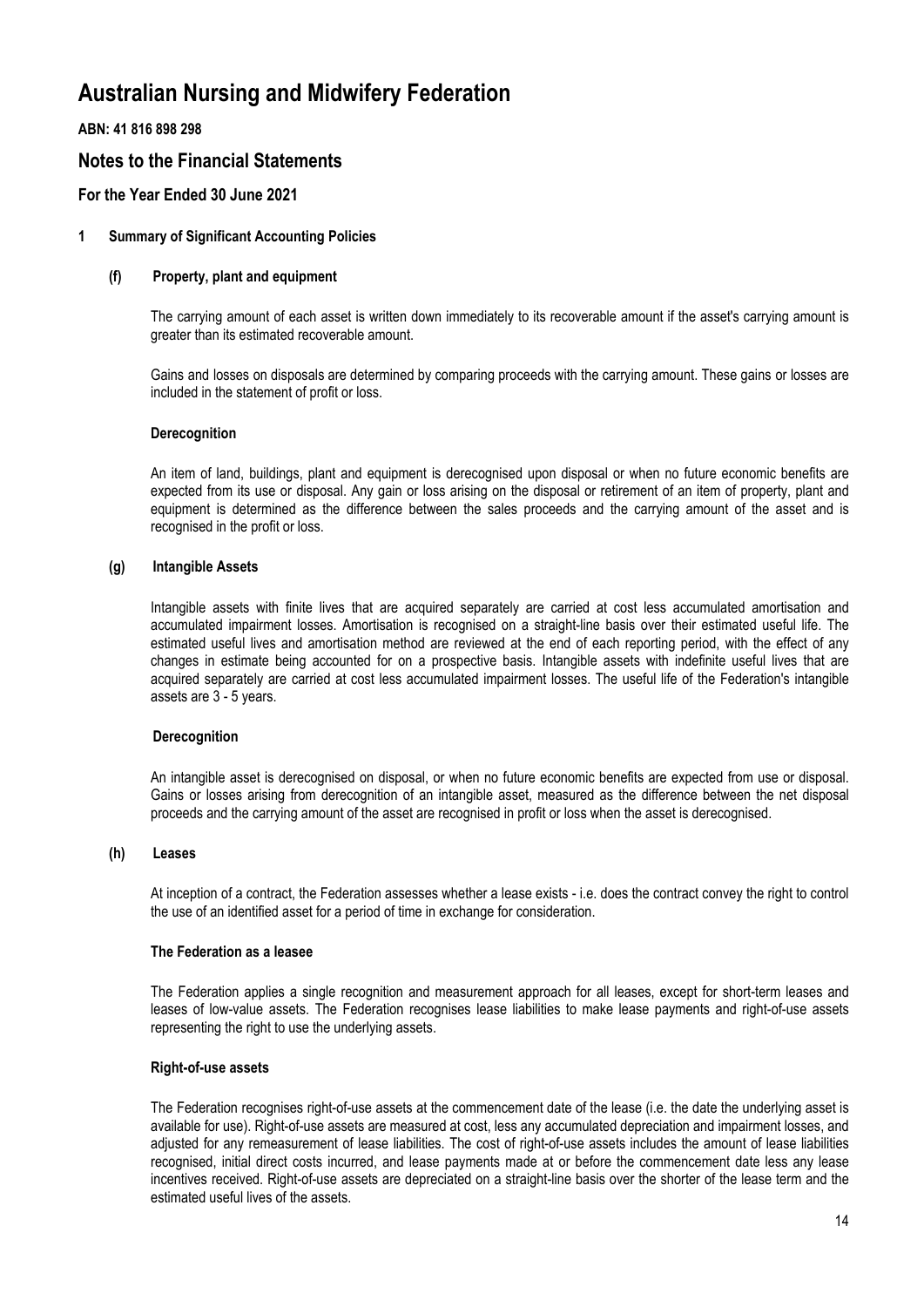# Australian Nursing and Midwifery Federation

**ABN: 41 816 898 298**

## Notes to the Financial Statements

### For the Year Ended 30 June 2021

#### 1 Summary of Significant Accounting Policies

##### (f) Property, plant and equipment

The carrying amount of each asset is written down immediately to its recoverable amount if the asset's carrying amount is greater than its estimated recoverable amount.

Gains and losses on disposals are determined by comparing proceeds with the carrying amount. These gains or losses are included in the statement of profit or loss.

**Derecognition**

An item of land, buildings, plant and equipment is derecognised upon disposal or when no future economic benefits are expected from its use or disposal. Any gain or loss arising on the disposal or retirement of an item of property, plant and equipment is determined as the difference between the sales proceeds and the carrying amount of the asset and is recognised in the profit or loss.

##### (g) Intangible Assets

Intangible assets with finite lives that are acquired separately are carried at cost less accumulated amortisation and accumulated impairment losses. Amortisation is recognised on a straight-line basis over their estimated useful life. The estimated useful lives and amortisation method are reviewed at the end of each reporting period, with the effect of any changes in estimate being accounted for on a prospective basis. Intangible assets with indefinite useful lives that are acquired separately are carried at cost less accumulated impairment losses. The useful life of the Federation's intangible assets are 3 - 5 years.

**Derecognition**

An intangible asset is derecognised on disposal, or when no future economic benefits are expected from use or disposal. Gains or losses arising from derecognition of an intangible asset, measured as the difference between the net disposal proceeds and the carrying amount of the asset are recognised in profit or loss when the asset is derecognised.

##### (h) Leases

At inception of a contract, the Federation assesses whether a lease exists - i.e. does the contract convey the right to control the use of an identified asset for a period of time in exchange for consideration.

**The Federation as a leasee**

The Federation applies a single recognition and measurement approach for all leases, except for short-term leases and leases of low-value assets. The Federation recognises lease liabilities to make lease payments and right-of-use assets representing the right to use the underlying assets.

**Right-of-use assets**

The Federation recognises right-of-use assets at the commencement date of the lease (i.e. the date the underlying asset is available for use). Right-of-use assets are measured at cost, less any accumulated depreciation and impairment losses, and adjusted for any remeasurement of lease liabilities. The cost of right-of-use assets includes the amount of lease liabilities recognised, initial direct costs incurred, and lease payments made at or before the commencement date less any lease incentives received. Right-of-use assets are depreciated on a straight-line basis over the shorter of the lease term and the estimated useful lives of the assets.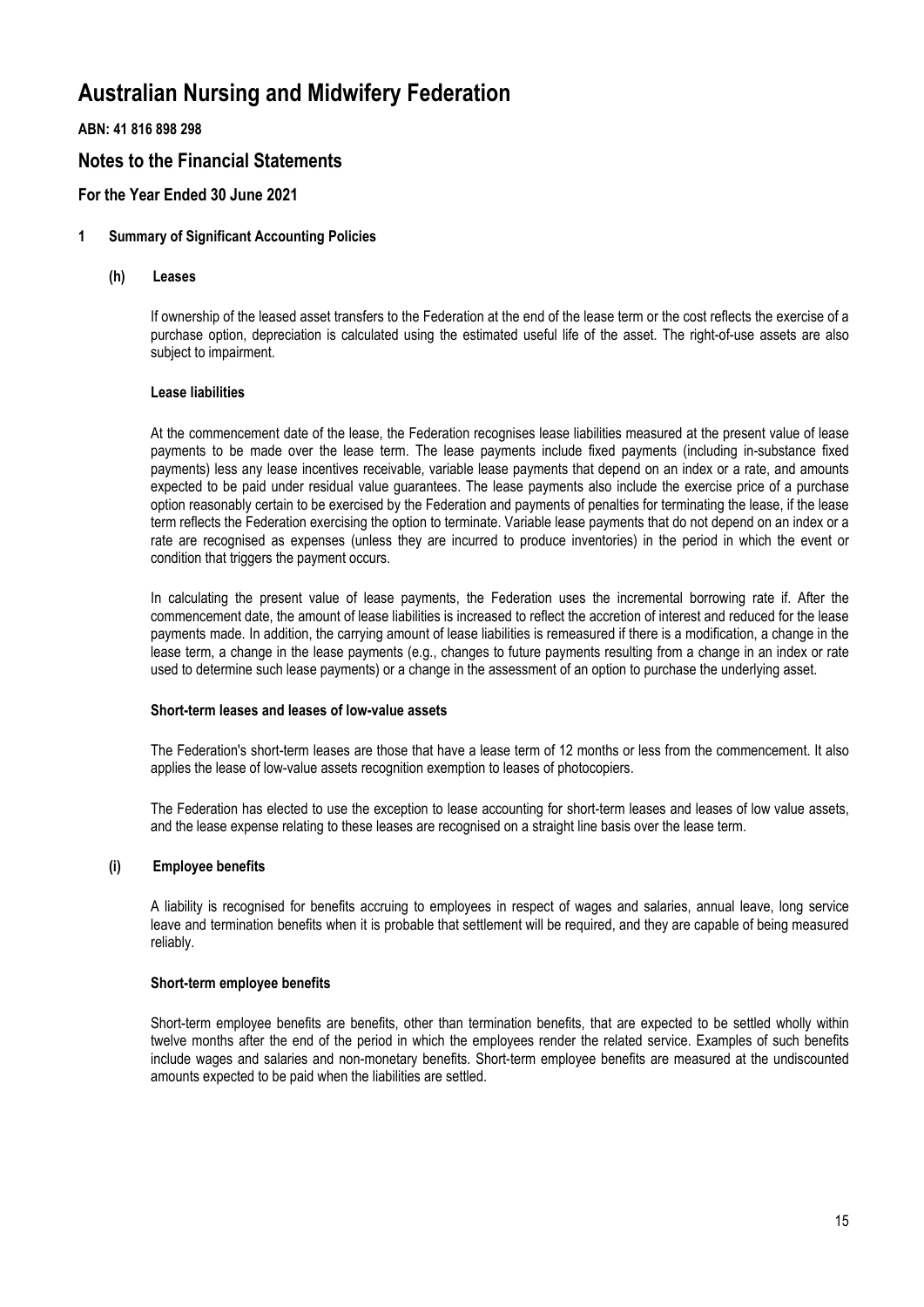# Australian Nursing and Midwifery Federation

**ABN: 41 816 898 298**

## Notes to the Financial Statements

### For the Year Ended 30 June 2021

**1 Summary of Significant Accounting Policies**

**(h) Leases**

If ownership of the leased asset transfers to the Federation at the end of the lease term or the cost reflects the exercise of a purchase option, depreciation is calculated using the estimated useful life of the asset. The right-of-use assets are also subject to impairment.

**Lease liabilities**

At the commencement date of the lease, the Federation recognises lease liabilities measured at the present value of lease payments to be made over the lease term. The lease payments include fixed payments (including in-substance fixed payments) less any lease incentives receivable, variable lease payments that depend on an index or a rate, and amounts expected to be paid under residual value guarantees. The lease payments also include the exercise price of a purchase option reasonably certain to be exercised by the Federation and payments of penalties for terminating the lease, if the lease term reflects the Federation exercising the option to terminate. Variable lease payments that do not depend on an index or a rate are recognised as expenses (unless they are incurred to produce inventories) in the period in which the event or condition that triggers the payment occurs.

In calculating the present value of lease payments, the Federation uses the incremental borrowing rate if. After the commencement date, the amount of lease liabilities is increased to reflect the accretion of interest and reduced for the lease payments made. In addition, the carrying amount of lease liabilities is remeasured if there is a modification, a change in the lease term, a change in the lease payments (e.g., changes to future payments resulting from a change in an index or rate used to determine such lease payments) or a change in the assessment of an option to purchase the underlying asset.

**Short-term leases and leases of low-value assets**

The Federation's short-term leases are those that have a lease term of 12 months or less from the commencement. It also applies the lease of low-value assets recognition exemption to leases of photocopiers.

The Federation has elected to use the exception to lease accounting for short-term leases and leases of low value assets, and the lease expense relating to these leases are recognised on a straight line basis over the lease term.

**(i) Employee benefits**

A liability is recognised for benefits accruing to employees in respect of wages and salaries, annual leave, long service leave and termination benefits when it is probable that settlement will be required, and they are capable of being measured reliably.

**Short-term employee benefits**

Short-term employee benefits are benefits, other than termination benefits, that are expected to be settled wholly within twelve months after the end of the period in which the employees render the related service. Examples of such benefits include wages and salaries and non-monetary benefits. Short-term employee benefits are measured at the undiscounted amounts expected to be paid when the liabilities are settled.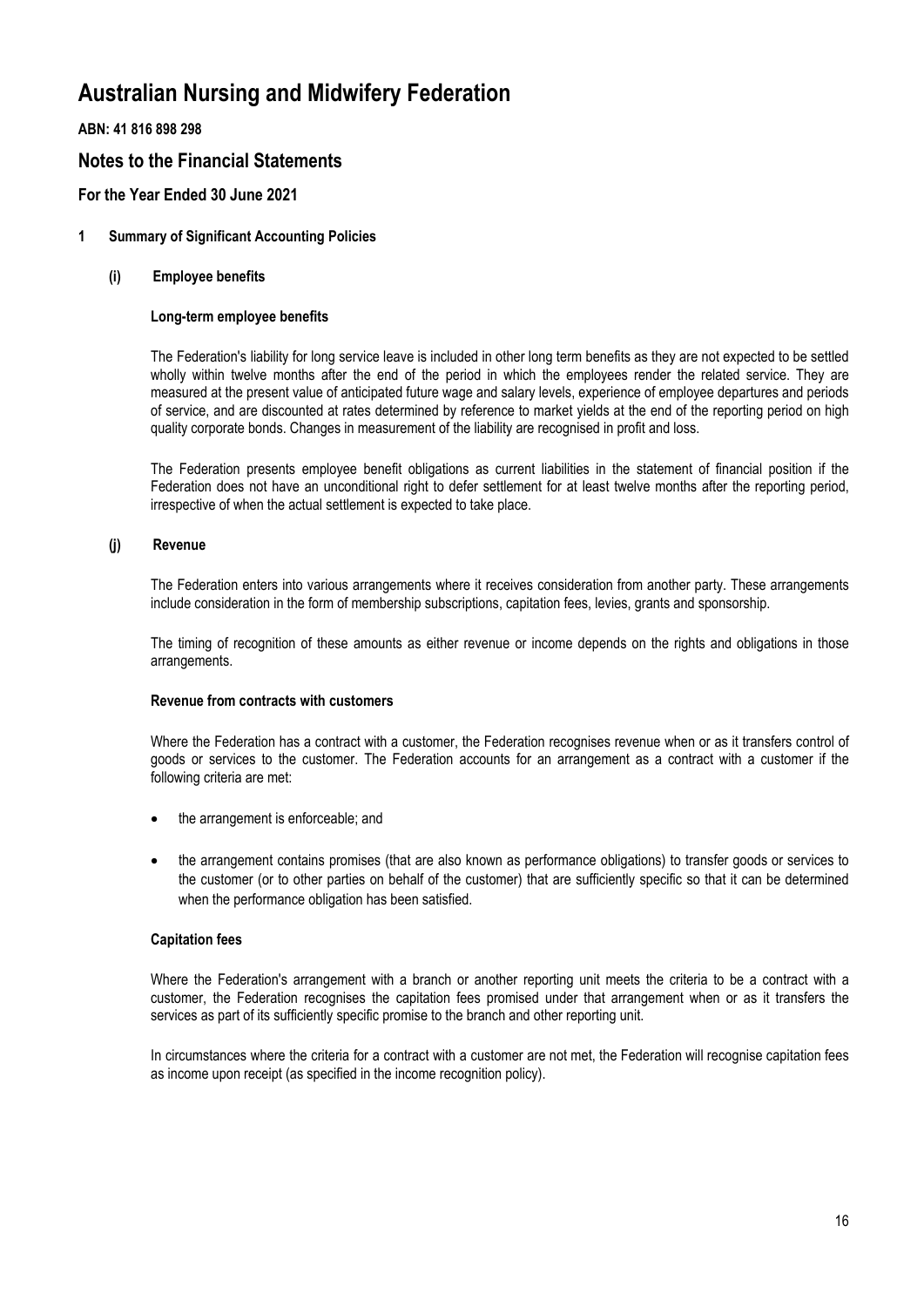# Australian Nursing and Midwifery Federation

**ABN: 41 816 898 298**

## Notes to the Financial Statements

### For the Year Ended 30 June 2021

**1 Summary of Significant Accounting Policies**

**(i) Employee benefits**

**Long-term employee benefits**

The Federation's liability for long service leave is included in other long term benefits as they are not expected to be settled wholly within twelve months after the end of the period in which the employees render the related service. They are measured at the present value of anticipated future wage and salary levels, experience of employee departures and periods of service, and are discounted at rates determined by reference to market yields at the end of the reporting period on high quality corporate bonds. Changes in measurement of the liability are recognised in profit and loss.

The Federation presents employee benefit obligations as current liabilities in the statement of financial position if the Federation does not have an unconditional right to defer settlement for at least twelve months after the reporting period, irrespective of when the actual settlement is expected to take place.

**(j) Revenue**

The Federation enters into various arrangements where it receives consideration from another party. These arrangements include consideration in the form of membership subscriptions, capitation fees, levies, grants and sponsorship.

The timing of recognition of these amounts as either revenue or income depends on the rights and obligations in those arrangements.

**Revenue from contracts with customers**

Where the Federation has a contract with a customer, the Federation recognises revenue when or as it transfers control of goods or services to the customer. The Federation accounts for an arrangement as a contract with a customer if the following criteria are met:

- the arrangement is enforceable; and
- the arrangement contains promises (that are also known as performance obligations) to transfer goods or services to the customer (or to other parties on behalf of the customer) that are sufficiently specific so that it can be determined when the performance obligation has been satisfied.

**Capitation fees**

Where the Federation's arrangement with a branch or another reporting unit meets the criteria to be a contract with a customer, the Federation recognises the capitation fees promised under that arrangement when or as it transfers the services as part of its sufficiently specific promise to the branch and other reporting unit.

In circumstances where the criteria for a contract with a customer are not met, the Federation will recognise capitation fees as income upon receipt (as specified in the income recognition policy).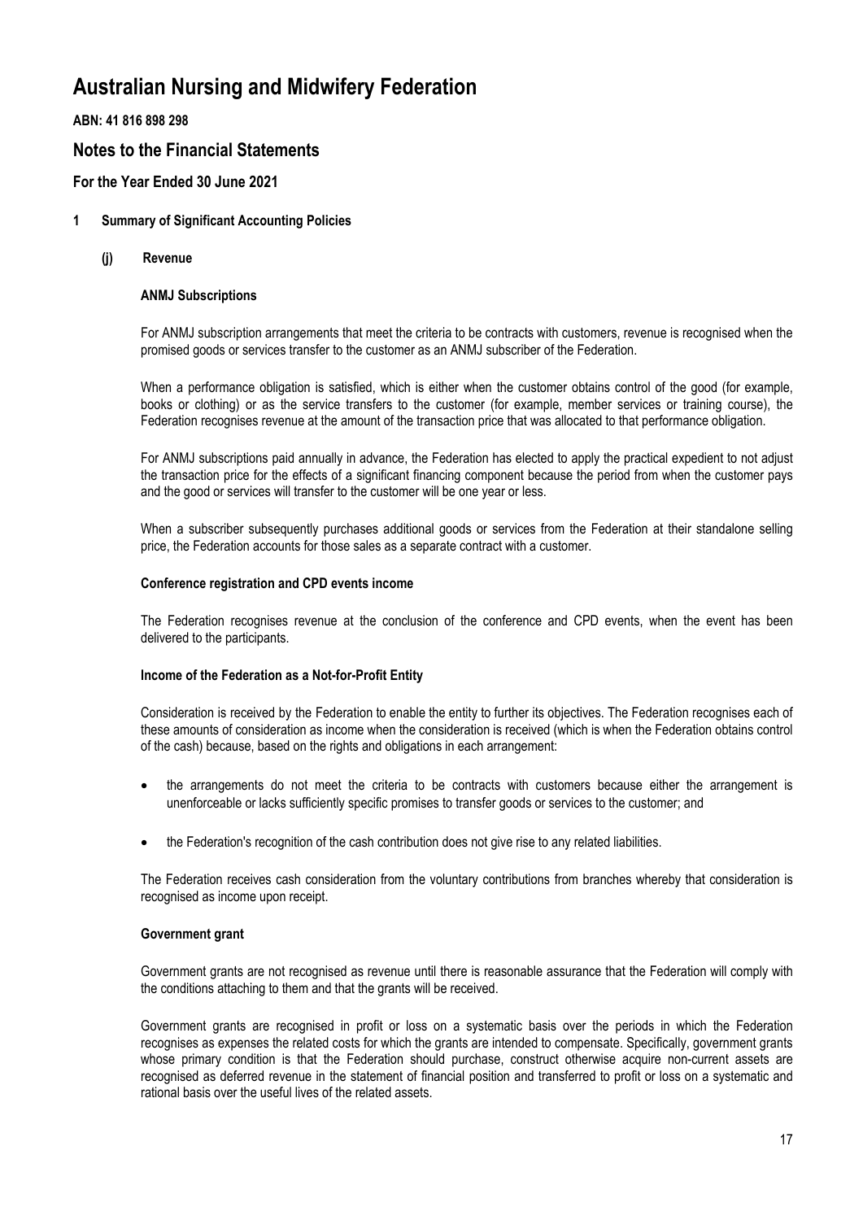# Australian Nursing and Midwifery Federation

**ABN: 41 816 898 298**

## Notes to the Financial Statements

### For the Year Ended 30 June 2021

**1 Summary of Significant Accounting Policies**

**(j) Revenue**

**ANMJ Subscriptions**

For ANMJ subscription arrangements that meet the criteria to be contracts with customers, revenue is recognised when the promised goods or services transfer to the customer as an ANMJ subscriber of the Federation.

When a performance obligation is satisfied, which is either when the customer obtains control of the good (for example, books or clothing) or as the service transfers to the customer (for example, member services or training course), the Federation recognises revenue at the amount of the transaction price that was allocated to that performance obligation.

For ANMJ subscriptions paid annually in advance, the Federation has elected to apply the practical expedient to not adjust the transaction price for the effects of a significant financing component because the period from when the customer pays and the good or services will transfer to the customer will be one year or less.

When a subscriber subsequently purchases additional goods or services from the Federation at their standalone selling price, the Federation accounts for those sales as a separate contract with a customer.

**Conference registration and CPD events income**

The Federation recognises revenue at the conclusion of the conference and CPD events, when the event has been delivered to the participants.

**Income of the Federation as a Not-for-Profit Entity**

Consideration is received by the Federation to enable the entity to further its objectives. The Federation recognises each of these amounts of consideration as income when the consideration is received (which is when the Federation obtains control of the cash) because, based on the rights and obligations in each arrangement:

- the arrangements do not meet the criteria to be contracts with customers because either the arrangement is unenforceable or lacks sufficiently specific promises to transfer goods or services to the customer; and
- the Federation's recognition of the cash contribution does not give rise to any related liabilities.

The Federation receives cash consideration from the voluntary contributions from branches whereby that consideration is recognised as income upon receipt.

**Government grant**

Government grants are not recognised as revenue until there is reasonable assurance that the Federation will comply with the conditions attaching to them and that the grants will be received.

Government grants are recognised in profit or loss on a systematic basis over the periods in which the Federation recognises as expenses the related costs for which the grants are intended to compensate. Specifically, government grants whose primary condition is that the Federation should purchase, construct otherwise acquire non-current assets are recognised as deferred revenue in the statement of financial position and transferred to profit or loss on a systematic and rational basis over the useful lives of the related assets.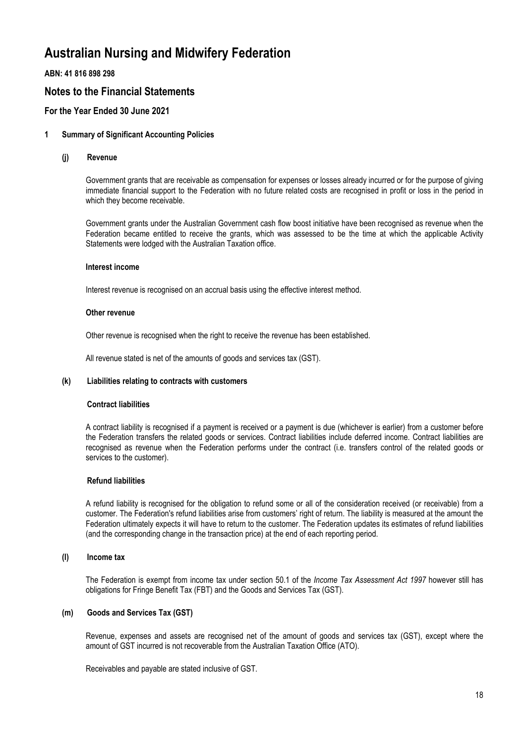# Australian Nursing and Midwifery Federation

**ABN: 41 816 898 298**

## Notes to the Financial Statements

### For the Year Ended 30 June 2021

**1 Summary of Significant Accounting Policies**

**(j) Revenue**

Government grants that are receivable as compensation for expenses or losses already incurred or for the purpose of giving immediate financial support to the Federation with no future related costs are recognised in profit or loss in the period in which they become receivable.

Government grants under the Australian Government cash flow boost initiative have been recognised as revenue when the Federation became entitled to receive the grants, which was assessed to be the time at which the applicable Activity Statements were lodged with the Australian Taxation office.

**Interest income**

Interest revenue is recognised on an accrual basis using the effective interest method.

**Other revenue**

Other revenue is recognised when the right to receive the revenue has been established.

All revenue stated is net of the amounts of goods and services tax (GST).

**(k) Liabilities relating to contracts with customers**

**Contract liabilities**

A contract liability is recognised if a payment is received or a payment is due (whichever is earlier) from a customer before the Federation transfers the related goods or services. Contract liabilities include deferred income. Contract liabilities are recognised as revenue when the Federation performs under the contract (i.e. transfers control of the related goods or services to the customer).

**Refund liabilities**

A refund liability is recognised for the obligation to refund some or all of the consideration received (or receivable) from a customer. The Federation's refund liabilities arise from customers' right of return. The liability is measured at the amount the Federation ultimately expects it will have to return to the customer. The Federation updates its estimates of refund liabilities (and the corresponding change in the transaction price) at the end of each reporting period.

**(l) Income tax**

The Federation is exempt from income tax under section 50.1 of the *Income Tax Assessment Act 1997* however still has obligations for Fringe Benefit Tax (FBT) and the Goods and Services Tax (GST).

**(m) Goods and Services Tax (GST)**

Revenue, expenses and assets are recognised net of the amount of goods and services tax (GST), except where the amount of GST incurred is not recoverable from the Australian Taxation Office (ATO).

Receivables and payable are stated inclusive of GST.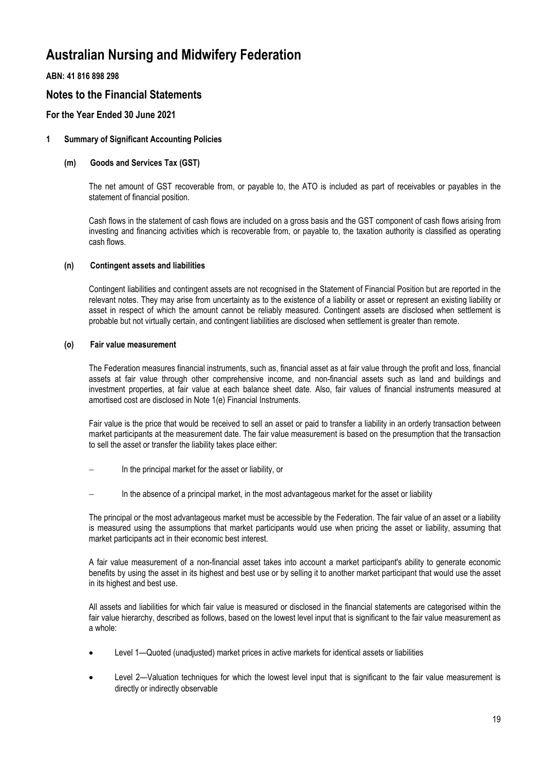# Australian Nursing and Midwifery Federation

**ABN: 41 816 898 298**

## Notes to the Financial Statements

### For the Year Ended 30 June 2021

#### 1 Summary of Significant Accounting Policies

##### (m) Goods and Services Tax (GST)

The net amount of GST recoverable from, or payable to, the ATO is included as part of receivables or payables in the statement of financial position.

Cash flows in the statement of cash flows are included on a gross basis and the GST component of cash flows arising from investing and financing activities which is recoverable from, or payable to, the taxation authority is classified as operating cash flows.

##### (n) Contingent assets and liabilities

Contingent liabilities and contingent assets are not recognised in the Statement of Financial Position but are reported in the relevant notes. They may arise from uncertainty as to the existence of a liability or asset or represent an existing liability or asset in respect of which the amount cannot be reliably measured. Contingent assets are disclosed when settlement is probable but not virtually certain, and contingent liabilities are disclosed when settlement is greater than remote.

##### (o) Fair value measurement

The Federation measures financial instruments, such as, financial asset as at fair value through the profit and loss, financial assets at fair value through other comprehensive income, and non-financial assets such as land and buildings and investment properties, at fair value at each balance sheet date. Also, fair values of financial instruments measured at amortised cost are disclosed in Note 1(e) Financial Instruments.

Fair value is the price that would be received to sell an asset or paid to transfer a liability in an orderly transaction between market participants at the measurement date. The fair value measurement is based on the presumption that the transaction to sell the asset or transfer the liability takes place either:

- In the principal market for the asset or liability, or
- In the absence of a principal market, in the most advantageous market for the asset or liability

The principal or the most advantageous market must be accessible by the Federation. The fair value of an asset or a liability is measured using the assumptions that market participants would use when pricing the asset or liability, assuming that market participants act in their economic best interest.

A fair value measurement of a non-financial asset takes into account a market participant's ability to generate economic benefits by using the asset in its highest and best use or by selling it to another market participant that would use the asset in its highest and best use.

All assets and liabilities for which fair value is measured or disclosed in the financial statements are categorised within the fair value hierarchy, described as follows, based on the lowest level input that is significant to the fair value measurement as a whole:

- Level 1—Quoted (unadjusted) market prices in active markets for identical assets or liabilities
- Level 2—Valuation techniques for which the lowest level input that is significant to the fair value measurement is directly or indirectly observable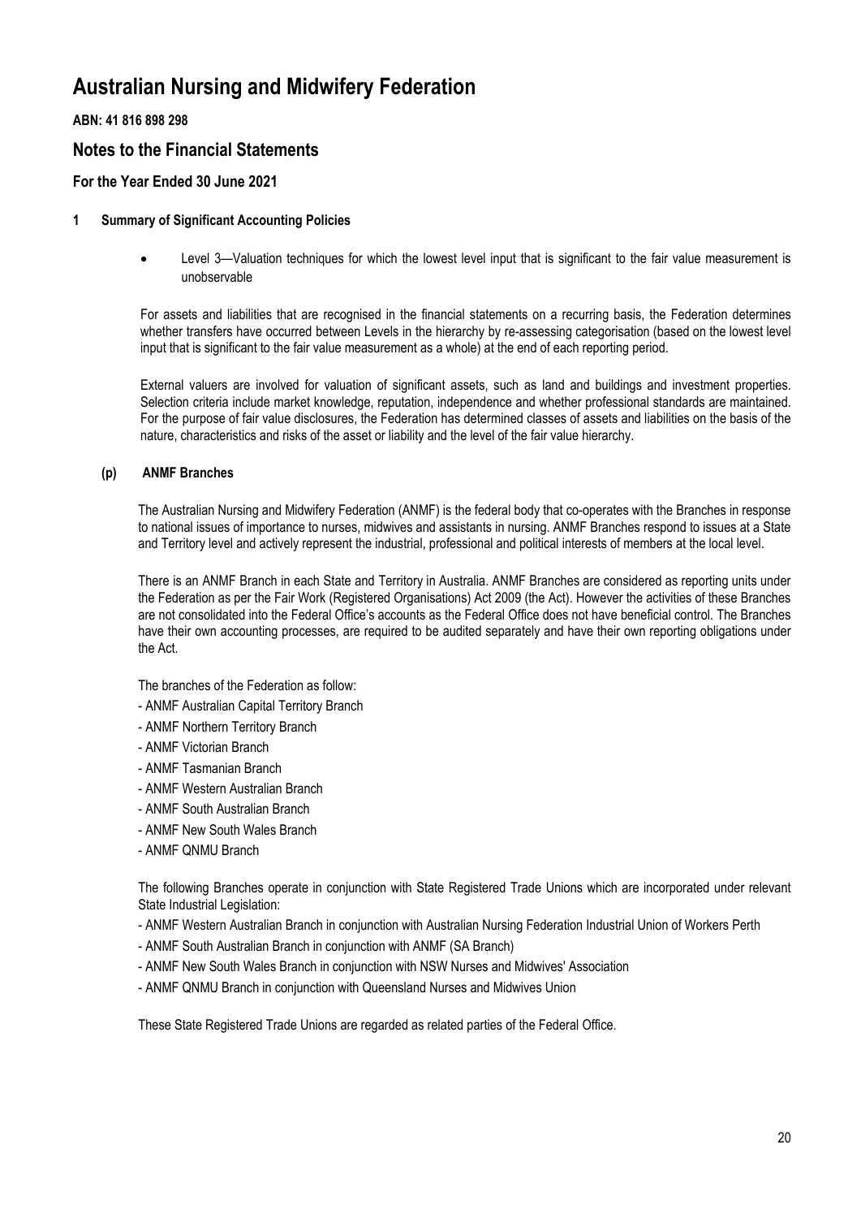# Australian Nursing and Midwifery Federation

**ABN: 41 816 898 298**

## Notes to the Financial Statements

### For the Year Ended 30 June 2021

**1 Summary of Significant Accounting Policies**

- Level 3—Valuation techniques for which the lowest level input that is significant to the fair value measurement is unobservable

For assets and liabilities that are recognised in the financial statements on a recurring basis, the Federation determines whether transfers have occurred between Levels in the hierarchy by re-assessing categorisation (based on the lowest level input that is significant to the fair value measurement as a whole) at the end of each reporting period.

External valuers are involved for valuation of significant assets, such as land and buildings and investment properties. Selection criteria include market knowledge, reputation, independence and whether professional standards are maintained. For the purpose of fair value disclosures, the Federation has determined classes of assets and liabilities on the basis of the nature, characteristics and risks of the asset or liability and the level of the fair value hierarchy.

**(p) ANMF Branches**

The Australian Nursing and Midwifery Federation (ANMF) is the federal body that co-operates with the Branches in response to national issues of importance to nurses, midwives and assistants in nursing. ANMF Branches respond to issues at a State and Territory level and actively represent the industrial, professional and political interests of members at the local level.

There is an ANMF Branch in each State and Territory in Australia. ANMF Branches are considered as reporting units under the Federation as per the Fair Work (Registered Organisations) Act 2009 (the Act). However the activities of these Branches are not consolidated into the Federal Office's accounts as the Federal Office does not have beneficial control. The Branches have their own accounting processes, are required to be audited separately and have their own reporting obligations under the Act.

The branches of the Federation as follow:

- ANMF Australian Capital Territory Branch
- ANMF Northern Territory Branch
- ANMF Victorian Branch
- ANMF Tasmanian Branch
- ANMF Western Australian Branch
- ANMF South Australian Branch
- ANMF New South Wales Branch
- ANMF QNMU Branch

The following Branches operate in conjunction with State Registered Trade Unions which are incorporated under relevant State Industrial Legislation:

- ANMF Western Australian Branch in conjunction with Australian Nursing Federation Industrial Union of Workers Perth
- ANMF South Australian Branch in conjunction with ANMF (SA Branch)
- ANMF New South Wales Branch in conjunction with NSW Nurses and Midwives' Association
- ANMF QNMU Branch in conjunction with Queensland Nurses and Midwives Union

These State Registered Trade Unions are regarded as related parties of the Federal Office.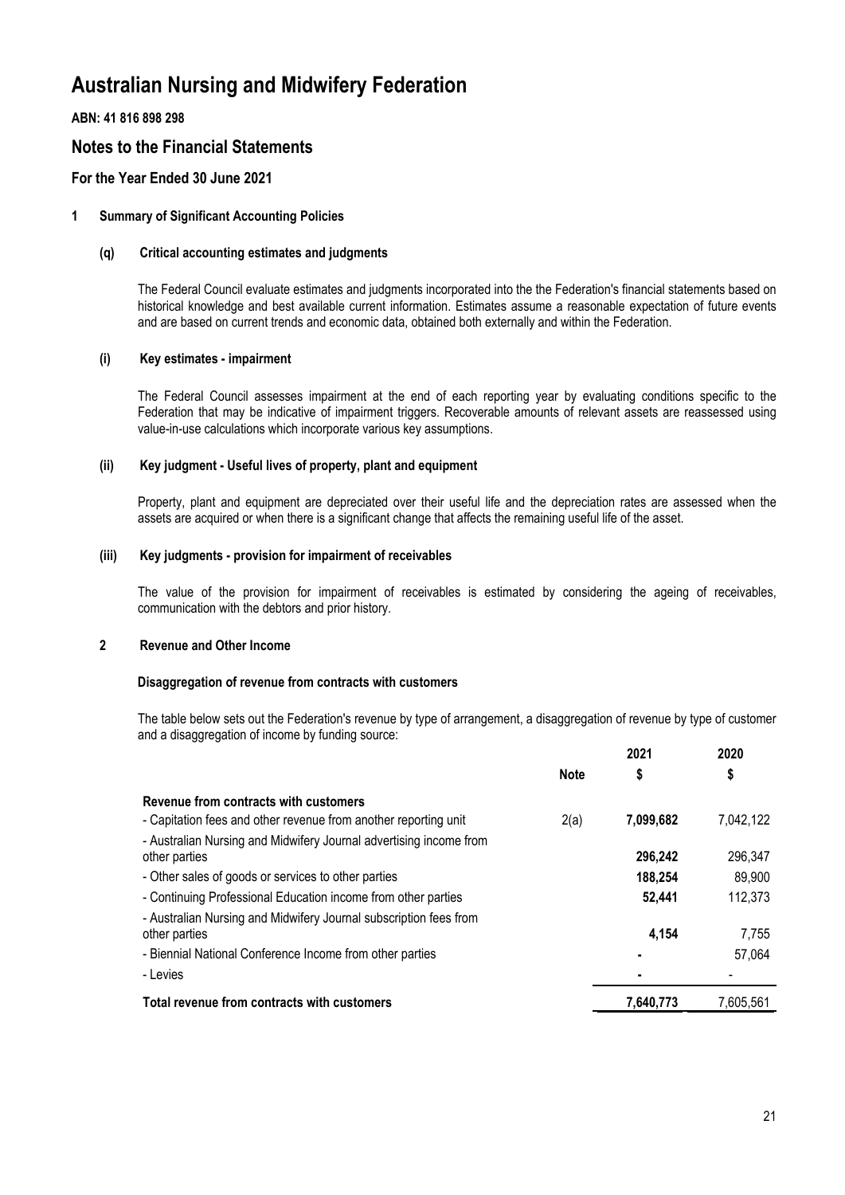# Australian Nursing and Midwifery Federation

**ABN: 41 816 898 298**

## Notes to the Financial Statements

### For the Year Ended 30 June 2021

#### 1 Summary of Significant Accounting Policies

**(q) Critical accounting estimates and judgments**

The Federal Council evaluate estimates and judgments incorporated into the the Federation's financial statements based on historical knowledge and best available current information. Estimates assume a reasonable expectation of future events and are based on current trends and economic data, obtained both externally and within the Federation.

**(i) Key estimates - impairment**

The Federal Council assesses impairment at the end of each reporting year by evaluating conditions specific to the Federation that may be indicative of impairment triggers. Recoverable amounts of relevant assets are reassessed using value-in-use calculations which incorporate various key assumptions.

**(ii) Key judgment - Useful lives of property, plant and equipment**

Property, plant and equipment are depreciated over their useful life and the depreciation rates are assessed when the assets are acquired or when there is a significant change that affects the remaining useful life of the asset.

**(iii) Key judgments - provision for impairment of receivables**

The value of the provision for impairment of receivables is estimated by considering the ageing of receivables, communication with the debtors and prior history.

#### 2 Revenue and Other Income

**Disaggregation of revenue from contracts with customers**

The table below sets out the Federation's revenue by type of arrangement, a disaggregation of revenue by type of customer and a disaggregation of income by funding source:

| | Note | 2021 $ | 2020 $ |
|---|---|---|---|
| **Revenue from contracts with customers** | | | |
| - Capitation fees and other revenue from another reporting unit | 2(a) | **7,099,682** | 7,042,122 |
| - Australian Nursing and Midwifery Journal advertising income from other parties | | **296,242** | 296,347 |
| - Other sales of goods or services to other parties | | **188,254** | 89,900 |
| - Continuing Professional Education income from other parties | | **52,441** | 112,373 |
| - Australian Nursing and Midwifery Journal subscription fees from other parties | | **4,154** | 7,755 |
| - Biennial National Conference Income from other parties | | **-** | 57,064 |
| - Levies | | **-** | - |
| **Total revenue from contracts with customers** | | **7,640,773** | 7,605,561 |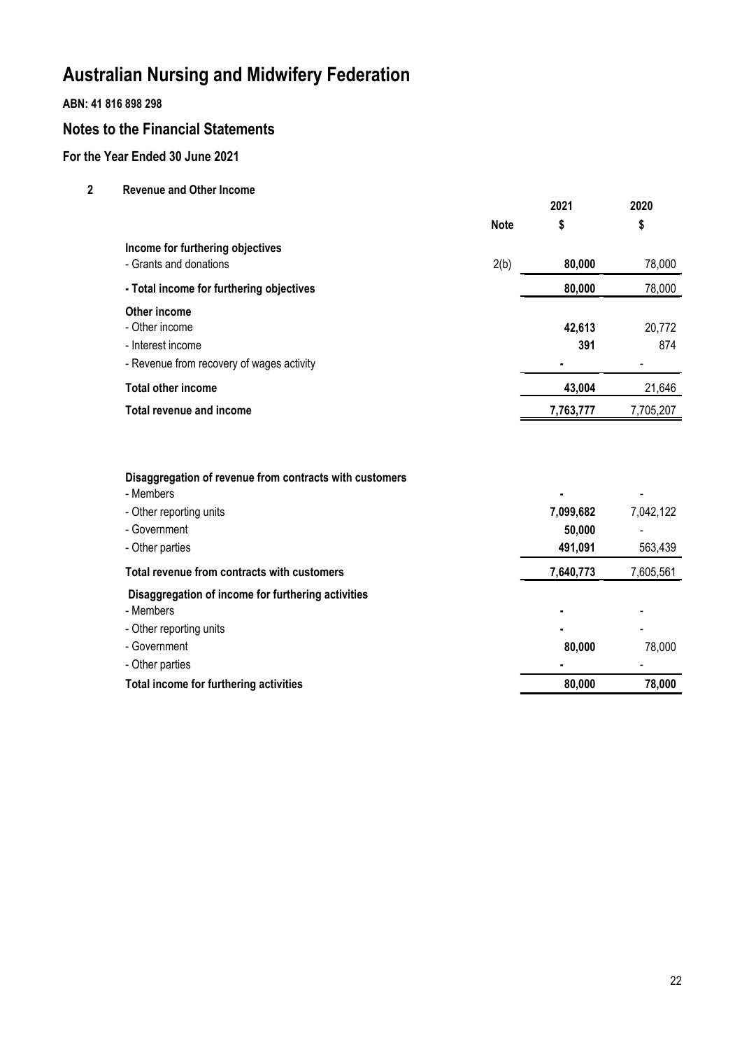# Australian Nursing and Midwifery Federation

**ABN: 41 816 898 298**

## Notes to the Financial Statements

### For the Year Ended 30 June 2021

**2 Revenue and Other Income**

| | Note | 2021 $ | 2020 $ |
|---|---|---|---|
| **Income for furthering objectives** | | | |
| - Grants and donations | 2(b) | **80,000** | 78,000 |
| **- Total income for furthering objectives** | | **80,000** | 78,000 |
| **Other income** | | | |
| - Other income | | **42,613** | 20,772 |
| - Interest income | | **391** | 874 |
| - Revenue from recovery of wages activity | | **-** | - |
| **Total other income** | | **43,004** | 21,646 |
| **Total revenue and income** | | **7,763,777** | 7,705,207 |

| | 2021 $ | 2020 $ |
|---|---|---|
| **Disaggregation of revenue from contracts with customers** | | |
| - Members | **-** | - |
| - Other reporting units | **7,099,682** | 7,042,122 |
| - Government | **50,000** | - |
| - Other parties | **491,091** | 563,439 |
| **Total revenue from contracts with customers** | **7,640,773** | 7,605,561 |
| **Disaggregation of income for furthering activities** | | |
| - Members | **-** | - |
| - Other reporting units | **-** | - |
| - Government | **80,000** | 78,000 |
| - Other parties | **-** | - |
| **Total income for furthering activities** | **80,000** | **78,000** |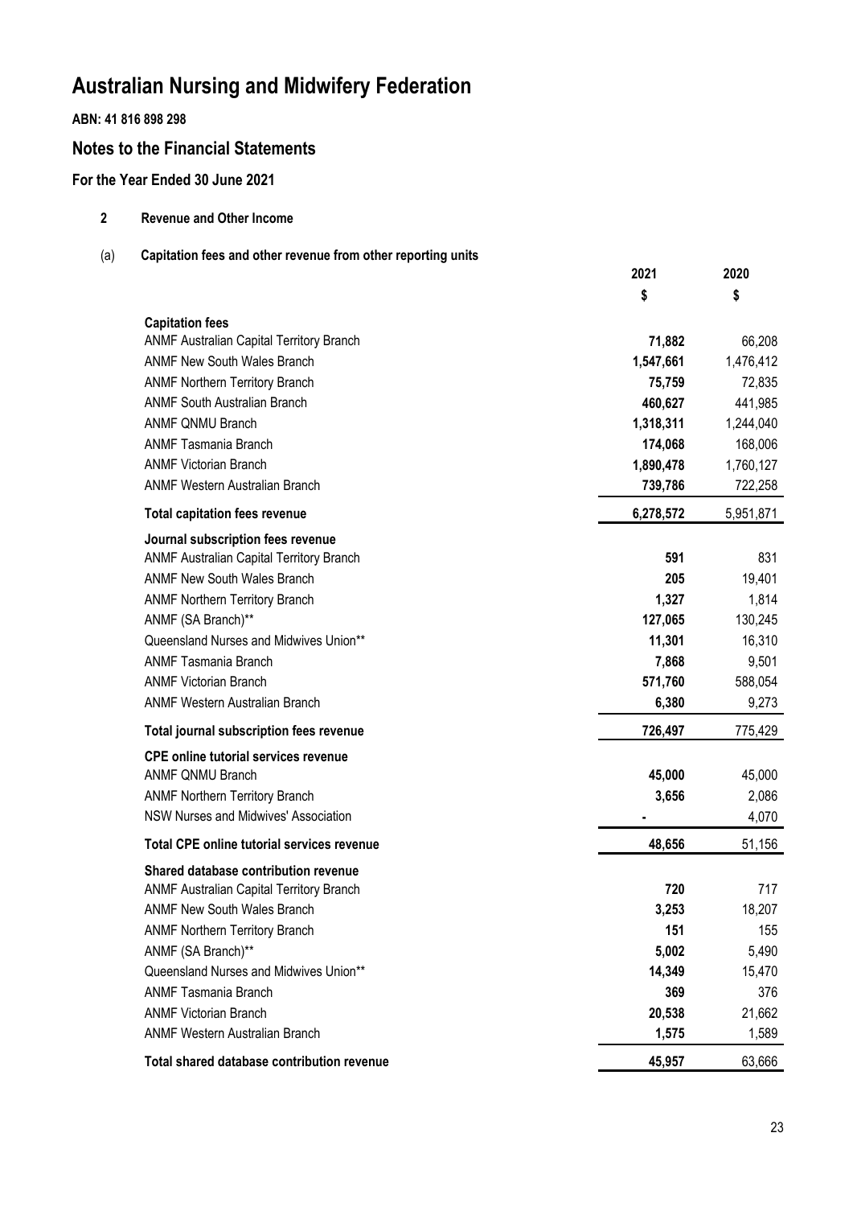# Australian Nursing and Midwifery Federation

**ABN: 41 816 898 298**

## Notes to the Financial Statements

### For the Year Ended 30 June 2021

**2 Revenue and Other Income**

**(a) Capitation fees and other revenue from other reporting units**

| | 2021 | 2020 |
|---|---|---|
| | $ | $ |
| **Capitation fees** | | |
| ANMF Australian Capital Territory Branch | **71,882** | 66,208 |
| ANMF New South Wales Branch | **1,547,661** | 1,476,412 |
| ANMF Northern Territory Branch | **75,759** | 72,835 |
| ANMF South Australian Branch | **460,627** | 441,985 |
| ANMF QNMU Branch | **1,318,311** | 1,244,040 |
| ANMF Tasmania Branch | **174,068** | 168,006 |
| ANMF Victorian Branch | **1,890,478** | 1,760,127 |
| ANMF Western Australian Branch | **739,786** | 722,258 |
| **Total capitation fees revenue** | **6,278,572** | 5,951,871 |
| **Journal subscription fees revenue** | | |
| ANMF Australian Capital Territory Branch | **591** | 831 |
| ANMF New South Wales Branch | **205** | 19,401 |
| ANMF Northern Territory Branch | **1,327** | 1,814 |
| ANMF (SA Branch)** | **127,065** | 130,245 |
| Queensland Nurses and Midwives Union** | **11,301** | 16,310 |
| ANMF Tasmania Branch | **7,868** | 9,501 |
| ANMF Victorian Branch | **571,760** | 588,054 |
| ANMF Western Australian Branch | **6,380** | 9,273 |
| **Total journal subscription fees revenue** | **726,497** | 775,429 |
| **CPE online tutorial services revenue** | | |
| ANMF QNMU Branch | **45,000** | 45,000 |
| ANMF Northern Territory Branch | **3,656** | 2,086 |
| NSW Nurses and Midwives' Association | **-** | 4,070 |
| **Total CPE online tutorial services revenue** | **48,656** | 51,156 |
| **Shared database contribution revenue** | | |
| ANMF Australian Capital Territory Branch | **720** | 717 |
| ANMF New South Wales Branch | **3,253** | 18,207 |
| ANMF Northern Territory Branch | **151** | 155 |
| ANMF (SA Branch)** | **5,002** | 5,490 |
| Queensland Nurses and Midwives Union** | **14,349** | 15,470 |
| ANMF Tasmania Branch | **369** | 376 |
| ANMF Victorian Branch | **20,538** | 21,662 |
| ANMF Western Australian Branch | **1,575** | 1,589 |
| **Total shared database contribution revenue** | **45,957** | 63,666 |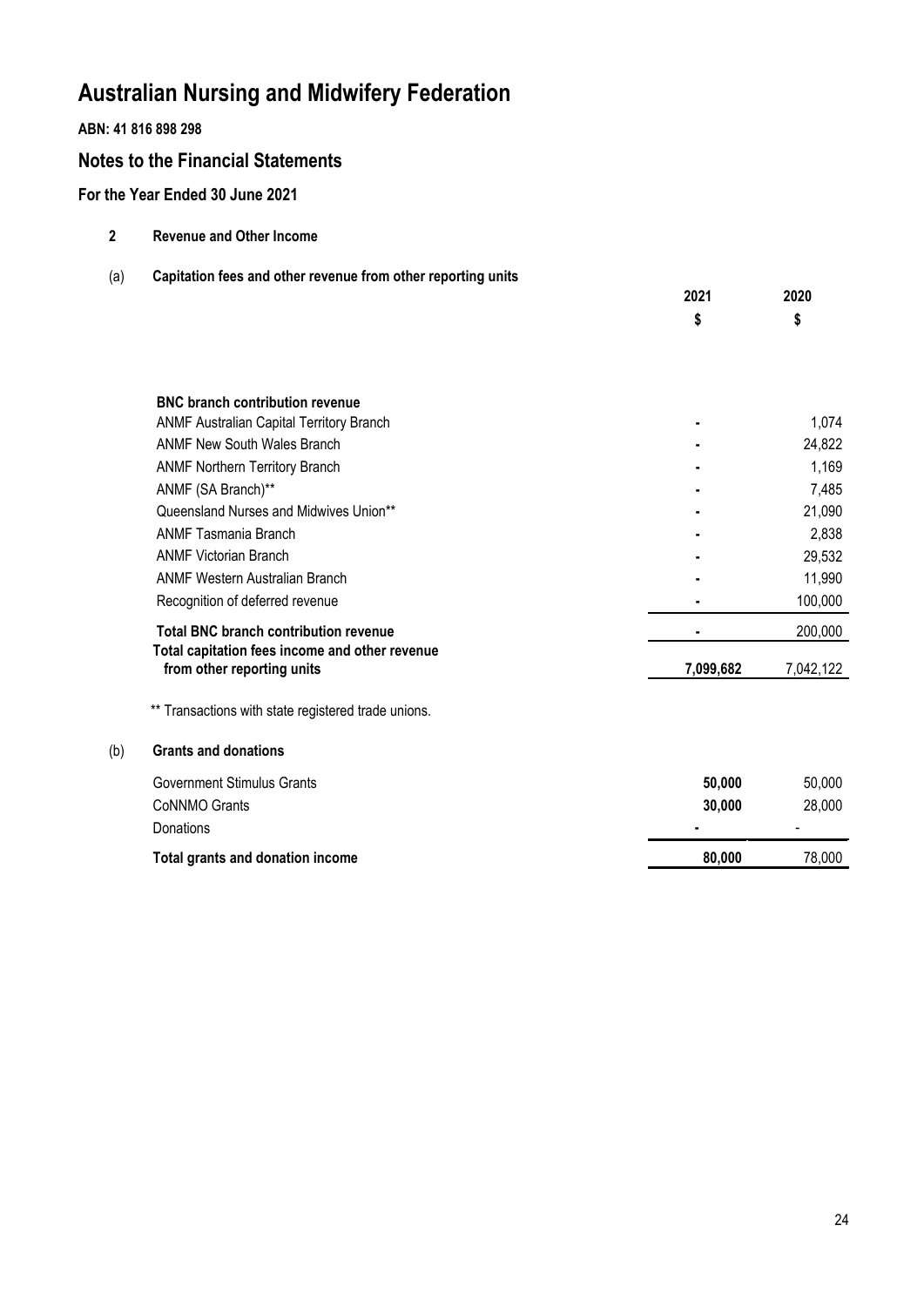# Australian Nursing and Midwifery Federation

**ABN: 41 816 898 298**

## Notes to the Financial Statements

### For the Year Ended 30 June 2021

**2 Revenue and Other Income**

**(a) Capitation fees and other revenue from other reporting units**

| | 2021 | 2020 |
|---|---|---|
| | $ | $ |
| **BNC branch contribution revenue** | | |
| ANMF Australian Capital Territory Branch | - | 1,074 |
| ANMF New South Wales Branch | - | 24,822 |
| ANMF Northern Territory Branch | - | 1,169 |
| ANMF (SA Branch)** | - | 7,485 |
| Queensland Nurses and Midwives Union** | - | 21,090 |
| ANMF Tasmania Branch | - | 2,838 |
| ANMF Victorian Branch | - | 29,532 |
| ANMF Western Australian Branch | - | 11,990 |
| Recognition of deferred revenue | - | 100,000 |
| **Total BNC branch contribution revenue** | - | 200,000 |
| **Total capitation fees income and other revenue from other reporting units** | **7,099,682** | 7,042,122 |

** Transactions with state registered trade unions.

**(b) Grants and donations**

| | 2021 | 2020 |
|---|---|---|
| Government Stimulus Grants | **50,000** | 50,000 |
| CoNNMO Grants | **30,000** | 28,000 |
| Donations | - | - |
| **Total grants and donation income** | **80,000** | 78,000 |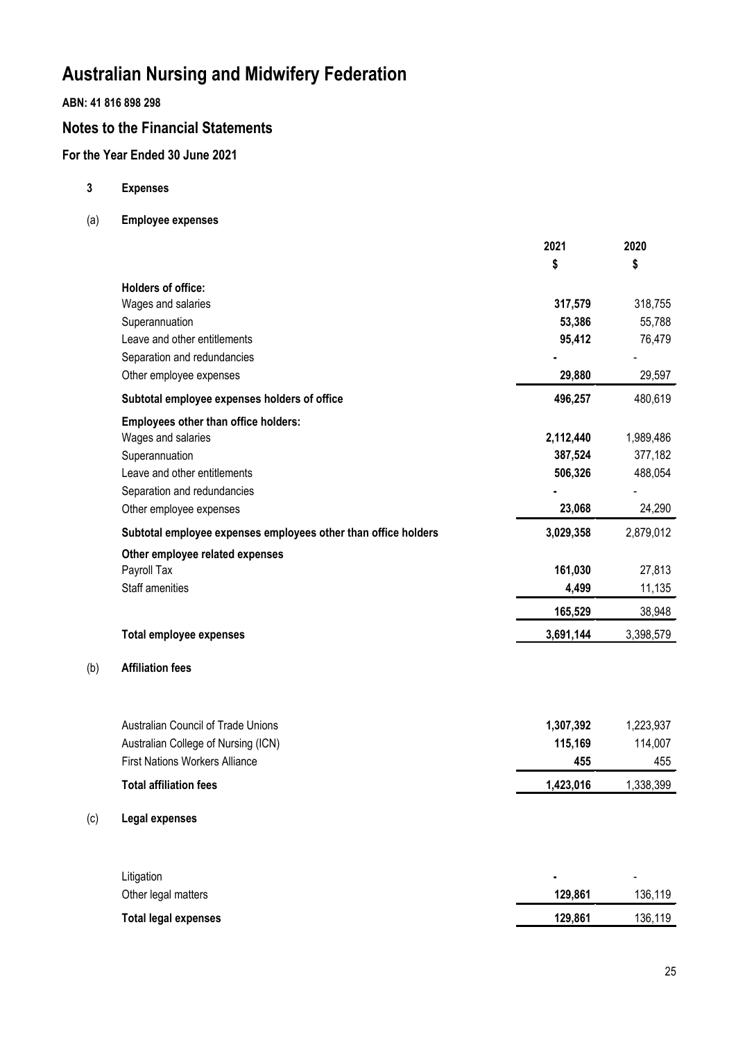# Australian Nursing and Midwifery Federation

**ABN: 41 816 898 298**

## Notes to the Financial Statements

### For the Year Ended 30 June 2021

**3 Expenses**

**(a) Employee expenses**

| | 2021 | 2020 |
|---|---|---|
| | $ | $ |
| **Holders of office:** | | |
| Wages and salaries | **317,579** | 318,755 |
| Superannuation | **53,386** | 55,788 |
| Leave and other entitlements | **95,412** | 76,479 |
| Separation and redundancies | **-** | - |
| Other employee expenses | **29,880** | 29,597 |
| **Subtotal employee expenses holders of office** | **496,257** | 480,619 |
| **Employees other than office holders:** | | |
| Wages and salaries | **2,112,440** | 1,989,486 |
| Superannuation | **387,524** | 377,182 |
| Leave and other entitlements | **506,326** | 488,054 |
| Separation and redundancies | **-** | - |
| Other employee expenses | **23,068** | 24,290 |
| **Subtotal employee expenses employees other than office holders** | **3,029,358** | 2,879,012 |
| **Other employee related expenses** | | |
| Payroll Tax | **161,030** | 27,813 |
| Staff amenities | **4,499** | 11,135 |
| | **165,529** | 38,948 |
| **Total employee expenses** | **3,691,144** | 3,398,579 |

**(b) Affiliation fees**

| | 2021 | 2020 |
|---|---|---|
| Australian Council of Trade Unions | **1,307,392** | 1,223,937 |
| Australian College of Nursing (ICN) | **115,169** | 114,007 |
| First Nations Workers Alliance | **455** | 455 |
| **Total affiliation fees** | **1,423,016** | 1,338,399 |

**(c) Legal expenses**

| | 2021 | 2020 |
|---|---|---|
| Litigation | **-** | - |
| Other legal matters | **129,861** | 136,119 |
| **Total legal expenses** | **129,861** | 136,119 |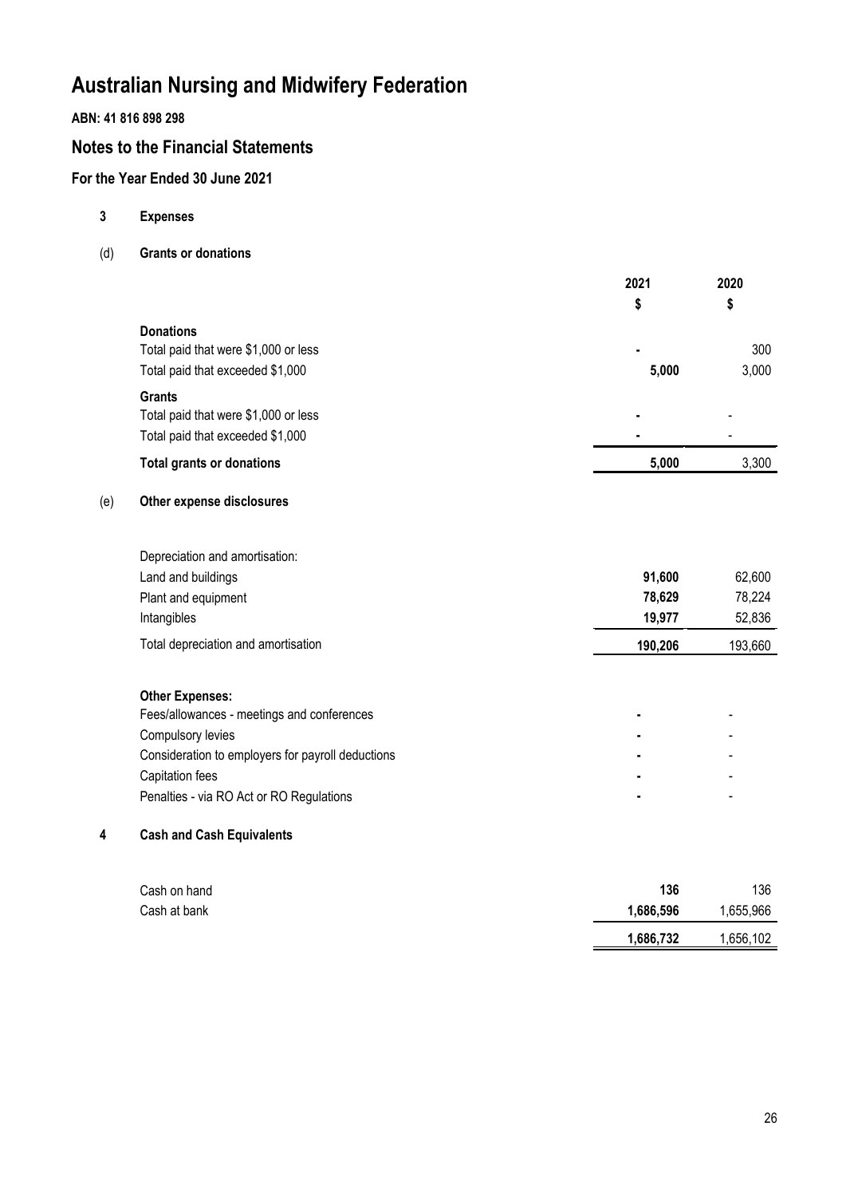# Australian Nursing and Midwifery Federation

**ABN: 41 816 898 298**

## Notes to the Financial Statements

### For the Year Ended 30 June 2021

**3 Expenses**

(d) **Grants or donations**

| | 2021 | 2020 |
|---|---|---|
| | $ | $ |
| **Donations** | | |
| Total paid that were $1,000 or less | - | 300 |
| Total paid that exceeded $1,000 | 5,000 | 3,000 |
| **Grants** | | |
| Total paid that were $1,000 or less | - | - |
| Total paid that exceeded $1,000 | - | - |
| **Total grants or donations** | **5,000** | 3,300 |

(e) **Other expense disclosures**

| | 2021 | 2020 |
|---|---|---|
| Depreciation and amortisation: | | |
| Land and buildings | 91,600 | 62,600 |
| Plant and equipment | 78,629 | 78,224 |
| Intangibles | 19,977 | 52,836 |
| Total depreciation and amortisation | 190,206 | 193,660 |
| **Other Expenses:** | | |
| Fees/allowances - meetings and conferences | - | - |
| Compulsory levies | - | - |
| Consideration to employers for payroll deductions | - | - |
| Capitation fees | - | - |
| Penalties - via RO Act or RO Regulations | - | - |

**4 Cash and Cash Equivalents**

| | 2021 | 2020 |
|---|---|---|
| Cash on hand | 136 | 136 |
| Cash at bank | 1,686,596 | 1,655,966 |
| | **1,686,732** | 1,656,102 |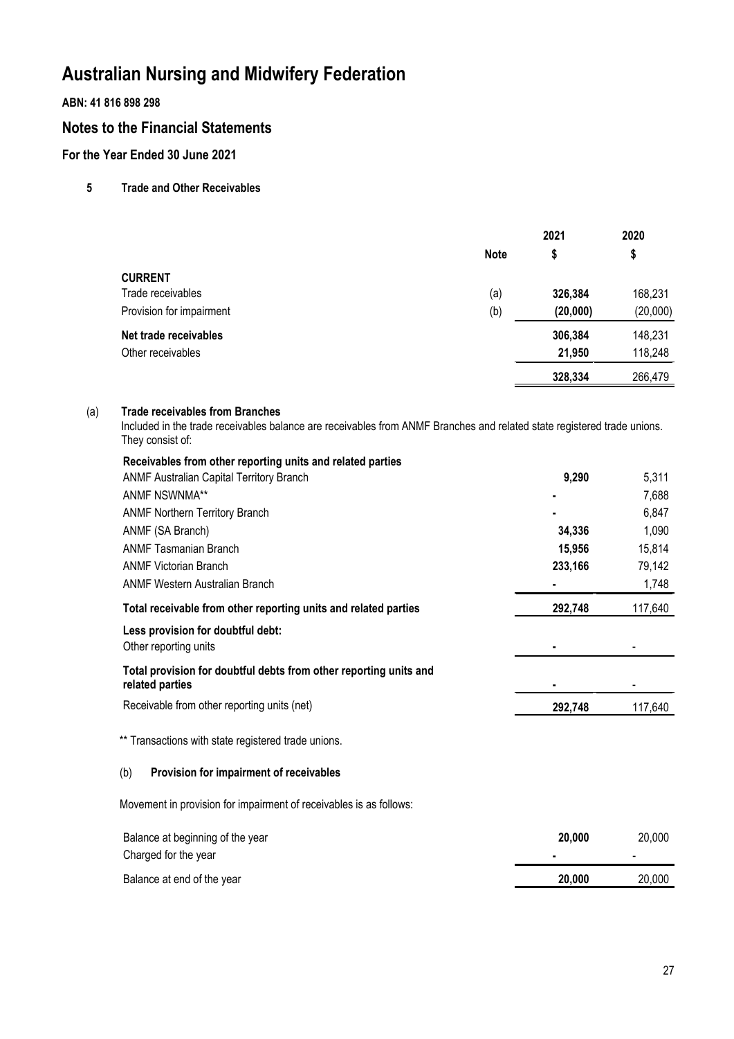# Australian Nursing and Midwifery Federation

**ABN: 41 816 898 298**

## Notes to the Financial Statements

### For the Year Ended 30 June 2021

**5 Trade and Other Receivables**

| | Note | 2021 $ | 2020 $ |
|---|---|---|---|
| **CURRENT** | | | |
| Trade receivables | (a) | **326,384** | 168,231 |
| Provision for impairment | (b) | **(20,000)** | (20,000) |
| **Net trade receivables** | | **306,384** | 148,231 |
| Other receivables | | **21,950** | 118,248 |
| | | **328,334** | 266,479 |

(a) **Trade receivables from Branches**

Included in the trade receivables balance are receivables from ANMF Branches and related state registered trade unions. They consist of:

| | 2021 $ | 2020 $ |
|---|---|---|
| **Receivables from other reporting units and related parties** | | |
| ANMF Australian Capital Territory Branch | **9,290** | 5,311 |
| ANMF NSWNMA** | **-** | 7,688 |
| ANMF Northern Territory Branch | **-** | 6,847 |
| ANMF (SA Branch) | **34,336** | 1,090 |
| ANMF Tasmanian Branch | **15,956** | 15,814 |
| ANMF Victorian Branch | **233,166** | 79,142 |
| ANMF Western Australian Branch | **-** | 1,748 |
| **Total receivable from other reporting units and related parties** | **292,748** | 117,640 |
| **Less provision for doubtful debt:** | | |
| Other reporting units | **-** | - |
| **Total provision for doubtful debts from other reporting units and related parties** | **-** | - |
| Receivable from other reporting units (net) | **292,748** | 117,640 |

** Transactions with state registered trade unions.

(b) **Provision for impairment of receivables**

Movement in provision for impairment of receivables is as follows:

| | 2021 $ | 2020 $ |
|---|---|---|
| Balance at beginning of the year | **20,000** | 20,000 |
| Charged for the year | **-** | - |
| Balance at end of the year | **20,000** | 20,000 |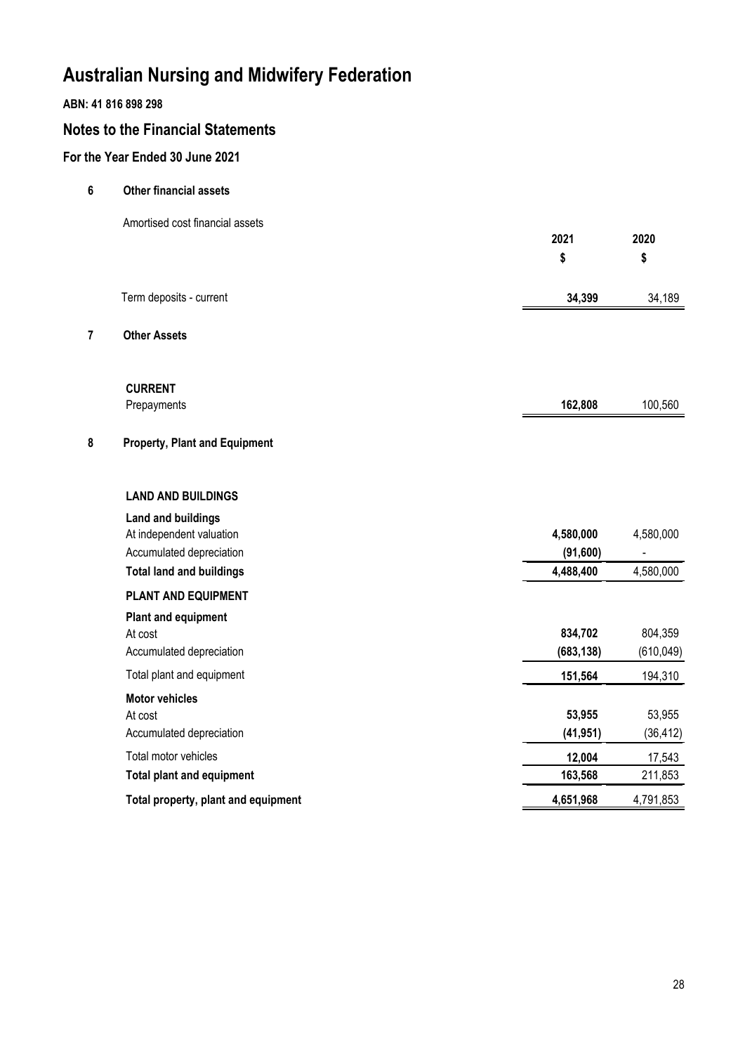# Australian Nursing and Midwifery Federation

**ABN: 41 816 898 298**

## Notes to the Financial Statements

### For the Year Ended 30 June 2021

**6 Other financial assets**

Amortised cost financial assets

| | 2021 $ | 2020 $ |
|---|---|---|
| Term deposits - current | **34,399** | 34,189 |

**7 Other Assets**

| | 2021 $ | 2020 $ |
|---|---|---|
| **CURRENT** | | |
| Prepayments | **162,808** | 100,560 |

**8 Property, Plant and Equipment**

| | 2021 $ | 2020 $ |
|---|---|---|
| **LAND AND BUILDINGS** | | |
| **Land and buildings** | | |
| At independent valuation | **4,580,000** | 4,580,000 |
| Accumulated depreciation | **(91,600)** | - |
| **Total land and buildings** | **4,488,400** | 4,580,000 |
| **PLANT AND EQUIPMENT** | | |
| **Plant and equipment** | | |
| At cost | **834,702** | 804,359 |
| Accumulated depreciation | **(683,138)** | (610,049) |
| Total plant and equipment | **151,564** | 194,310 |
| **Motor vehicles** | | |
| At cost | **53,955** | 53,955 |
| Accumulated depreciation | **(41,951)** | (36,412) |
| Total motor vehicles | **12,004** | 17,543 |
| **Total plant and equipment** | **163,568** | 211,853 |
| **Total property, plant and equipment** | **4,651,968** | 4,791,853 |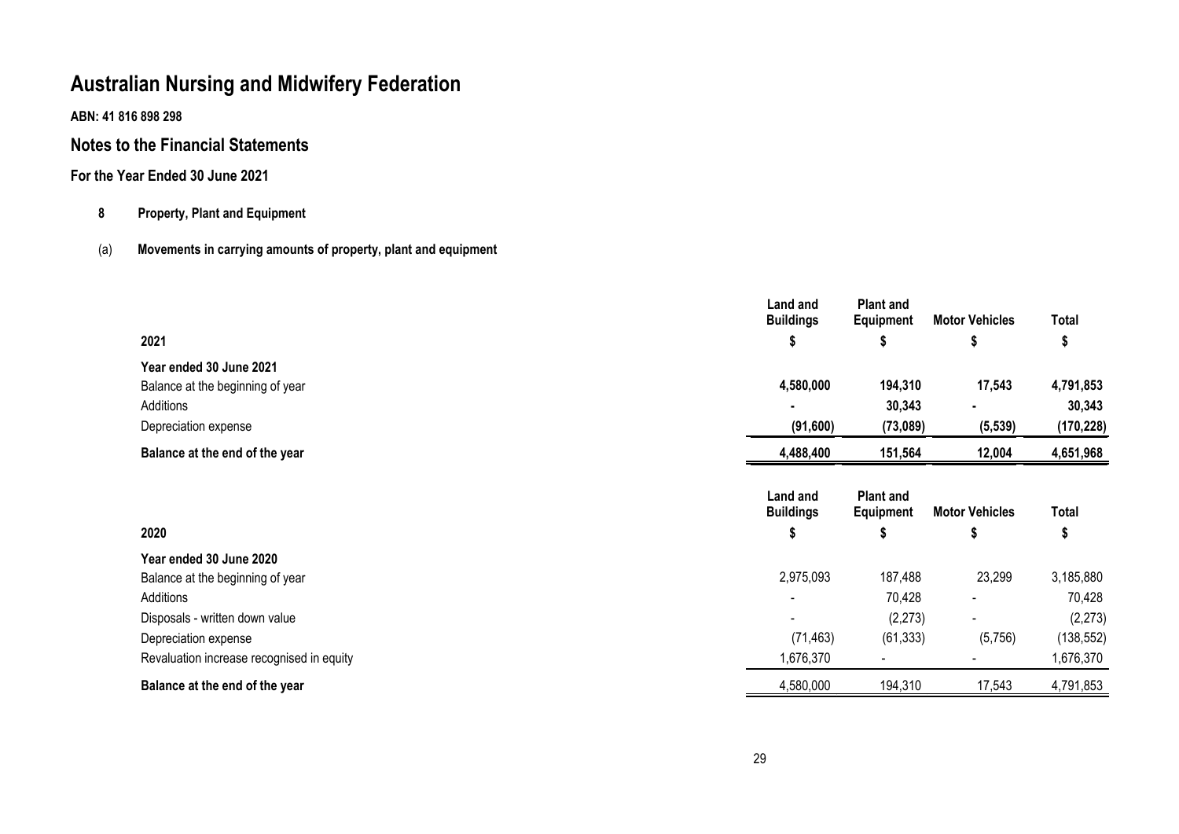# Australian Nursing and Midwifery Federation

**ABN: 41 816 898 298**

## Notes to the Financial Statements

### For the Year Ended 30 June 2021

**8 Property, Plant and Equipment**

(a) **Movements in carrying amounts of property, plant and equipment**

| 2021 | Land and Buildings<br>$ | Plant and Equipment<br>$ | Motor Vehicles<br>$ | Total<br>$ |
|---|---|---|---|---|
| **Year ended 30 June 2021** | | | | |
| Balance at the beginning of year | **4,580,000** | **194,310** | **17,543** | **4,791,853** |
| Additions | **-** | **30,343** | **-** | **30,343** |
| Depreciation expense | **(91,600)** | **(73,089)** | **(5,539)** | **(170,228)** |
| **Balance at the end of the year** | **4,488,400** | **151,564** | **12,004** | **4,651,968** |

| 2020 | Land and Buildings<br>$ | Plant and Equipment<br>$ | Motor Vehicles<br>$ | Total<br>$ |
|---|---|---|---|---|
| **Year ended 30 June 2020** | | | | |
| Balance at the beginning of year | 2,975,093 | 187,488 | 23,299 | 3,185,880 |
| Additions | - | 70,428 | - | 70,428 |
| Disposals - written down value | - | (2,273) | - | (2,273) |
| Depreciation expense | (71,463) | (61,333) | (5,756) | (138,552) |
| Revaluation increase recognised in equity | 1,676,370 | - | - | 1,676,370 |
| **Balance at the end of the year** | 4,580,000 | 194,310 | 17,543 | 4,791,853 |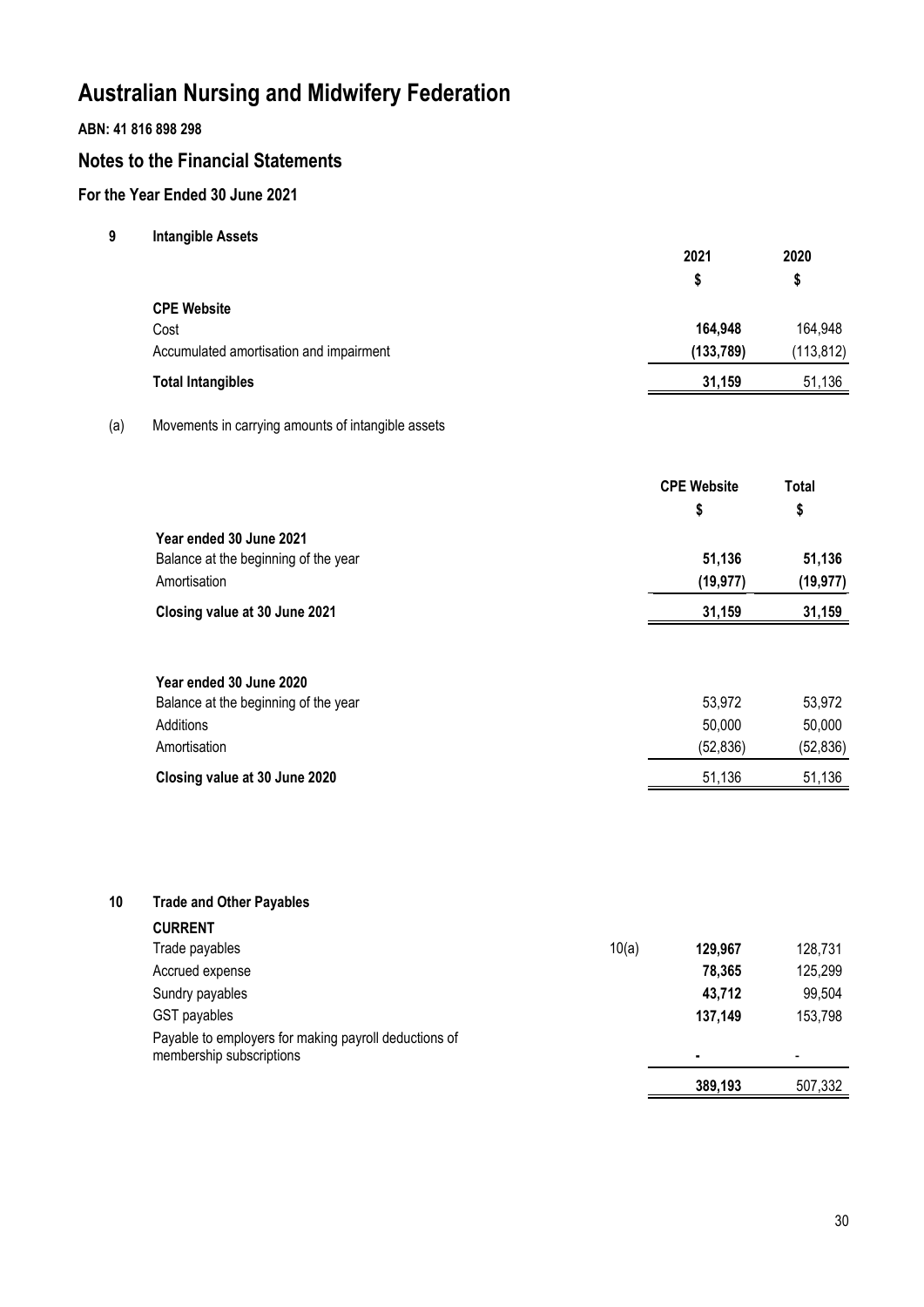# Australian Nursing and Midwifery Federation

**ABN: 41 816 898 298**

## Notes to the Financial Statements

### For the Year Ended 30 June 2021

**9 Intangible Assets**

| | 2021 | 2020 |
|---|---|---|
| | $ | $ |
| **CPE Website** | | |
| Cost | **164,948** | 164,948 |
| Accumulated amortisation and impairment | **(133,789)** | (113,812) |
| **Total Intangibles** | **31,159** | 51,136 |

(a) Movements in carrying amounts of intangible assets

| | CPE Website | Total |
|---|---|---|
| | $ | $ |
| **Year ended 30 June 2021** | | |
| Balance at the beginning of the year | **51,136** | **51,136** |
| Amortisation | **(19,977)** | **(19,977)** |
| **Closing value at 30 June 2021** | **31,159** | **31,159** |
| | | |
| **Year ended 30 June 2020** | | |
| Balance at the beginning of the year | 53,972 | 53,972 |
| Additions | 50,000 | 50,000 |
| Amortisation | (52,836) | (52,836) |
| **Closing value at 30 June 2020** | 51,136 | 51,136 |

**10 Trade and Other Payables**

| | | 2021 | 2020 |
|---|---|---|---|
| **CURRENT** | | | |
| Trade payables | 10(a) | **129,967** | 128,731 |
| Accrued expense | | **78,365** | 125,299 |
| Sundry payables | | **43,712** | 99,504 |
| GST payables | | **137,149** | 153,798 |
| Payable to employers for making payroll deductions of membership subscriptions | | **-** | - |
| | | **389,193** | 507,332 |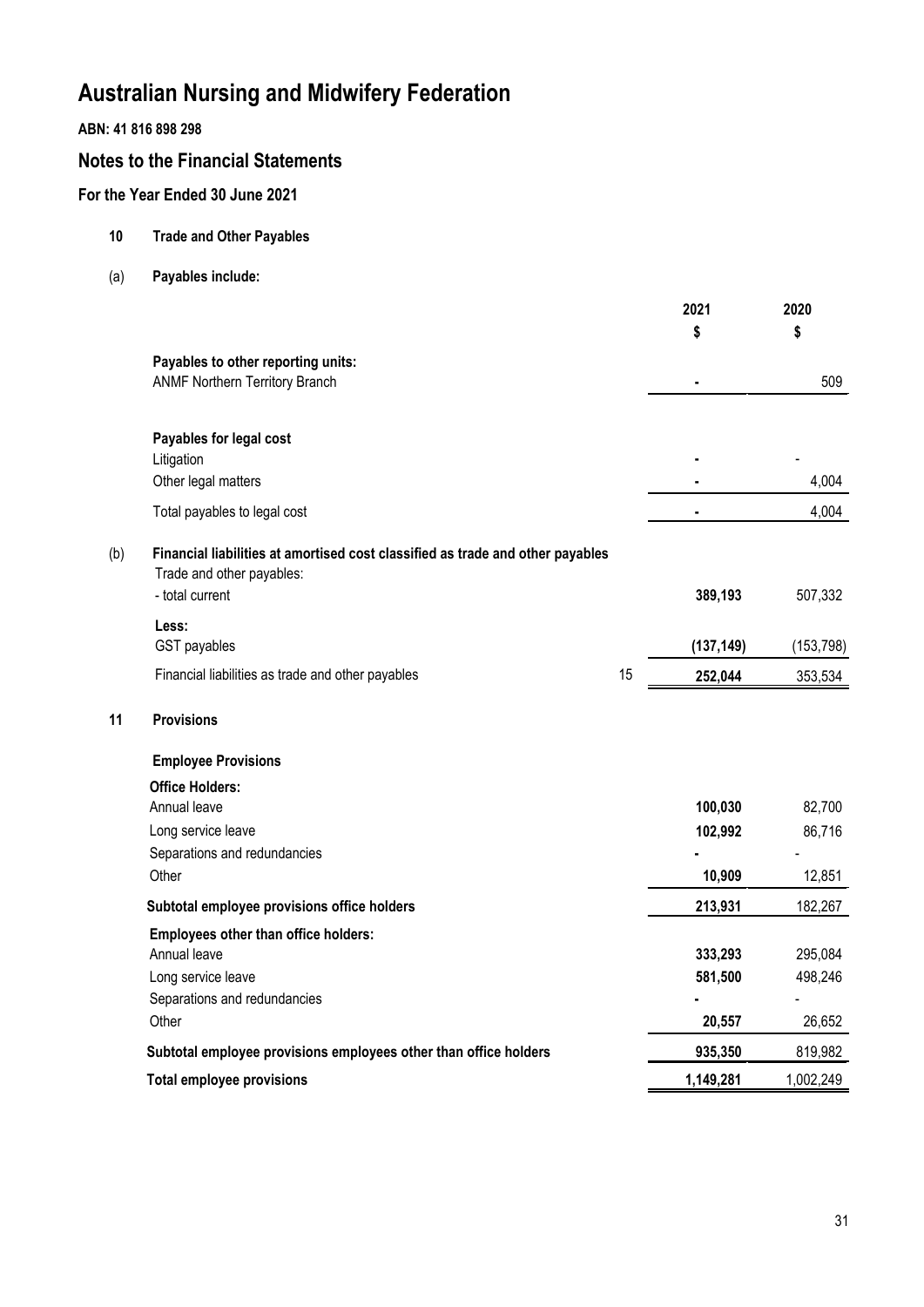# Australian Nursing and Midwifery Federation

**ABN: 41 816 898 298**

## Notes to the Financial Statements

### For the Year Ended 30 June 2021

**10 Trade and Other Payables**

(a) **Payables include:**

| | | 2021 $ | 2020 $ |
|---|---|---|---|
| **Payables to other reporting units:** | | | |
| ANMF Northern Territory Branch | | - | 509 |
| **Payables for legal cost** | | | |
| Litigation | | - | - |
| Other legal matters | | - | 4,004 |
| Total payables to legal cost | | - | 4,004 |

(b) **Financial liabilities at amortised cost classified as trade and other payables**

| | | 2021 $ | 2020 $ |
|---|---|---|---|
| Trade and other payables: | | | |
| - total current | | **389,193** | 507,332 |
| **Less:** | | | |
| GST payables | | **(137,149)** | (153,798) |
| Financial liabilities as trade and other payables | 15 | **252,044** | 353,534 |

**11 Provisions**

| | 2021 $ | 2020 $ |
|---|---|---|
| **Employee Provisions** | | |
| **Office Holders:** | | |
| Annual leave | **100,030** | 82,700 |
| Long service leave | **102,992** | 86,716 |
| Separations and redundancies | **-** | - |
| Other | **10,909** | 12,851 |
| **Subtotal employee provisions office holders** | **213,931** | 182,267 |
| **Employees other than office holders:** | | |
| Annual leave | **333,293** | 295,084 |
| Long service leave | **581,500** | 498,246 |
| Separations and redundancies | **-** | - |
| Other | **20,557** | 26,652 |
| **Subtotal employee provisions employees other than office holders** | **935,350** | 819,982 |
| **Total employee provisions** | **1,149,281** | 1,002,249 |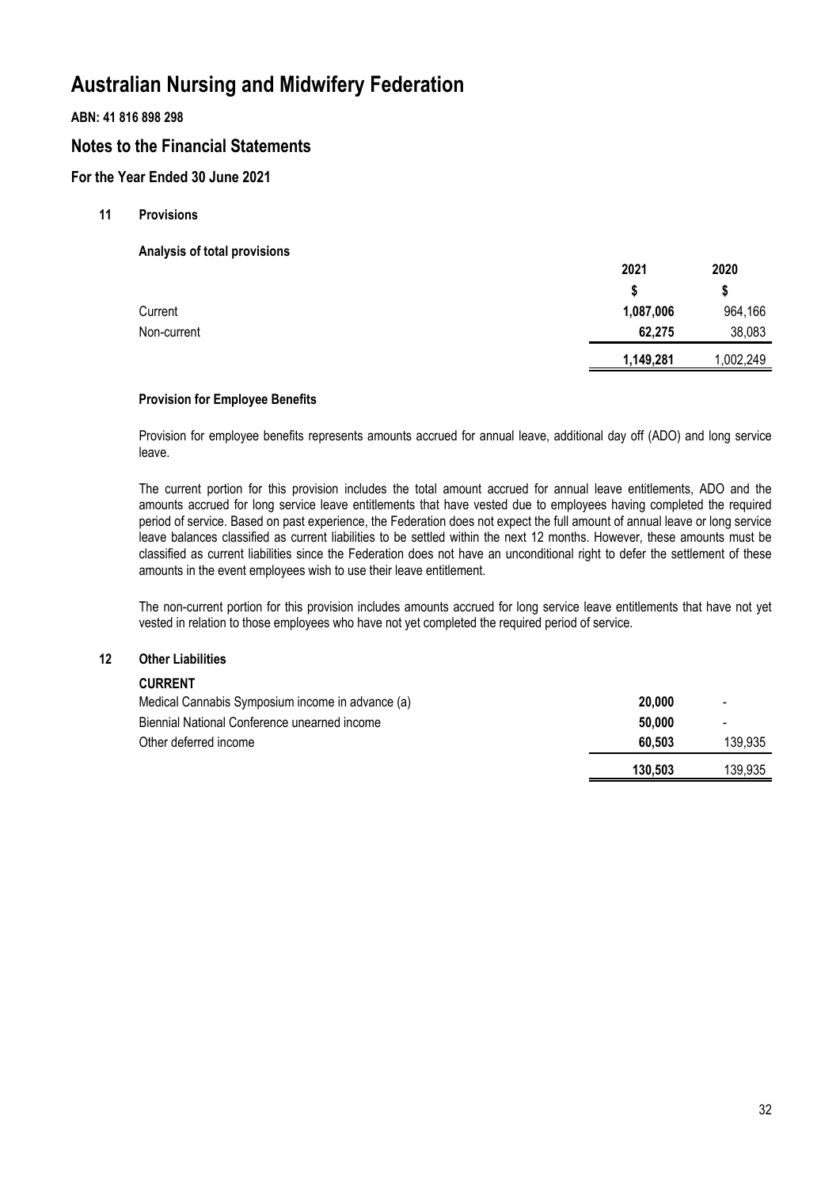# Australian Nursing and Midwifery Federation

**ABN: 41 816 898 298**

## Notes to the Financial Statements

### For the Year Ended 30 June 2021

**11 Provisions**

**Analysis of total provisions**

| | 2021 | 2020 |
|---|---|---|
| | $ | $ |
| Current | **1,087,006** | 964,166 |
| Non-current | **62,275** | 38,083 |
| | **1,149,281** | 1,002,249 |

**Provision for Employee Benefits**

Provision for employee benefits represents amounts accrued for annual leave, additional day off (ADO) and long service leave.

The current portion for this provision includes the total amount accrued for annual leave entitlements, ADO and the amounts accrued for long service leave entitlements that have vested due to employees having completed the required period of service. Based on past experience, the Federation does not expect the full amount of annual leave or long service leave balances classified as current liabilities to be settled within the next 12 months. However, these amounts must be classified as current liabilities since the Federation does not have an unconditional right to defer the settlement of these amounts in the event employees wish to use their leave entitlement.

The non-current portion for this provision includes amounts accrued for long service leave entitlements that have not yet vested in relation to those employees who have not yet completed the required period of service.

**12 Other Liabilities**

| | 2021 | 2020 |
|---|---|---|
| **CURRENT** | | |
| Medical Cannabis Symposium income in advance (a) | **20,000** | - |
| Biennial National Conference unearned income | **50,000** | - |
| Other deferred income | **60,503** | 139,935 |
| | **130,503** | 139,935 |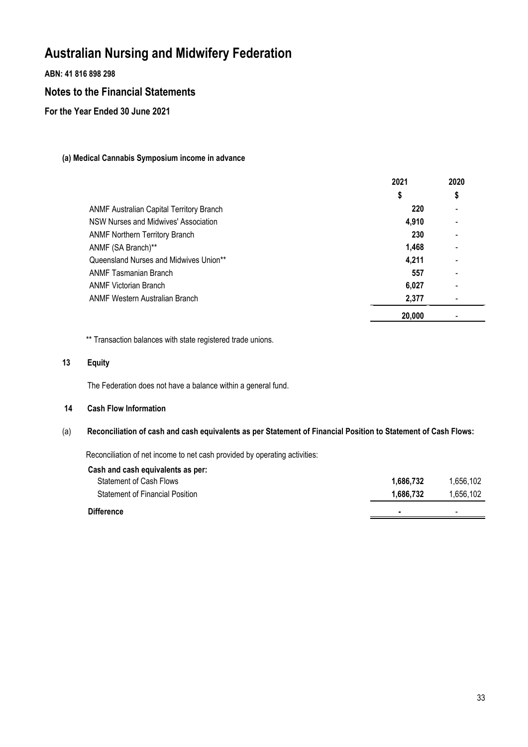# Australian Nursing and Midwifery Federation

**ABN: 41 816 898 298**

## Notes to the Financial Statements

**For the Year Ended 30 June 2021**

**(a) Medical Cannabis Symposium income in advance**

| | 2021 | 2020 |
|---|---|---|
| | $ | $ |
| ANMF Australian Capital Territory Branch | 220 | - |
| NSW Nurses and Midwives' Association | 4,910 | - |
| ANMF Northern Territory Branch | 230 | - |
| ANMF (SA Branch)** | 1,468 | - |
| Queensland Nurses and Midwives Union** | 4,211 | - |
| ANMF Tasmanian Branch | 557 | - |
| ANMF Victorian Branch | 6,027 | - |
| ANMF Western Australian Branch | 2,377 | - |
| | **20,000** | - |

** Transaction balances with state registered trade unions.

### 13 Equity

The Federation does not have a balance within a general fund.

### 14 Cash Flow Information

**(a) Reconciliation of cash and cash equivalents as per Statement of Financial Position to Statement of Cash Flows:**

Reconciliation of net income to net cash provided by operating activities:

| | 2021 | 2020 |
|---|---|---|
| **Cash and cash equivalents as per:** | | |
| Statement of Cash Flows | **1,686,732** | 1,656,102 |
| Statement of Financial Position | **1,686,732** | 1,656,102 |
| **Difference** | **-** | - |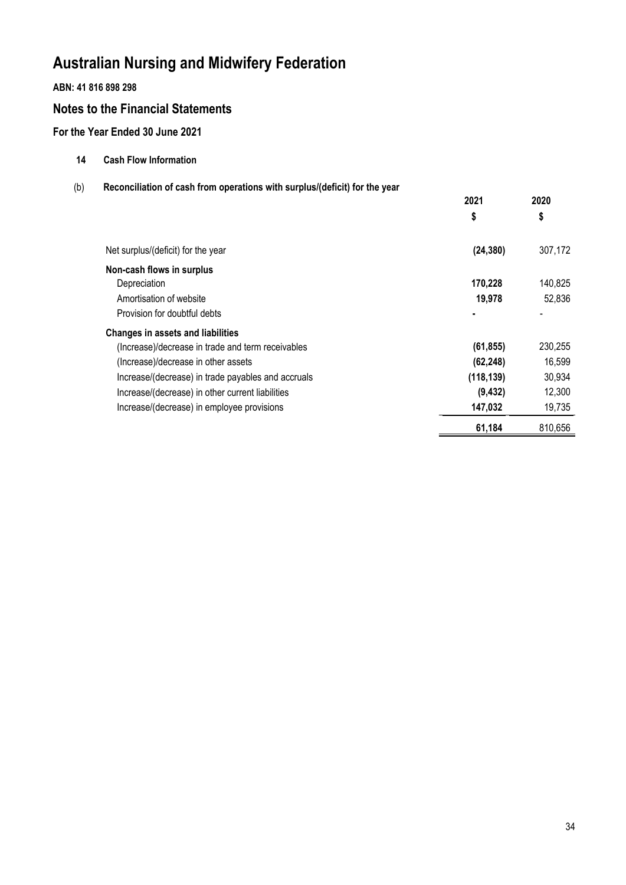# Australian Nursing and Midwifery Federation

**ABN: 41 816 898 298**

## Notes to the Financial Statements

### For the Year Ended 30 June 2021

**14 Cash Flow Information**

(b) **Reconciliation of cash from operations with surplus/(deficit) for the year**

| | 2021 | 2020 |
|---|---|---|
| | $ | $ |
| Net surplus/(deficit) for the year | **(24,380)** | 307,172 |
| **Non-cash flows in surplus** | | |
| Depreciation | **170,228** | 140,825 |
| Amortisation of website | **19,978** | 52,836 |
| Provision for doubtful debts | **-** | - |
| **Changes in assets and liabilities** | | |
| (Increase)/decrease in trade and term receivables | **(61,855)** | 230,255 |
| (Increase)/decrease in other assets | **(62,248)** | 16,599 |
| Increase/(decrease) in trade payables and accruals | **(118,139)** | 30,934 |
| Increase/(decrease) in other current liabilities | **(9,432)** | 12,300 |
| Increase/(decrease) in employee provisions | **147,032** | 19,735 |
| | **61,184** | 810,656 |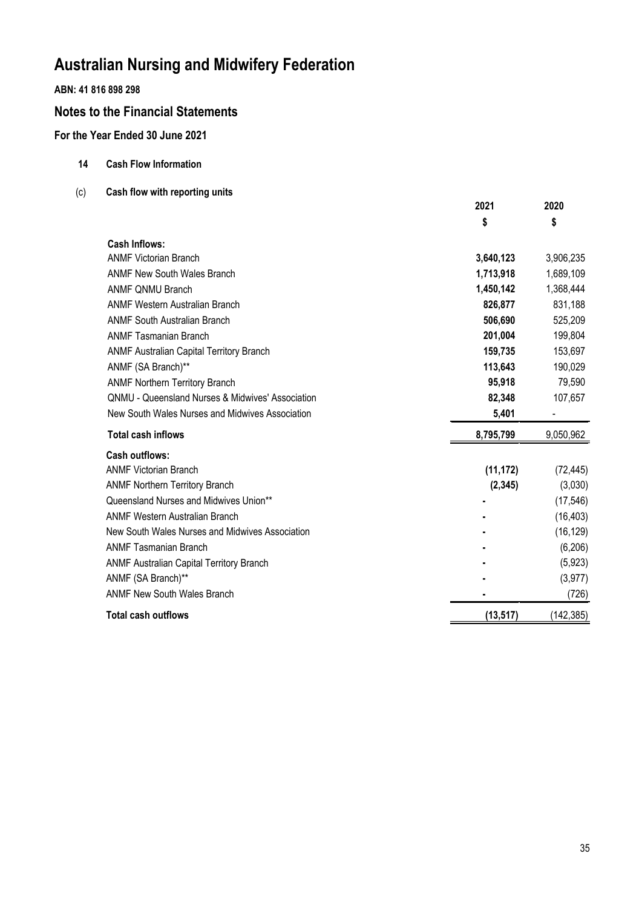# Australian Nursing and Midwifery Federation

**ABN: 41 816 898 298**

## Notes to the Financial Statements

### For the Year Ended 30 June 2021

**14 Cash Flow Information**

**(c) Cash flow with reporting units**

| | 2021 | 2020 |
|---|---|---|
| | $ | $ |
| **Cash Inflows:** | | |
| ANMF Victorian Branch | **3,640,123** | 3,906,235 |
| ANMF New South Wales Branch | **1,713,918** | 1,689,109 |
| ANMF QNMU Branch | **1,450,142** | 1,368,444 |
| ANMF Western Australian Branch | **826,877** | 831,188 |
| ANMF South Australian Branch | **506,690** | 525,209 |
| ANMF Tasmanian Branch | **201,004** | 199,804 |
| ANMF Australian Capital Territory Branch | **159,735** | 153,697 |
| ANMF (SA Branch)** | **113,643** | 190,029 |
| ANMF Northern Territory Branch | **95,918** | 79,590 |
| QNMU - Queensland Nurses & Midwives' Association | **82,348** | 107,657 |
| New South Wales Nurses and Midwives Association | **5,401** | - |
| **Total cash inflows** | **8,795,799** | 9,050,962 |
| **Cash outflows:** | | |
| ANMF Victorian Branch | **(11,172)** | (72,445) |
| ANMF Northern Territory Branch | **(2,345)** | (3,030) |
| Queensland Nurses and Midwives Union** | **-** | (17,546) |
| ANMF Western Australian Branch | **-** | (16,403) |
| New South Wales Nurses and Midwives Association | **-** | (16,129) |
| ANMF Tasmanian Branch | **-** | (6,206) |
| ANMF Australian Capital Territory Branch | **-** | (5,923) |
| ANMF (SA Branch)** | **-** | (3,977) |
| ANMF New South Wales Branch | **-** | (726) |
| **Total cash outflows** | **(13,517)** | (142,385) |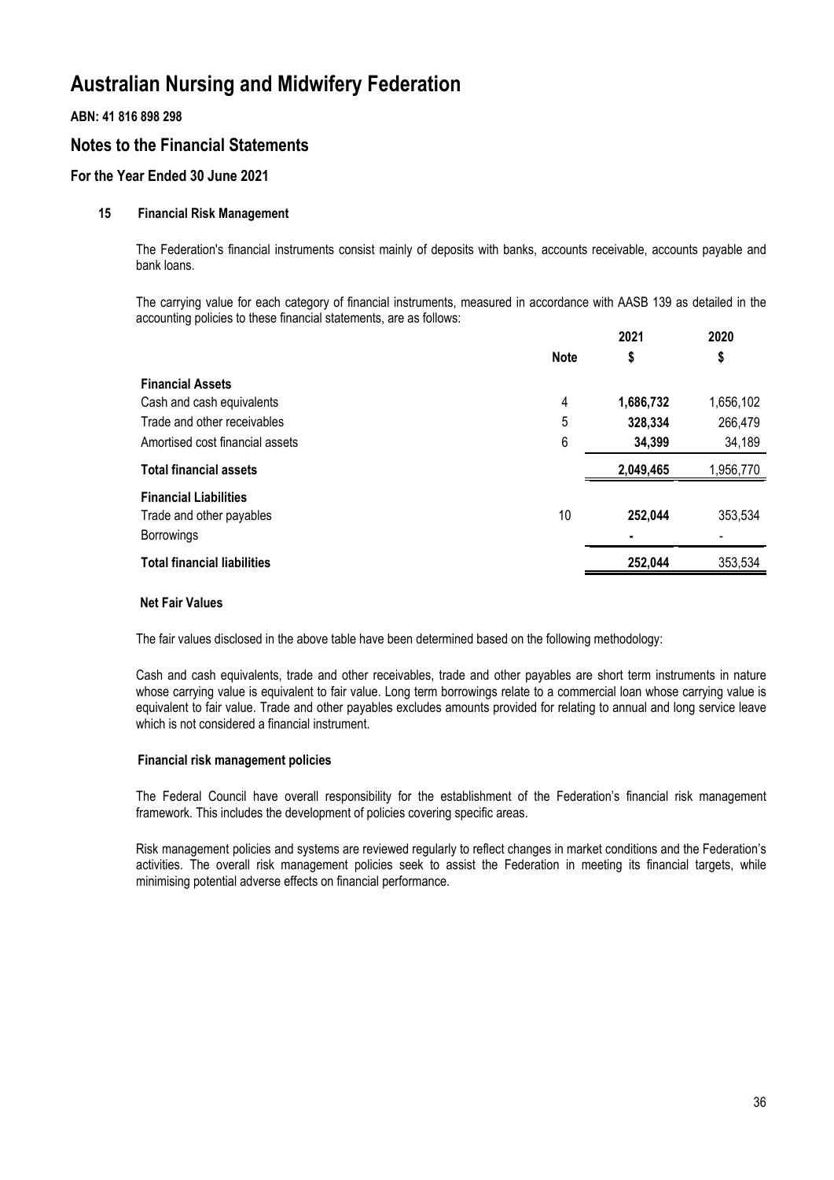# Australian Nursing and Midwifery Federation

**ABN: 41 816 898 298**

## Notes to the Financial Statements

### For the Year Ended 30 June 2021

#### 15 Financial Risk Management

The Federation's financial instruments consist mainly of deposits with banks, accounts receivable, accounts payable and bank loans.

The carrying value for each category of financial instruments, measured in accordance with AASB 139 as detailed in the accounting policies to these financial statements, are as follows:

| | Note | 2021<br>$ | 2020<br>$ |
|---|---|---|---|
| **Financial Assets** | | | |
| Cash and cash equivalents | 4 | **1,686,732** | 1,656,102 |
| Trade and other receivables | 5 | **328,334** | 266,479 |
| Amortised cost financial assets | 6 | **34,399** | 34,189 |
| **Total financial assets** | | **2,049,465** | 1,956,770 |
| **Financial Liabilities** | | | |
| Trade and other payables | 10 | **252,044** | 353,534 |
| Borrowings | | **-** | - |
| **Total financial liabilities** | | **252,044** | 353,534 |

**Net Fair Values**

The fair values disclosed in the above table have been determined based on the following methodology:

Cash and cash equivalents, trade and other receivables, trade and other payables are short term instruments in nature whose carrying value is equivalent to fair value. Long term borrowings relate to a commercial loan whose carrying value is equivalent to fair value. Trade and other payables excludes amounts provided for relating to annual and long service leave which is not considered a financial instrument.

**Financial risk management policies**

The Federal Council have overall responsibility for the establishment of the Federation's financial risk management framework. This includes the development of policies covering specific areas.

Risk management policies and systems are reviewed regularly to reflect changes in market conditions and the Federation's activities. The overall risk management policies seek to assist the Federation in meeting its financial targets, while minimising potential adverse effects on financial performance.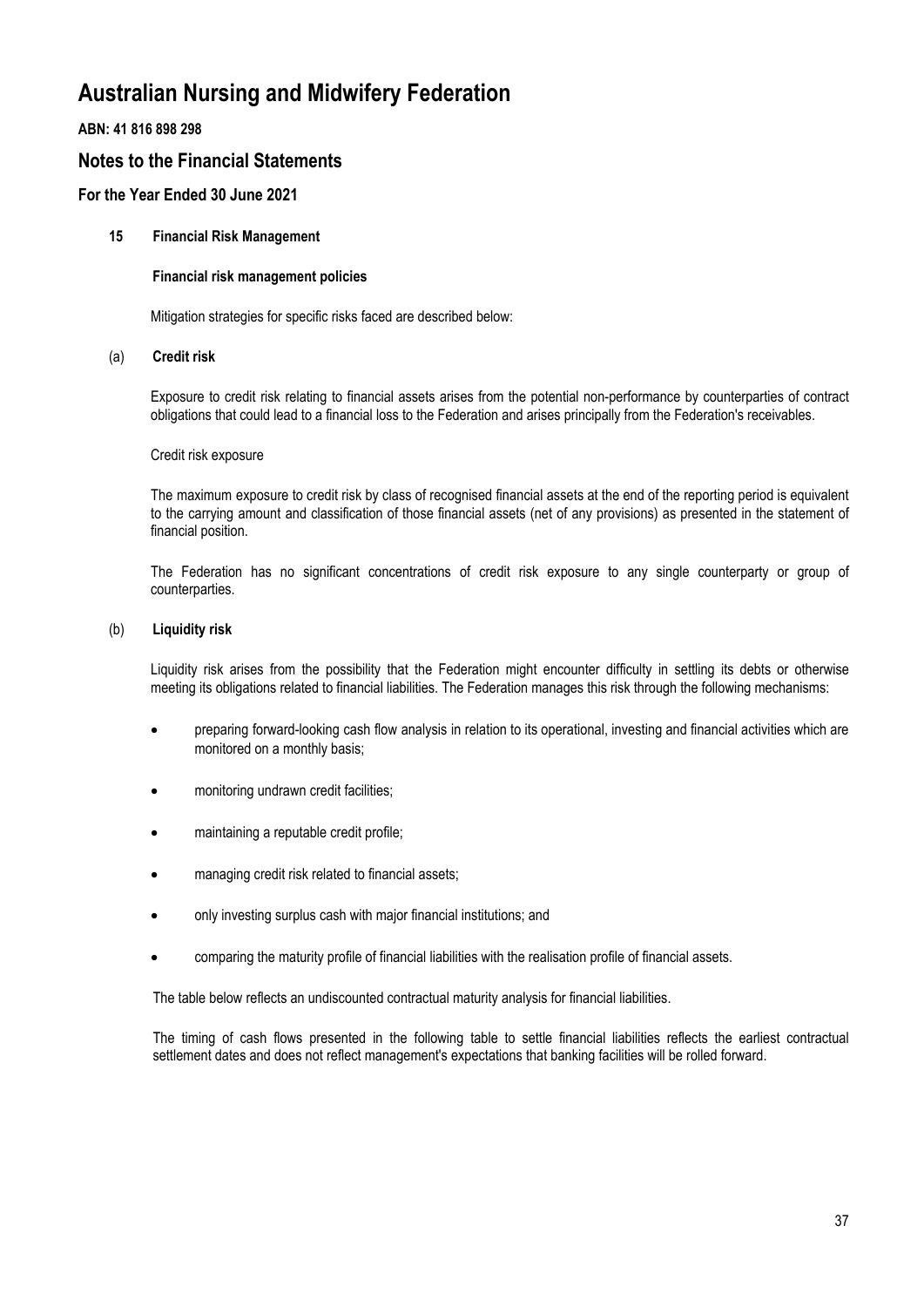# Australian Nursing and Midwifery Federation

**ABN: 41 816 898 298**

## Notes to the Financial Statements

### For the Year Ended 30 June 2021

**15 Financial Risk Management**

**Financial risk management policies**

Mitigation strategies for specific risks faced are described below:

(a) **Credit risk**

Exposure to credit risk relating to financial assets arises from the potential non-performance by counterparties of contract obligations that could lead to a financial loss to the Federation and arises principally from the Federation's receivables.

Credit risk exposure

The maximum exposure to credit risk by class of recognised financial assets at the end of the reporting period is equivalent to the carrying amount and classification of those financial assets (net of any provisions) as presented in the statement of financial position.

The Federation has no significant concentrations of credit risk exposure to any single counterparty or group of counterparties.

(b) **Liquidity risk**

Liquidity risk arises from the possibility that the Federation might encounter difficulty in settling its debts or otherwise meeting its obligations related to financial liabilities. The Federation manages this risk through the following mechanisms:

- preparing forward-looking cash flow analysis in relation to its operational, investing and financial activities which are monitored on a monthly basis;
- monitoring undrawn credit facilities;
- maintaining a reputable credit profile;
- managing credit risk related to financial assets;
- only investing surplus cash with major financial institutions; and
- comparing the maturity profile of financial liabilities with the realisation profile of financial assets.

The table below reflects an undiscounted contractual maturity analysis for financial liabilities.

The timing of cash flows presented in the following table to settle financial liabilities reflects the earliest contractual settlement dates and does not reflect management's expectations that banking facilities will be rolled forward.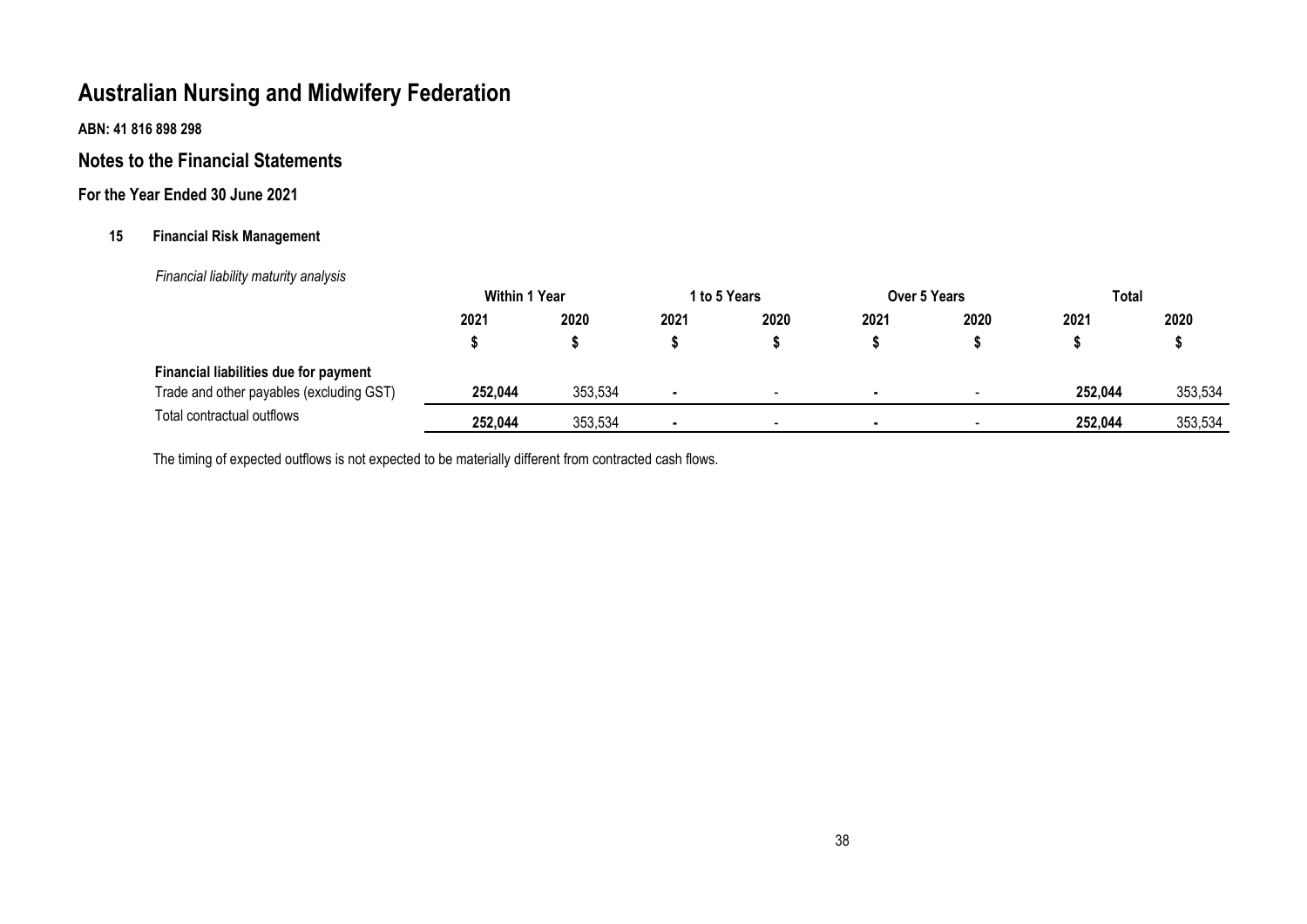# Australian Nursing and Midwifery Federation

**ABN: 41 816 898 298**

## Notes to the Financial Statements

### For the Year Ended 30 June 2021

#### 15 Financial Risk Management

*Financial liability maturity analysis*

| | Within 1 Year | | 1 to 5 Years | | Over 5 Years | | Total | |
|---|---|---|---|---|---|---|---|---|
| | 2021 | 2020 | 2021 | 2020 | 2021 | 2020 | 2021 | 2020 |
| | $ | $ | $ | $ | $ | $ | $ | $ |
| **Financial liabilities due for payment** | | | | | | | | |
| Trade and other payables (excluding GST) | **252,044** | 353,534 | **-** | - | **-** | - | **252,044** | 353,534 |
| Total contractual outflows | **252,044** | 353,534 | **-** | - | **-** | - | **252,044** | 353,534 |

The timing of expected outflows is not expected to be materially different from contracted cash flows.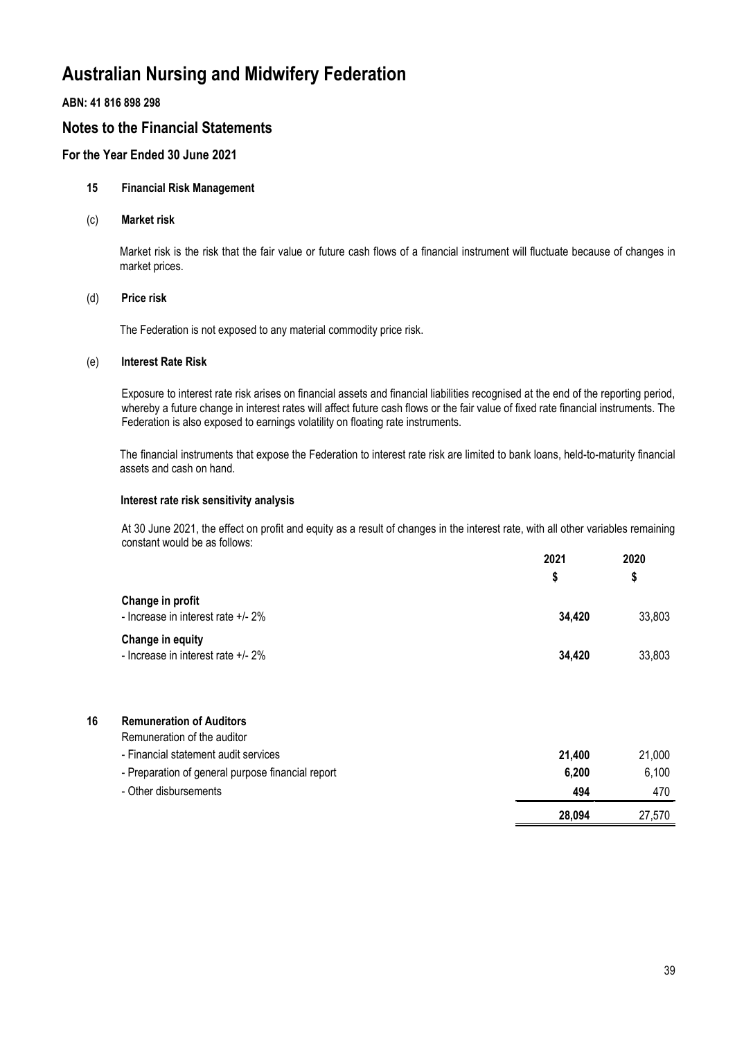# Australian Nursing and Midwifery Federation

**ABN: 41 816 898 298**

## Notes to the Financial Statements

### For the Year Ended 30 June 2021

**15 Financial Risk Management**

**(c) Market risk**

Market risk is the risk that the fair value or future cash flows of a financial instrument will fluctuate because of changes in market prices.

**(d) Price risk**

The Federation is not exposed to any material commodity price risk.

**(e) Interest Rate Risk**

Exposure to interest rate risk arises on financial assets and financial liabilities recognised at the end of the reporting period, whereby a future change in interest rates will affect future cash flows or the fair value of fixed rate financial instruments. The Federation is also exposed to earnings volatility on floating rate instruments.

The financial instruments that expose the Federation to interest rate risk are limited to bank loans, held-to-maturity financial assets and cash on hand.

**Interest rate risk sensitivity analysis**

At 30 June 2021, the effect on profit and equity as a result of changes in the interest rate, with all other variables remaining constant would be as follows:

| | 2021 | 2020 |
|---|---|---|
| | $ | $ |
| **Change in profit** | | |
| - Increase in interest rate +/- 2% | **34,420** | 33,803 |
| **Change in equity** | | |
| - Increase in interest rate +/- 2% | **34,420** | 33,803 |

**16 Remuneration of Auditors**

| | 2021 | 2020 |
|---|---|---|
| Remuneration of the auditor | | |
| - Financial statement audit services | **21,400** | 21,000 |
| - Preparation of general purpose financial report | **6,200** | 6,100 |
| - Other disbursements | **494** | 470 |
| | **28,094** | 27,570 |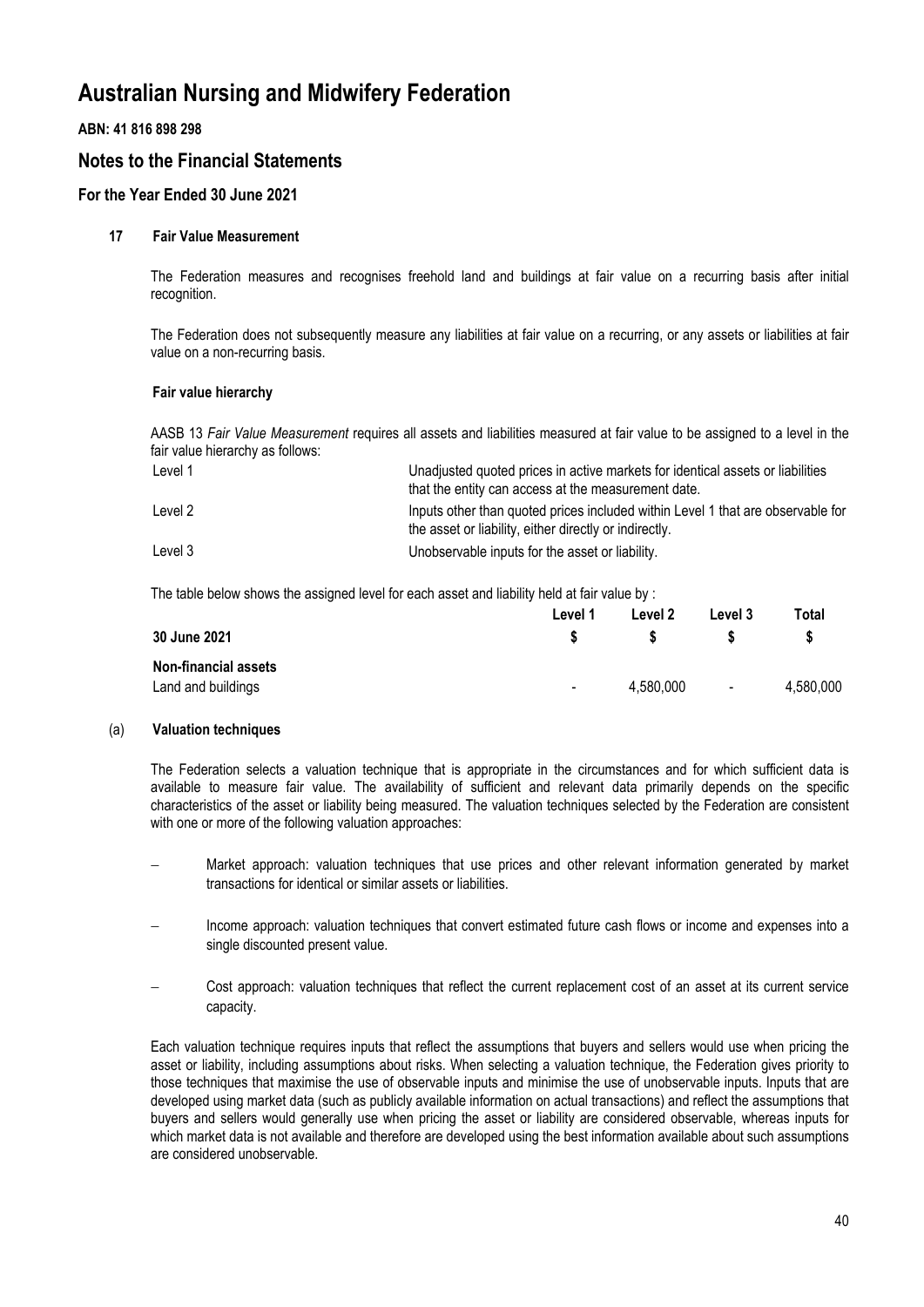# Australian Nursing and Midwifery Federation

**ABN: 41 816 898 298**

## Notes to the Financial Statements

### For the Year Ended 30 June 2021

#### 17 Fair Value Measurement

The Federation measures and recognises freehold land and buildings at fair value on a recurring basis after initial recognition.

The Federation does not subsequently measure any liabilities at fair value on a recurring, or any assets or liabilities at fair value on a non-recurring basis.

**Fair value hierarchy**

AASB 13 *Fair Value Measurement* requires all assets and liabilities measured at fair value to be assigned to a level in the fair value hierarchy as follows:

| | |
|---|---|
| Level 1 | Unadjusted quoted prices in active markets for identical assets or liabilities that the entity can access at the measurement date. |
| Level 2 | Inputs other than quoted prices included within Level 1 that are observable for the asset or liability, either directly or indirectly. |
| Level 3 | Unobservable inputs for the asset or liability. |

The table below shows the assigned level for each asset and liability held at fair value by :

| 30 June 2021 | Level 1<br>$ | Level 2<br>$ | Level 3<br>$ | Total<br>$ |
|---|---|---|---|---|
| **Non-financial assets** | | | | |
| Land and buildings | - | 4,580,000 | - | 4,580,000 |

#### (a) Valuation techniques

The Federation selects a valuation technique that is appropriate in the circumstances and for which sufficient data is available to measure fair value. The availability of sufficient and relevant data primarily depends on the specific characteristics of the asset or liability being measured. The valuation techniques selected by the Federation are consistent with one or more of the following valuation approaches:

- Market approach: valuation techniques that use prices and other relevant information generated by market transactions for identical or similar assets or liabilities.
- Income approach: valuation techniques that convert estimated future cash flows or income and expenses into a single discounted present value.
- Cost approach: valuation techniques that reflect the current replacement cost of an asset at its current service capacity.

Each valuation technique requires inputs that reflect the assumptions that buyers and sellers would use when pricing the asset or liability, including assumptions about risks. When selecting a valuation technique, the Federation gives priority to those techniques that maximise the use of observable inputs and minimise the use of unobservable inputs. Inputs that are developed using market data (such as publicly available information on actual transactions) and reflect the assumptions that buyers and sellers would generally use when pricing the asset or liability are considered observable, whereas inputs for which market data is not available and therefore are developed using the best information available about such assumptions are considered unobservable.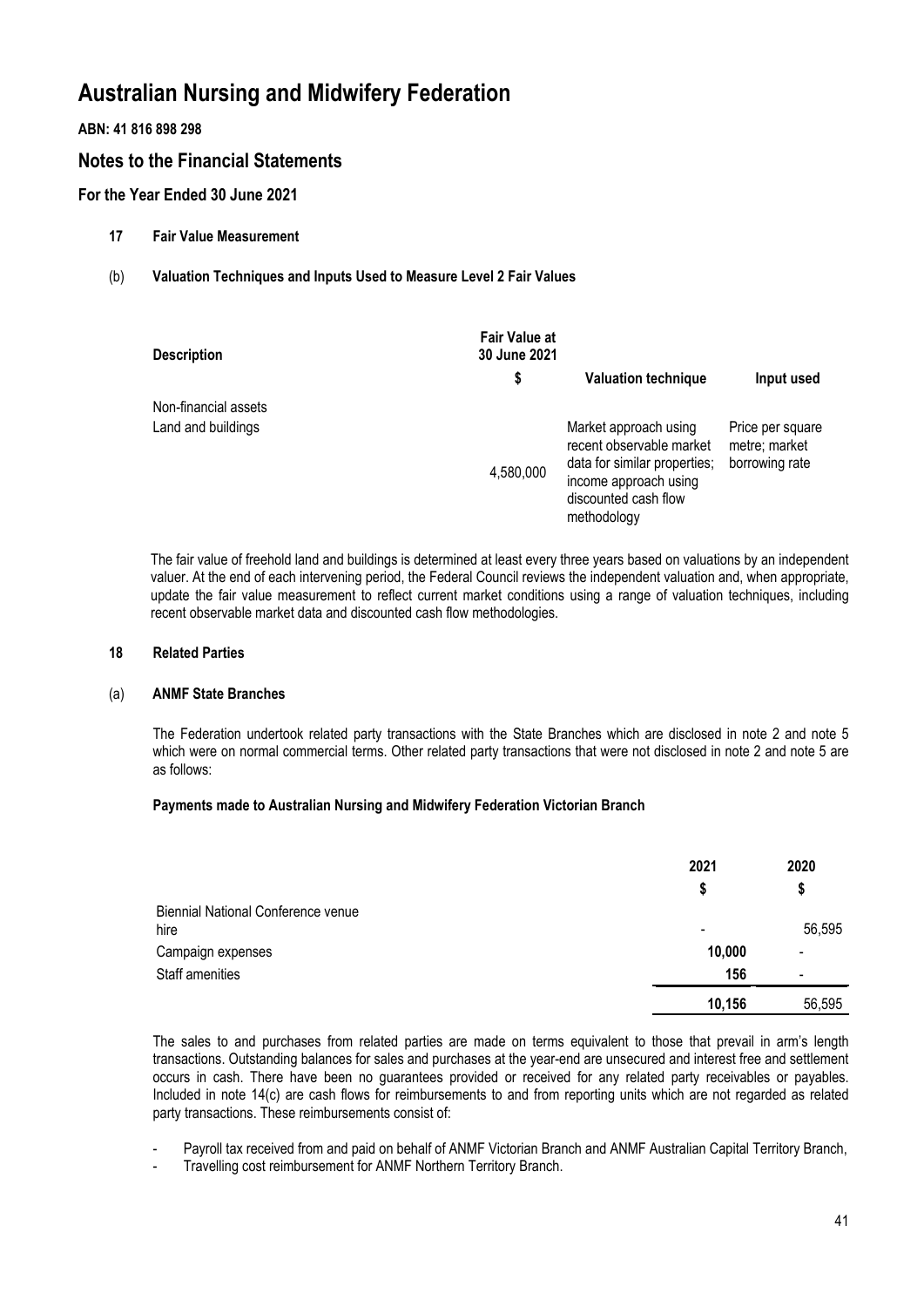# Australian Nursing and Midwifery Federation

**ABN: 41 816 898 298**

## Notes to the Financial Statements

### For the Year Ended 30 June 2021

**17 Fair Value Measurement**

**(b) Valuation Techniques and Inputs Used to Measure Level 2 Fair Values**

| Description | Fair Value at 30 June 2021 $ | Valuation technique | Input used |
|---|---|---|---|
| Non-financial assets | | | |
| Land and buildings | 4,580,000 | Market approach using recent observable market data for similar properties; income approach using discounted cash flow methodology | Price per square metre; market borrowing rate |

The fair value of freehold land and buildings is determined at least every three years based on valuations by an independent valuer. At the end of each intervening period, the Federal Council reviews the independent valuation and, when appropriate, update the fair value measurement to reflect current market conditions using a range of valuation techniques, including recent observable market data and discounted cash flow methodologies.

**18 Related Parties**

**(a) ANMF State Branches**

The Federation undertook related party transactions with the State Branches which are disclosed in note 2 and note 5 which were on normal commercial terms. Other related party transactions that were not disclosed in note 2 and note 5 are as follows:

**Payments made to Australian Nursing and Midwifery Federation Victorian Branch**

| | 2021 $ | 2020 $ |
|---|---|---|
| Biennial National Conference venue hire | - | 56,595 |
| Campaign expenses | **10,000** | - |
| Staff amenities | **156** | - |
| | **10,156** | 56,595 |

The sales to and purchases from related parties are made on terms equivalent to those that prevail in arm's length transactions. Outstanding balances for sales and purchases at the year-end are unsecured and interest free and settlement occurs in cash. There have been no guarantees provided or received for any related party receivables or payables. Included in note 14(c) are cash flows for reimbursements to and from reporting units which are not regarded as related party transactions. These reimbursements consist of:

- Payroll tax received from and paid on behalf of ANMF Victorian Branch and ANMF Australian Capital Territory Branch,
- Travelling cost reimbursement for ANMF Northern Territory Branch.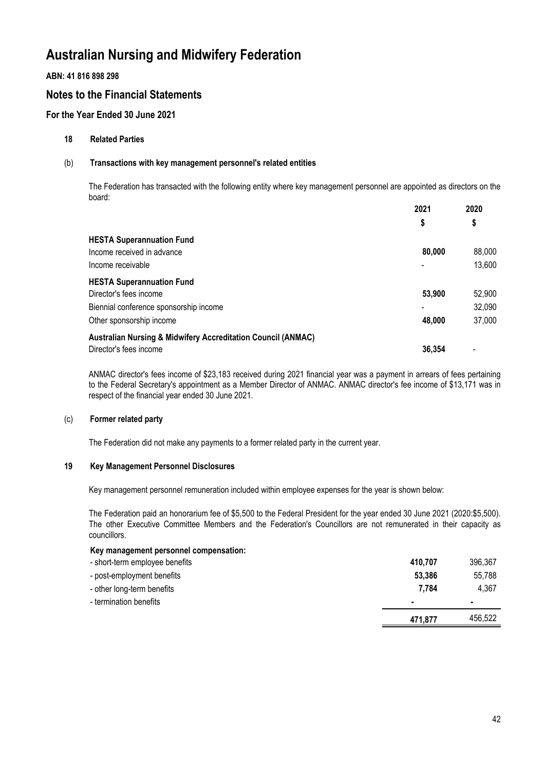# Australian Nursing and Midwifery Federation

**ABN: 41 816 898 298**

## Notes to the Financial Statements

### For the Year Ended 30 June 2021

**18 Related Parties**

**(b) Transactions with key management personnel's related entities**

The Federation has transacted with the following entity where key management personnel are appointed as directors on the board:

| | 2021 | 2020 |
|---|---|---|
| | $ | $ |
| **HESTA Superannuation Fund** | | |
| Income received in advance | **80,000** | 88,000 |
| Income receivable | - | 13,600 |
| **HESTA Superannuation Fund** | | |
| Director's fees income | **53,900** | 52,900 |
| Biennial conference sponsorship income | - | 32,090 |
| Other sponsorship income | **48,000** | 37,000 |
| **Australian Nursing & Midwifery Accreditation Council (ANMAC)** | | |
| Director's fees income | **36,354** | - |

ANMAC director's fees income of $23,183 received during 2021 financial year was a payment in arrears of fees pertaining to the Federal Secretary's appointment as a Member Director of ANMAC. ANMAC director's fee income of $13,171 was in respect of the financial year ended 30 June 2021.

**(c) Former related party**

The Federation did not make any payments to a former related party in the current year.

**19 Key Management Personnel Disclosures**

Key management personnel remuneration included within employee expenses for the year is shown below:

The Federation paid an honorarium fee of $5,500 to the Federal President for the year ended 30 June 2021 (2020:$5,500). The other Executive Committee Members and the Federation's Councillors are not remunerated in their capacity as councillors.

**Key management personnel compensation:**

| | 2021 | 2020 |
|---|---|---|
| - short-term employee benefits | **410,707** | 396,367 |
| - post-employment benefits | **53,386** | 55,788 |
| - other long-term benefits | **7,784** | 4,367 |
| - termination benefits | - | - |
| | **471,877** | 456,522 |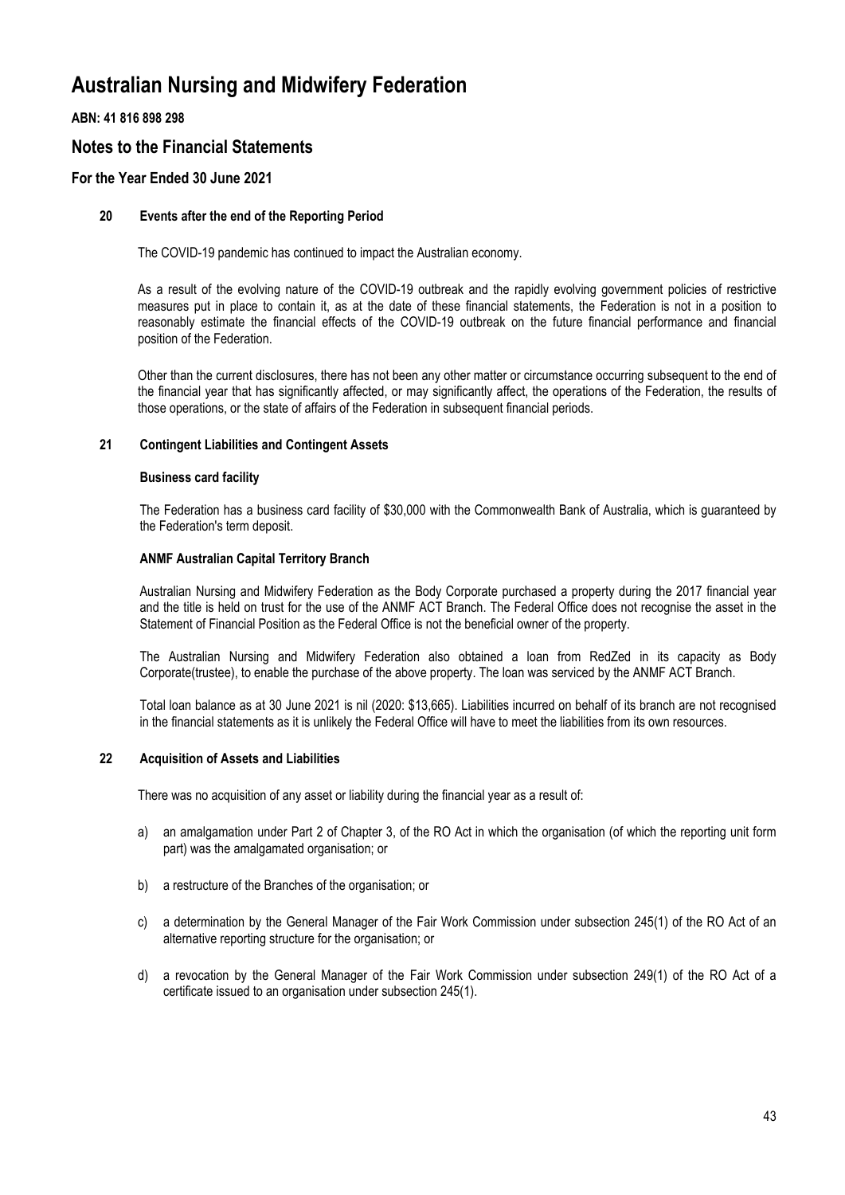# Australian Nursing and Midwifery Federation

**ABN: 41 816 898 298**

## Notes to the Financial Statements

### For the Year Ended 30 June 2021

#### 20 Events after the end of the Reporting Period

The COVID-19 pandemic has continued to impact the Australian economy.

As a result of the evolving nature of the COVID-19 outbreak and the rapidly evolving government policies of restrictive measures put in place to contain it, as at the date of these financial statements, the Federation is not in a position to reasonably estimate the financial effects of the COVID-19 outbreak on the future financial performance and financial position of the Federation.

Other than the current disclosures, there has not been any other matter or circumstance occurring subsequent to the end of the financial year that has significantly affected, or may significantly affect, the operations of the Federation, the results of those operations, or the state of affairs of the Federation in subsequent financial periods.

#### 21 Contingent Liabilities and Contingent Assets

**Business card facility**

The Federation has a business card facility of $30,000 with the Commonwealth Bank of Australia, which is guaranteed by the Federation's term deposit.

**ANMF Australian Capital Territory Branch**

Australian Nursing and Midwifery Federation as the Body Corporate purchased a property during the 2017 financial year and the title is held on trust for the use of the ANMF ACT Branch. The Federal Office does not recognise the asset in the Statement of Financial Position as the Federal Office is not the beneficial owner of the property.

The Australian Nursing and Midwifery Federation also obtained a loan from RedZed in its capacity as Body Corporate(trustee), to enable the purchase of the above property. The loan was serviced by the ANMF ACT Branch.

Total loan balance as at 30 June 2021 is nil (2020: $13,665). Liabilities incurred on behalf of its branch are not recognised in the financial statements as it is unlikely the Federal Office will have to meet the liabilities from its own resources.

#### 22 Acquisition of Assets and Liabilities

There was no acquisition of any asset or liability during the financial year as a result of:

a) an amalgamation under Part 2 of Chapter 3, of the RO Act in which the organisation (of which the reporting unit form part) was the amalgamated organisation; or

b) a restructure of the Branches of the organisation; or

c) a determination by the General Manager of the Fair Work Commission under subsection 245(1) of the RO Act of an alternative reporting structure for the organisation; or

d) a revocation by the General Manager of the Fair Work Commission under subsection 249(1) of the RO Act of a certificate issued to an organisation under subsection 245(1).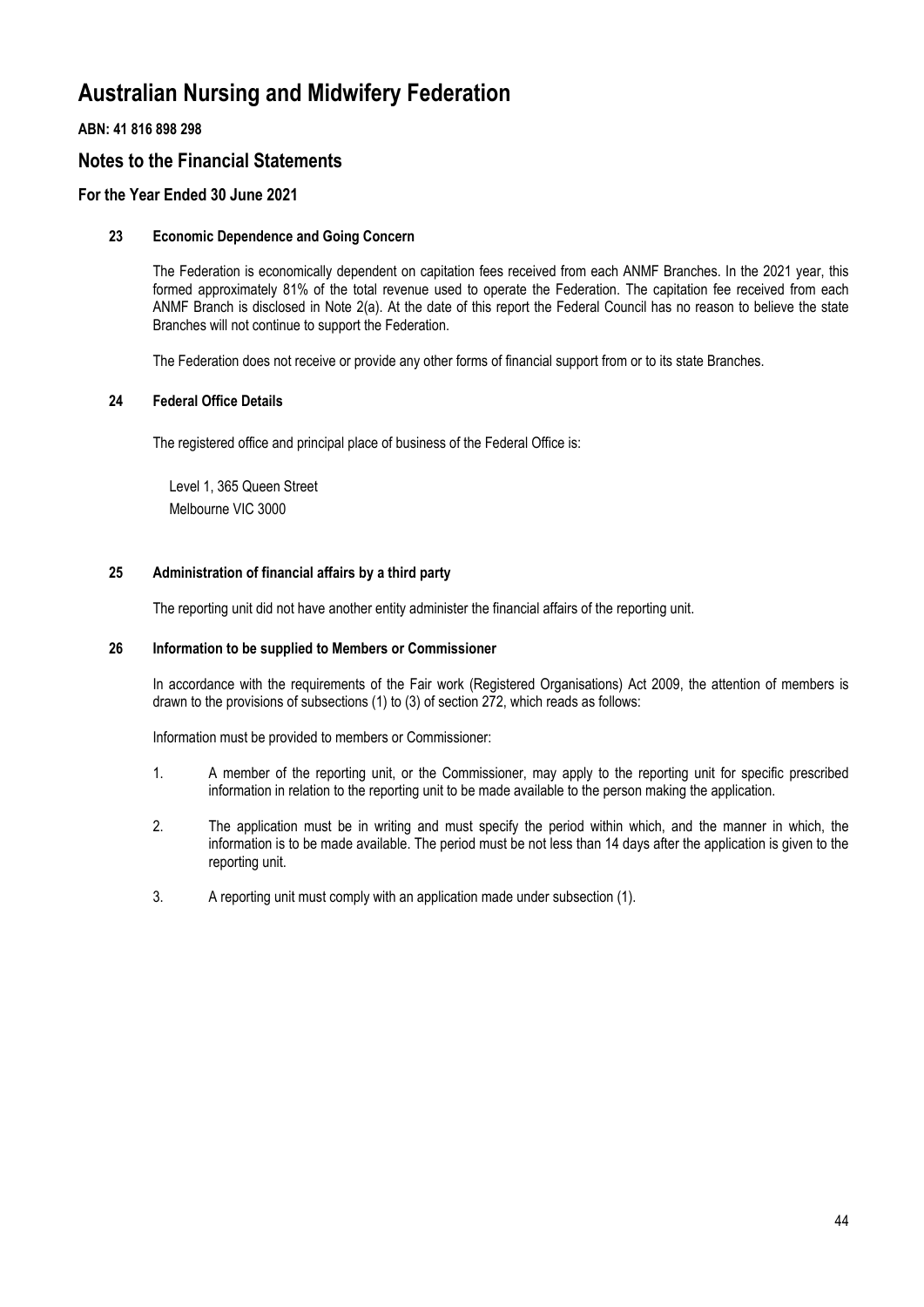# Australian Nursing and Midwifery Federation

**ABN: 41 816 898 298**

## Notes to the Financial Statements

### For the Year Ended 30 June 2021

#### 23 Economic Dependence and Going Concern

The Federation is economically dependent on capitation fees received from each ANMF Branches. In the 2021 year, this formed approximately 81% of the total revenue used to operate the Federation. The capitation fee received from each ANMF Branch is disclosed in Note 2(a). At the date of this report the Federal Council has no reason to believe the state Branches will not continue to support the Federation.

The Federation does not receive or provide any other forms of financial support from or to its state Branches.

#### 24 Federal Office Details

The registered office and principal place of business of the Federal Office is:

Level 1, 365 Queen Street
Melbourne VIC 3000

#### 25 Administration of financial affairs by a third party

The reporting unit did not have another entity administer the financial affairs of the reporting unit.

#### 26 Information to be supplied to Members or Commissioner

In accordance with the requirements of the Fair work (Registered Organisations) Act 2009, the attention of members is drawn to the provisions of subsections (1) to (3) of section 272, which reads as follows:

Information must be provided to members or Commissioner:

1. A member of the reporting unit, or the Commissioner, may apply to the reporting unit for specific prescribed information in relation to the reporting unit to be made available to the person making the application.
2. The application must be in writing and must specify the period within which, and the manner in which, the information is to be made available. The period must be not less than 14 days after the application is given to the reporting unit.
3. A reporting unit must comply with an application made under subsection (1).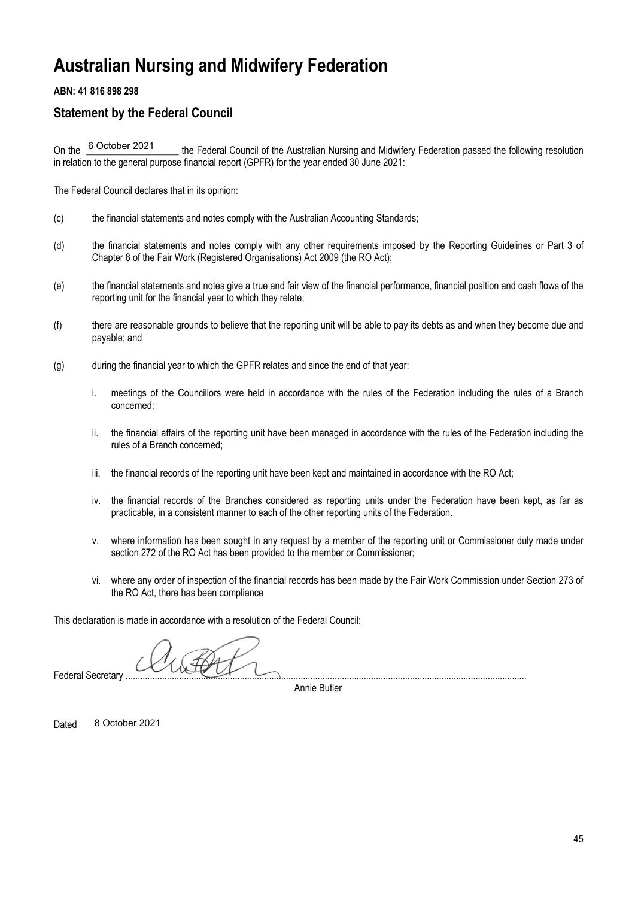# Australian Nursing and Midwifery Federation

**ABN: 41 816 898 298**

## Statement by the Federal Council

On the 6 October 2021 the Federal Council of the Australian Nursing and Midwifery Federation passed the following resolution in relation to the general purpose financial report (GPFR) for the year ended 30 June 2021:

The Federal Council declares that in its opinion:

(c) the financial statements and notes comply with the Australian Accounting Standards;

(d) the financial statements and notes comply with any other requirements imposed by the Reporting Guidelines or Part 3 of Chapter 8 of the Fair Work (Registered Organisations) Act 2009 (the RO Act);

(e) the financial statements and notes give a true and fair view of the financial performance, financial position and cash flows of the reporting unit for the financial year to which they relate;

(f) there are reasonable grounds to believe that the reporting unit will be able to pay its debts as and when they become due and payable; and

(g) during the financial year to which the GPFR relates and since the end of that year:

i. meetings of the Councillors were held in accordance with the rules of the Federation including the rules of a Branch concerned;

ii. the financial affairs of the reporting unit have been managed in accordance with the rules of the Federation including the rules of a Branch concerned;

iii. the financial records of the reporting unit have been kept and maintained in accordance with the RO Act;

iv. the financial records of the Branches considered as reporting units under the Federation have been kept, as far as practicable, in a consistent manner to each of the other reporting units of the Federation.

v. where information has been sought in any request by a member of the reporting unit or Commissioner duly made under section 272 of the RO Act has been provided to the member or Commissioner;

vi. where any order of inspection of the financial records has been made by the Fair Work Commission under Section 273 of the RO Act, there has been compliance

This declaration is made in accordance with a resolution of the Federal Council:

Federal Secretary ...................................................................
Annie Butler

Dated 8 October 2021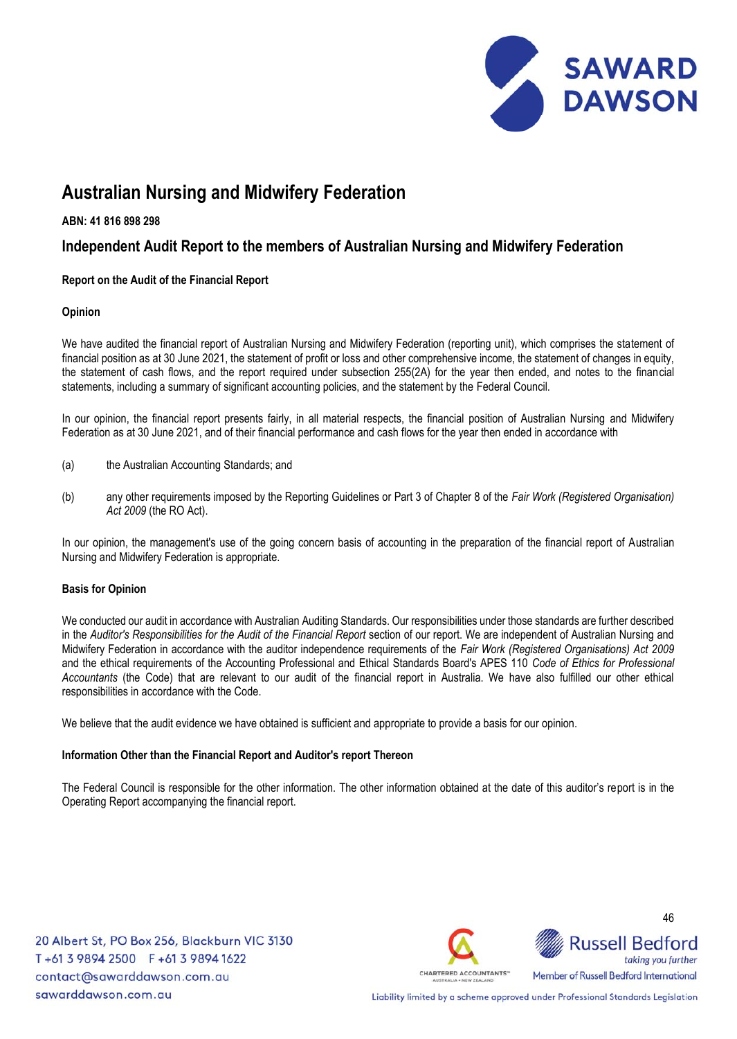# Australian Nursing and Midwifery Federation

**ABN: 41 816 898 298**

## Independent Audit Report to the members of Australian Nursing and Midwifery Federation

**Report on the Audit of the Financial Report**

**Opinion**

We have audited the financial report of Australian Nursing and Midwifery Federation (reporting unit), which comprises the statement of financial position as at 30 June 2021, the statement of profit or loss and other comprehensive income, the statement of changes in equity, the statement of cash flows, and the report required under subsection 255(2A) for the year then ended, and notes to the financial statements, including a summary of significant accounting policies, and the statement by the Federal Council.

In our opinion, the financial report presents fairly, in all material respects, the financial position of Australian Nursing and Midwifery Federation as at 30 June 2021, and of their financial performance and cash flows for the year then ended in accordance with

(a) the Australian Accounting Standards; and

(b) any other requirements imposed by the Reporting Guidelines or Part 3 of Chapter 8 of the *Fair Work (Registered Organisation) Act 2009* (the RO Act).

In our opinion, the management's use of the going concern basis of accounting in the preparation of the financial report of Australian Nursing and Midwifery Federation is appropriate.

**Basis for Opinion**

We conducted our audit in accordance with Australian Auditing Standards. Our responsibilities under those standards are further described in the *Auditor's Responsibilities for the Audit of the Financial Report* section of our report. We are independent of Australian Nursing and Midwifery Federation in accordance with the auditor independence requirements of the *Fair Work (Registered Organisations) Act 2009* and the ethical requirements of the Accounting Professional and Ethical Standards Board's APES 110 *Code of Ethics for Professional Accountants* (the Code) that are relevant to our audit of the financial report in Australia. We have also fulfilled our other ethical responsibilities in accordance with the Code.

We believe that the audit evidence we have obtained is sufficient and appropriate to provide a basis for our opinion.

**Information Other than the Financial Report and Auditor's report Thereon**

The Federal Council is responsible for the other information. The other information obtained at the date of this auditor's report is in the Operating Report accompanying the financial report.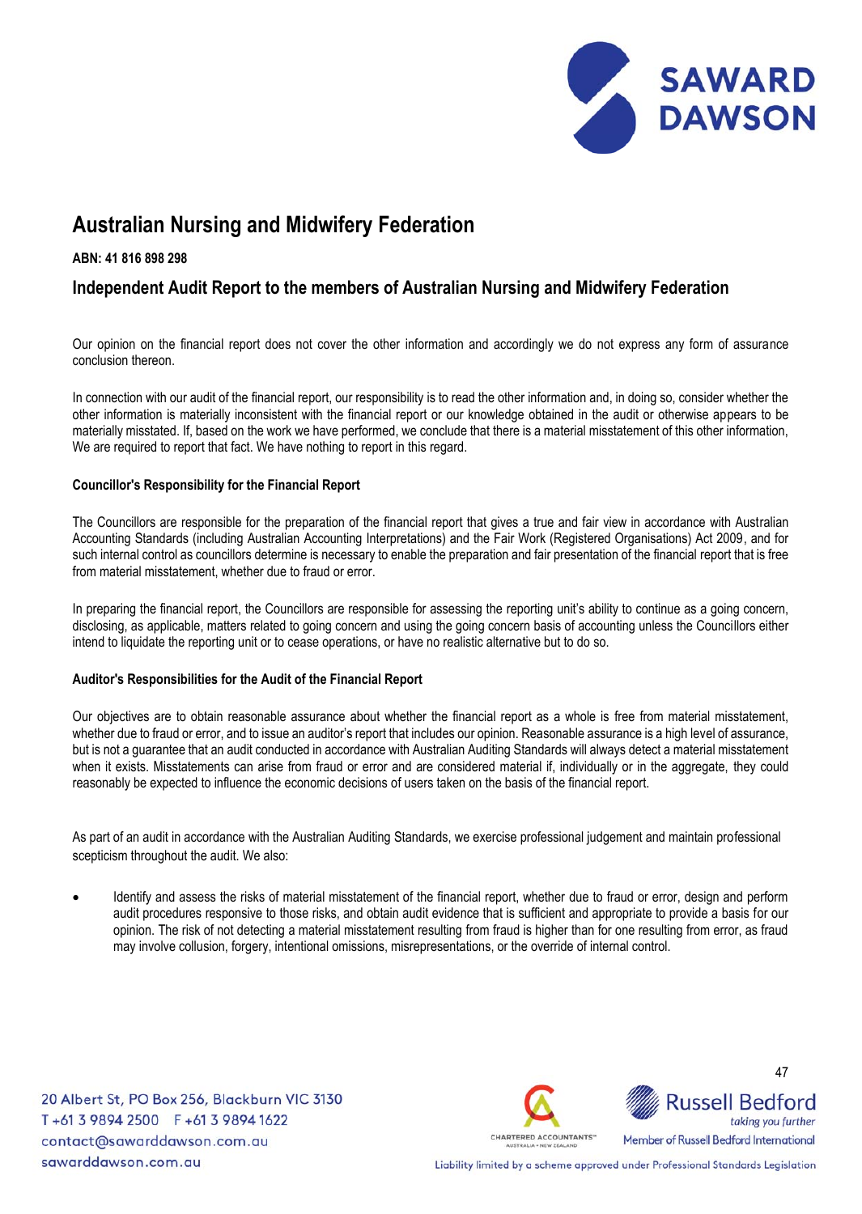# Australian Nursing and Midwifery Federation

**ABN: 41 816 898 298**

## Independent Audit Report to the members of Australian Nursing and Midwifery Federation

Our opinion on the financial report does not cover the other information and accordingly we do not express any form of assurance conclusion thereon.

In connection with our audit of the financial report, our responsibility is to read the other information and, in doing so, consider whether the other information is materially inconsistent with the financial report or our knowledge obtained in the audit or otherwise appears to be materially misstated. If, based on the work we have performed, we conclude that there is a material misstatement of this other information, We are required to report that fact. We have nothing to report in this regard.

**Councillor's Responsibility for the Financial Report**

The Councillors are responsible for the preparation of the financial report that gives a true and fair view in accordance with Australian Accounting Standards (including Australian Accounting Interpretations) and the Fair Work (Registered Organisations) Act 2009, and for such internal control as councillors determine is necessary to enable the preparation and fair presentation of the financial report that is free from material misstatement, whether due to fraud or error.

In preparing the financial report, the Councillors are responsible for assessing the reporting unit's ability to continue as a going concern, disclosing, as applicable, matters related to going concern and using the going concern basis of accounting unless the Councillors either intend to liquidate the reporting unit or to cease operations, or have no realistic alternative but to do so.

**Auditor's Responsibilities for the Audit of the Financial Report**

Our objectives are to obtain reasonable assurance about whether the financial report as a whole is free from material misstatement, whether due to fraud or error, and to issue an auditor's report that includes our opinion. Reasonable assurance is a high level of assurance, but is not a guarantee that an audit conducted in accordance with Australian Auditing Standards will always detect a material misstatement when it exists. Misstatements can arise from fraud or error and are considered material if, individually or in the aggregate, they could reasonably be expected to influence the economic decisions of users taken on the basis of the financial report.

As part of an audit in accordance with the Australian Auditing Standards, we exercise professional judgement and maintain professional scepticism throughout the audit. We also:

- Identify and assess the risks of material misstatement of the financial report, whether due to fraud or error, design and perform audit procedures responsive to those risks, and obtain audit evidence that is sufficient and appropriate to provide a basis for our opinion. The risk of not detecting a material misstatement resulting from fraud is higher than for one resulting from error, as fraud may involve collusion, forgery, intentional omissions, misrepresentations, or the override of internal control.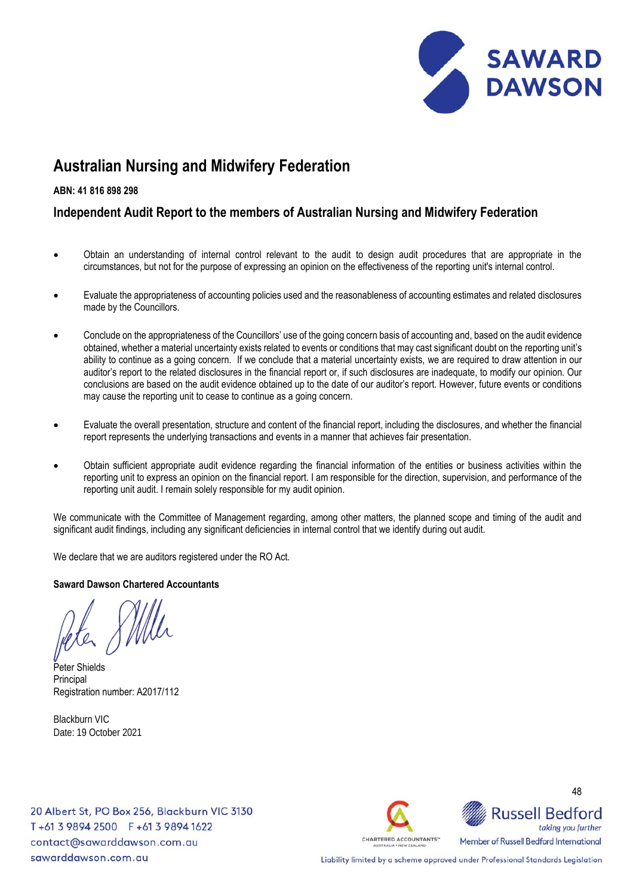# Australian Nursing and Midwifery Federation

**ABN: 41 816 898 298**

## Independent Audit Report to the members of Australian Nursing and Midwifery Federation

- Obtain an understanding of internal control relevant to the audit to design audit procedures that are appropriate in the circumstances, but not for the purpose of expressing an opinion on the effectiveness of the reporting unit's internal control.
- Evaluate the appropriateness of accounting policies used and the reasonableness of accounting estimates and related disclosures made by the Councillors.
- Conclude on the appropriateness of the Councillors' use of the going concern basis of accounting and, based on the audit evidence obtained, whether a material uncertainty exists related to events or conditions that may cast significant doubt on the reporting unit's ability to continue as a going concern. If we conclude that a material uncertainty exists, we are required to draw attention in our auditor's report to the related disclosures in the financial report or, if such disclosures are inadequate, to modify our opinion. Our conclusions are based on the audit evidence obtained up to the date of our auditor's report. However, future events or conditions may cause the reporting unit to cease to continue as a going concern.
- Evaluate the overall presentation, structure and content of the financial report, including the disclosures, and whether the financial report represents the underlying transactions and events in a manner that achieves fair presentation.
- Obtain sufficient appropriate audit evidence regarding the financial information of the entities or business activities within the reporting unit to express an opinion on the financial report. I am responsible for the direction, supervision, and performance of the reporting unit audit. I remain solely responsible for my audit opinion.

We communicate with the Committee of Management regarding, among other matters, the planned scope and timing of the audit and significant audit findings, including any significant deficiencies in internal control that we identify during out audit.

We declare that we are auditors registered under the RO Act.

**Saward Dawson Chartered Accountants**

Peter Shields
Principal
Registration number: A2017/112

Blackburn VIC
Date: 19 October 2021

20 Albert St, PO Box 256, Blackburn VIC 3130
T +61 3 9894 2500 F +61 3 9894 1622
contact@sawarddawson.com.au
sawarddawson.com.au

Russell Bedford *taking you further*
Member of Russell Bedford International

Liability limited by a scheme approved under Professional Standards Legislation